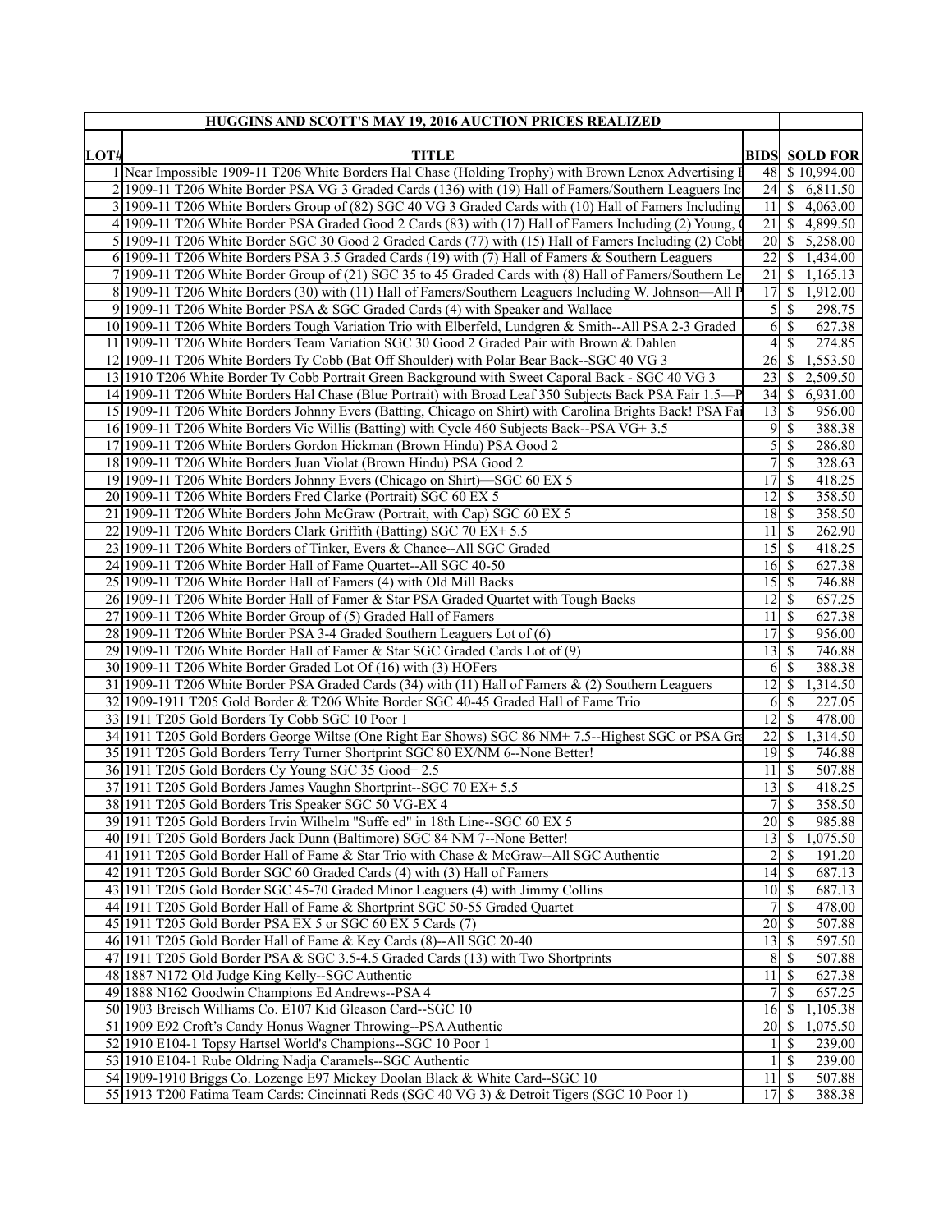| HUGGINS AND SCOTT'S MAY 19, 2016 AUCTION PRICES REALIZED | | | |
|---|---|---|---|
| LOT# | TITLE | BIDS | SOLD FOR |
| 1 | Near Impossible 1909-11 T206 White Borders Hal Chase (Holding Trophy) with Brown Lenox Advertising I | 48 | $ 10,994.00 |
| 2 | 1909-11 T206 White Border PSA VG 3 Graded Cards (136) with (19) Hall of Famers/Southern Leaguers Inc | 24 | $ 6,811.50 |
| 3 | 1909-11 T206 White Borders Group of (82) SGC 40 VG 3 Graded Cards with (10) Hall of Famers Including | 11 | $ 4,063.00 |
| 4 | 1909-11 T206 White Border PSA Graded Good 2 Cards (83) with (17) Hall of Famers Including (2) Young, ( | 21 | $ 4,899.50 |
| 5 | 1909-11 T206 White Border SGC 30 Good 2 Graded Cards (77) with (15) Hall of Famers Including (2) Cobl | 20 | $ 5,258.00 |
| 6 | 1909-11 T206 White Borders PSA 3.5 Graded Cards (19) with (7) Hall of Famers & Southern Leaguers | 22 | $ 1,434.00 |
| 7 | 1909-11 T206 White Border Group of (21) SGC 35 to 45 Graded Cards with (8) Hall of Famers/Southern Le | 21 | $ 1,165.13 |
| 8 | 1909-11 T206 White Borders (30) with (11) Hall of Famers/Southern Leaguers Including W. Johnson—All P | 17 | $ 1,912.00 |
| 9 | 1909-11 T206 White Border PSA & SGC Graded Cards (4) with Speaker and Wallace | 5 | $ 298.75 |
| 10 | 1909-11 T206 White Borders Tough Variation Trio with Elberfeld, Lundgren & Smith--All PSA 2-3 Graded | 6 | $ 627.38 |
| 11 | 1909-11 T206 White Borders Team Variation SGC 30 Good 2 Graded Pair with Brown & Dahlen | 4 | $ 274.85 |
| 12 | 1909-11 T206 White Borders Ty Cobb (Bat Off Shoulder) with Polar Bear Back--SGC 40 VG 3 | 26 | $ 1,553.50 |
| 13 | 1910 T206 White Border Ty Cobb Portrait Green Background with Sweet Caporal Back - SGC 40 VG 3 | 23 | $ 2,509.50 |
| 14 | 1909-11 T206 White Borders Hal Chase (Blue Portrait) with Broad Leaf 350 Subjects Back PSA Fair 1.5—P | 34 | $ 6,931.00 |
| 15 | 1909-11 T206 White Borders Johnny Evers (Batting, Chicago on Shirt) with Carolina Brights Back! PSA Fai | 13 | $ 956.00 |
| 16 | 1909-11 T206 White Borders Vic Willis (Batting) with Cycle 460 Subjects Back--PSA VG+ 3.5 | 9 | $ 388.38 |
| 17 | 1909-11 T206 White Borders Gordon Hickman (Brown Hindu) PSA Good 2 | 5 | $ 286.80 |
| 18 | 1909-11 T206 White Borders Juan Violat (Brown Hindu) PSA Good 2 | 7 | $ 328.63 |
| 19 | 1909-11 T206 White Borders Johnny Evers (Chicago on Shirt)—SGC 60 EX 5 | 17 | $ 418.25 |
| 20 | 1909-11 T206 White Borders Fred Clarke (Portrait) SGC 60 EX 5 | 12 | $ 358.50 |
| 21 | 1909-11 T206 White Borders John McGraw (Portrait, with Cap) SGC 60 EX 5 | 18 | $ 358.50 |
| 22 | 1909-11 T206 White Borders Clark Griffith (Batting) SGC 70 EX+ 5.5 | 11 | $ 262.90 |
| 23 | 1909-11 T206 White Borders of Tinker, Evers & Chance--All SGC Graded | 15 | $ 418.25 |
| 24 | 1909-11 T206 White Border Hall of Fame Quartet--All SGC 40-50 | 16 | $ 627.38 |
| 25 | 1909-11 T206 White Border Hall of Famers (4) with Old Mill Backs | 15 | $ 746.88 |
| 26 | 1909-11 T206 White Border Hall of Famer & Star PSA Graded Quartet with Tough Backs | 12 | $ 657.25 |
| 27 | 1909-11 T206 White Border Group of (5) Graded Hall of Famers | 11 | $ 627.38 |
| 28 | 1909-11 T206 White Border PSA 3-4 Graded Southern Leaguers Lot of (6) | 17 | $ 956.00 |
| 29 | 1909-11 T206 White Border Hall of Famer & Star SGC Graded Cards Lot of (9) | 13 | $ 746.88 |
| 30 | 1909-11 T206 White Border Graded Lot Of (16) with (3) HOFers | 6 | $ 388.38 |
| 31 | 1909-11 T206 White Border PSA Graded Cards (34) with (11) Hall of Famers & (2) Southern Leaguers | 12 | $ 1,314.50 |
| 32 | 1909-1911 T205 Gold Border & T206 White Border SGC 40-45 Graded Hall of Fame Trio | 6 | $ 227.05 |
| 33 | 1911 T205 Gold Borders Ty Cobb SGC 10 Poor 1 | 12 | $ 478.00 |
| 34 | 1911 T205 Gold Borders George Wiltse (One Right Ear Shows) SGC 86 NM+ 7.5--Highest SGC or PSA Gra | 22 | $ 1,314.50 |
| 35 | 1911 T205 Gold Borders Terry Turner Shortprint SGC 80 EX/NM 6--None Better! | 19 | $ 746.88 |
| 36 | 1911 T205 Gold Borders Cy Young SGC 35 Good+ 2.5 | 11 | $ 507.88 |
| 37 | 1911 T205 Gold Borders James Vaughn Shortprint--SGC 70 EX+ 5.5 | 13 | $ 418.25 |
| 38 | 1911 T205 Gold Borders Tris Speaker SGC 50 VG-EX 4 | 7 | $ 358.50 |
| 39 | 1911 T205 Gold Borders Irvin Wilhelm "Suffe ed" in 18th Line--SGC 60 EX 5 | 20 | $ 985.88 |
| 40 | 1911 T205 Gold Borders Jack Dunn (Baltimore) SGC 84 NM 7--None Better! | 13 | $ 1,075.50 |
| 41 | 1911 T205 Gold Border Hall of Fame & Star Trio with Chase & McGraw--All SGC Authentic | 2 | $ 191.20 |
| 42 | 1911 T205 Gold Border SGC 60 Graded Cards (4) with (3) Hall of Famers | 14 | $ 687.13 |
| 43 | 1911 T205 Gold Border SGC 45-70 Graded Minor Leaguers (4) with Jimmy Collins | 10 | $ 687.13 |
| 44 | 1911 T205 Gold Border Hall of Fame & Shortprint SGC 50-55 Graded Quartet | 7 | $ 478.00 |
| 45 | 1911 T205 Gold Border PSA EX 5 or SGC 60 EX 5 Cards (7) | 20 | $ 507.88 |
| 46 | 1911 T205 Gold Border Hall of Fame & Key Cards (8)--All SGC 20-40 | 13 | $ 597.50 |
| 47 | 1911 T205 Gold Border PSA & SGC 3.5-4.5 Graded Cards (13) with Two Shortprints | 8 | $ 507.88 |
| 48 | 1887 N172 Old Judge King Kelly--SGC Authentic | 11 | $ 627.38 |
| 49 | 1888 N162 Goodwin Champions Ed Andrews--PSA 4 | 7 | $ 657.25 |
| 50 | 1903 Breisch Williams Co. E107 Kid Gleason Card--SGC 10 | 16 | $ 1,105.38 |
| 51 | 1909 E92 Croft's Candy Honus Wagner Throwing--PSA Authentic | 20 | $ 1,075.50 |
| 52 | 1910 E104-1 Topsy Hartsel World's Champions--SGC 10 Poor 1 | 1 | $ 239.00 |
| 53 | 1910 E104-1 Rube Oldring Nadja Caramels--SGC Authentic | 1 | $ 239.00 |
| 54 | 1909-1910 Briggs Co. Lozenge E97 Mickey Doolan Black & White Card--SGC 10 | 11 | $ 507.88 |
| 55 | 1913 T200 Fatima Team Cards: Cincinnati Reds (SGC 40 VG 3) & Detroit Tigers (SGC 10 Poor 1) | 17 | $ 388.38 |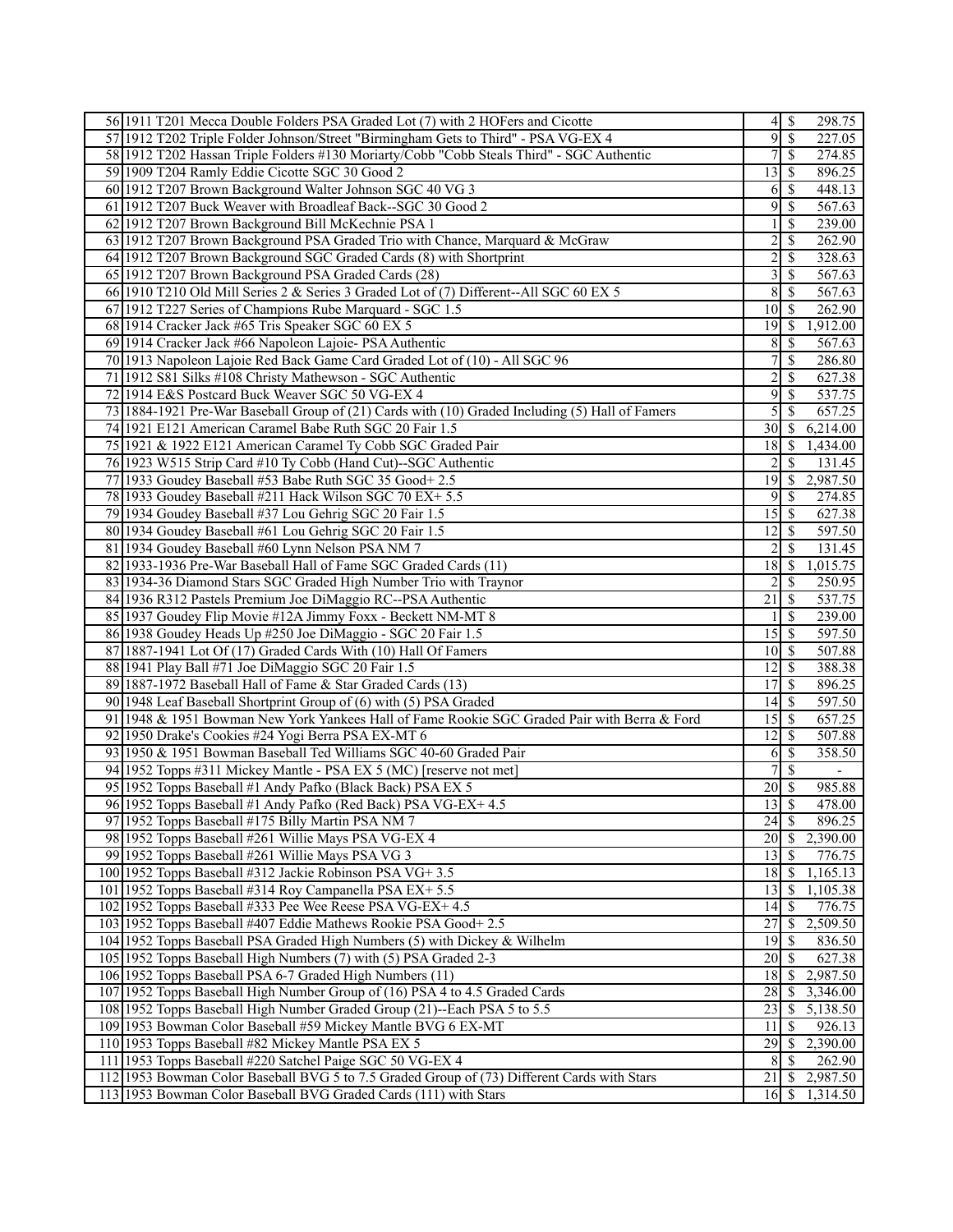| | | | | |
|---|---|---|---|---|
| 56 | 1911 T201 Mecca Double Folders PSA Graded Lot (7) with 2 HOFers and Cicotte | 4 | $ | 298.75 |
| 57 | 1912 T202 Triple Folder Johnson/Street "Birmingham Gets to Third" - PSA VG-EX 4 | 9 | $ | 227.05 |
| 58 | 1912 T202 Hassan Triple Folders #130 Moriarty/Cobb "Cobb Steals Third" - SGC Authentic | 7 | $ | 274.85 |
| 59 | 1909 T204 Ramly Eddie Cicotte SGC 30 Good 2 | 13 | $ | 896.25 |
| 60 | 1912 T207 Brown Background Walter Johnson SGC 40 VG 3 | 6 | $ | 448.13 |
| 61 | 1912 T207 Buck Weaver with Broadleaf Back--SGC 30 Good 2 | 9 | $ | 567.63 |
| 62 | 1912 T207 Brown Background Bill McKechnie PSA 1 | 1 | $ | 239.00 |
| 63 | 1912 T207 Brown Background PSA Graded Trio with Chance, Marquard & McGraw | 2 | $ | 262.90 |
| 64 | 1912 T207 Brown Background SGC Graded Cards (8) with Shortprint | 2 | $ | 328.63 |
| 65 | 1912 T207 Brown Background PSA Graded Cards (28) | 3 | $ | 567.63 |
| 66 | 1910 T210 Old Mill Series 2 & Series 3 Graded Lot of (7) Different--All SGC 60 EX 5 | 8 | $ | 567.63 |
| 67 | 1912 T227 Series of Champions Rube Marquard - SGC 1.5 | 10 | $ | 262.90 |
| 68 | 1914 Cracker Jack #65 Tris Speaker SGC 60 EX 5 | 19 | $ | 1,912.00 |
| 69 | 1914 Cracker Jack #66 Napoleon Lajoie- PSA Authentic | 8 | $ | 567.63 |
| 70 | 1913 Napoleon Lajoie Red Back Game Card Graded Lot of (10) - All SGC 96 | 7 | $ | 286.80 |
| 71 | 1912 S81 Silks #108 Christy Mathewson - SGC Authentic | 2 | $ | 627.38 |
| 72 | 1914 E&S Postcard Buck Weaver SGC 50 VG-EX 4 | 9 | $ | 537.75 |
| 73 | 1884-1921 Pre-War Baseball Group of (21) Cards with (10) Graded Including (5) Hall of Famers | 5 | $ | 657.25 |
| 74 | 1921 E121 American Caramel Babe Ruth SGC 20 Fair 1.5 | 30 | $ | 6,214.00 |
| 75 | 1921 & 1922 E121 American Caramel Ty Cobb SGC Graded Pair | 18 | $ | 1,434.00 |
| 76 | 1923 W515 Strip Card #10 Ty Cobb (Hand Cut)--SGC Authentic | 2 | $ | 131.45 |
| 77 | 1933 Goudey Baseball #53 Babe Ruth SGC 35 Good+ 2.5 | 19 | $ | 2,987.50 |
| 78 | 1933 Goudey Baseball #211 Hack Wilson SGC 70 EX+ 5.5 | 9 | $ | 274.85 |
| 79 | 1934 Goudey Baseball #37 Lou Gehrig SGC 20 Fair 1.5 | 15 | $ | 627.38 |
| 80 | 1934 Goudey Baseball #61 Lou Gehrig SGC 20 Fair 1.5 | 12 | $ | 597.50 |
| 81 | 1934 Goudey Baseball #60 Lynn Nelson PSA NM 7 | 2 | $ | 131.45 |
| 82 | 1933-1936 Pre-War Baseball Hall of Fame SGC Graded Cards (11) | 18 | $ | 1,015.75 |
| 83 | 1934-36 Diamond Stars SGC Graded High Number Trio with Traynor | 2 | $ | 250.95 |
| 84 | 1936 R312 Pastels Premium Joe DiMaggio RC--PSA Authentic | 21 | $ | 537.75 |
| 85 | 1937 Goudey Flip Movie #12A Jimmy Foxx - Beckett NM-MT 8 | 1 | $ | 239.00 |
| 86 | 1938 Goudey Heads Up #250 Joe DiMaggio - SGC 20 Fair 1.5 | 15 | $ | 597.50 |
| 87 | 1887-1941 Lot Of (17) Graded Cards With (10) Hall Of Famers | 10 | $ | 507.88 |
| 88 | 1941 Play Ball #71 Joe DiMaggio SGC 20 Fair 1.5 | 12 | $ | 388.38 |
| 89 | 1887-1972 Baseball Hall of Fame & Star Graded Cards (13) | 17 | $ | 896.25 |
| 90 | 1948 Leaf Baseball Shortprint Group of (6) with (5) PSA Graded | 14 | $ | 597.50 |
| 91 | 1948 & 1951 Bowman New York Yankees Hall of Fame Rookie SGC Graded Pair with Berra & Ford | 15 | $ | 657.25 |
| 92 | 1950 Drake's Cookies #24 Yogi Berra PSA EX-MT 6 | 12 | $ | 507.88 |
| 93 | 1950 & 1951 Bowman Baseball Ted Williams SGC 40-60 Graded Pair | 6 | $ | 358.50 |
| 94 | 1952 Topps #311 Mickey Mantle - PSA EX 5 (MC) [reserve not met] | 7 | $ | - |
| 95 | 1952 Topps Baseball #1 Andy Pafko (Black Back) PSA EX 5 | 20 | $ | 985.88 |
| 96 | 1952 Topps Baseball #1 Andy Pafko (Red Back) PSA VG-EX+ 4.5 | 13 | $ | 478.00 |
| 97 | 1952 Topps Baseball #175 Billy Martin PSA NM 7 | 24 | $ | 896.25 |
| 98 | 1952 Topps Baseball #261 Willie Mays PSA VG-EX 4 | 20 | $ | 2,390.00 |
| 99 | 1952 Topps Baseball #261 Willie Mays PSA VG 3 | 13 | $ | 776.75 |
| 100 | 1952 Topps Baseball #312 Jackie Robinson PSA VG+ 3.5 | 18 | $ | 1,165.13 |
| 101 | 1952 Topps Baseball #314 Roy Campanella PSA EX+ 5.5 | 13 | $ | 1,105.38 |
| 102 | 1952 Topps Baseball #333 Pee Wee Reese PSA VG-EX+ 4.5 | 14 | $ | 776.75 |
| 103 | 1952 Topps Baseball #407 Eddie Mathews Rookie PSA Good+ 2.5 | 27 | $ | 2,509.50 |
| 104 | 1952 Topps Baseball PSA Graded High Numbers (5) with Dickey & Wilhelm | 19 | $ | 836.50 |
| 105 | 1952 Topps Baseball High Numbers (7) with (5) PSA Graded 2-3 | 20 | $ | 627.38 |
| 106 | 1952 Topps Baseball PSA 6-7 Graded High Numbers (11) | 18 | $ | 2,987.50 |
| 107 | 1952 Topps Baseball High Number Group of (16) PSA 4 to 4.5 Graded Cards | 28 | $ | 3,346.00 |
| 108 | 1952 Topps Baseball High Number Graded Group (21)--Each PSA 5 to 5.5 | 23 | $ | 5,138.50 |
| 109 | 1953 Bowman Color Baseball #59 Mickey Mantle BVG 6 EX-MT | 11 | $ | 926.13 |
| 110 | 1953 Topps Baseball #82 Mickey Mantle PSA EX 5 | 29 | $ | 2,390.00 |
| 111 | 1953 Topps Baseball #220 Satchel Paige SGC 50 VG-EX 4 | 8 | $ | 262.90 |
| 112 | 1953 Bowman Color Baseball BVG 5 to 7.5 Graded Group of (73) Different Cards with Stars | 21 | $ | 2,987.50 |
| 113 | 1953 Bowman Color Baseball BVG Graded Cards (111) with Stars | 16 | $ | 1,314.50 |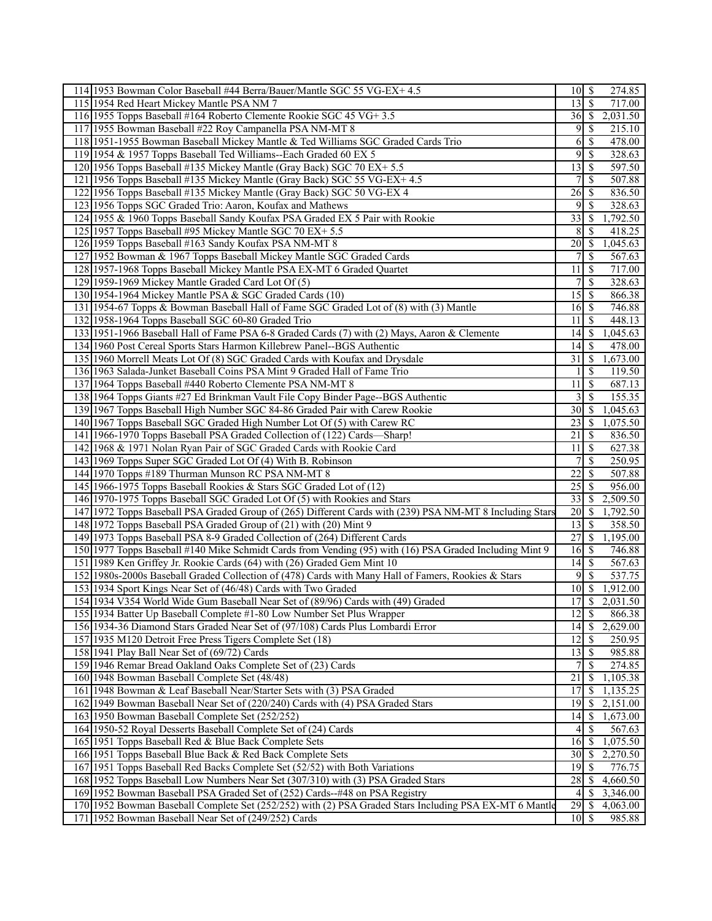| | | | | |
|---|---|---|---|---|
| 114 | 1953 Bowman Color Baseball #44 Berra/Bauer/Mantle SGC 55 VG-EX+ 4.5 | 10 | $ | 274.85 |
| 115 | 1954 Red Heart Mickey Mantle PSA NM 7 | 13 | $ | 717.00 |
| 116 | 1955 Topps Baseball #164 Roberto Clemente Rookie SGC 45 VG+ 3.5 | 36 | $ | 2,031.50 |
| 117 | 1955 Bowman Baseball #22 Roy Campanella PSA NM-MT 8 | 9 | $ | 215.10 |
| 118 | 1951-1955 Bowman Baseball Mickey Mantle & Ted Williams SGC Graded Cards Trio | 6 | $ | 478.00 |
| 119 | 1954 & 1957 Topps Baseball Ted Williams--Each Graded 60 EX 5 | 9 | $ | 328.63 |
| 120 | 1956 Topps Baseball #135 Mickey Mantle (Gray Back) SGC 70 EX+ 5.5 | 13 | $ | 597.50 |
| 121 | 1956 Topps Baseball #135 Mickey Mantle (Gray Back) SGC 55 VG-EX+ 4.5 | 7 | $ | 507.88 |
| 122 | 1956 Topps Baseball #135 Mickey Mantle (Gray Back) SGC 50 VG-EX 4 | 26 | $ | 836.50 |
| 123 | 1956 Topps SGC Graded Trio: Aaron, Koufax and Mathews | 9 | $ | 328.63 |
| 124 | 1955 & 1960 Topps Baseball Sandy Koufax PSA Graded EX 5 Pair with Rookie | 33 | $ | 1,792.50 |
| 125 | 1957 Topps Baseball #95 Mickey Mantle SGC 70 EX+ 5.5 | 8 | $ | 418.25 |
| 126 | 1959 Topps Baseball #163 Sandy Koufax PSA NM-MT 8 | 20 | $ | 1,045.63 |
| 127 | 1952 Bowman & 1967 Topps Baseball Mickey Mantle SGC Graded Cards | 7 | $ | 567.63 |
| 128 | 1957-1968 Topps Baseball Mickey Mantle PSA EX-MT 6 Graded Quartet | 11 | $ | 717.00 |
| 129 | 1959-1969 Mickey Mantle Graded Card Lot Of (5) | 7 | $ | 328.63 |
| 130 | 1954-1964 Mickey Mantle PSA & SGC Graded Cards (10) | 15 | $ | 866.38 |
| 131 | 1954-67 Topps & Bowman Baseball Hall of Fame SGC Graded Lot of (8) with (3) Mantle | 16 | $ | 746.88 |
| 132 | 1958-1964 Topps Baseball SGC 60-80 Graded Trio | 11 | $ | 448.13 |
| 133 | 1951-1966 Baseball Hall of Fame PSA 6-8 Graded Cards (7) with (2) Mays, Aaron & Clemente | 14 | $ | 1,045.63 |
| 134 | 1960 Post Cereal Sports Stars Harmon Killebrew Panel--BGS Authentic | 14 | $ | 478.00 |
| 135 | 1960 Morrell Meats Lot Of (8) SGC Graded Cards with Koufax and Drysdale | 31 | $ | 1,673.00 |
| 136 | 1963 Salada-Junket Baseball Coins PSA Mint 9 Graded Hall of Fame Trio | 1 | $ | 119.50 |
| 137 | 1964 Topps Baseball #440 Roberto Clemente PSA NM-MT 8 | 11 | $ | 687.13 |
| 138 | 1964 Topps Giants #27 Ed Brinkman Vault File Copy Binder Page--BGS Authentic | 3 | $ | 155.35 |
| 139 | 1967 Topps Baseball High Number SGC 84-86 Graded Pair with Carew Rookie | 30 | $ | 1,045.63 |
| 140 | 1967 Topps Baseball SGC Graded High Number Lot Of (5) with Carew RC | 23 | $ | 1,075.50 |
| 141 | 1966-1970 Topps Baseball PSA Graded Collection of (122) Cards—Sharp! | 21 | $ | 836.50 |
| 142 | 1968 & 1971 Nolan Ryan Pair of SGC Graded Cards with Rookie Card | 11 | $ | 627.38 |
| 143 | 1969 Topps Super SGC Graded Lot Of (4) With B. Robinson | 7 | $ | 250.95 |
| 144 | 1970 Topps #189 Thurman Munson RC PSA NM-MT 8 | 22 | $ | 507.88 |
| 145 | 1966-1975 Topps Baseball Rookies & Stars SGC Graded Lot of (12) | 25 | $ | 956.00 |
| 146 | 1970-1975 Topps Baseball SGC Graded Lot Of (5) with Rookies and Stars | 33 | $ | 2,509.50 |
| 147 | 1972 Topps Baseball PSA Graded Group of (265) Different Cards with (239) PSA NM-MT 8 Including Stars | 20 | $ | 1,792.50 |
| 148 | 1972 Topps Baseball PSA Graded Group of (21) with (20) Mint 9 | 13 | $ | 358.50 |
| 149 | 1973 Topps Baseball PSA 8-9 Graded Collection of (264) Different Cards | 27 | $ | 1,195.00 |
| 150 | 1977 Topps Baseball #140 Mike Schmidt Cards from Vending (95) with (16) PSA Graded Including Mint 9 | 16 | $ | 746.88 |
| 151 | 1989 Ken Griffey Jr. Rookie Cards (64) with (26) Graded Gem Mint 10 | 14 | $ | 567.63 |
| 152 | 1980s-2000s Baseball Graded Collection of (478) Cards with Many Hall of Famers, Rookies & Stars | 9 | $ | 537.75 |
| 153 | 1934 Sport Kings Near Set of (46/48) Cards with Two Graded | 10 | $ | 1,912.00 |
| 154 | 1934 V354 World Wide Gum Baseball Near Set of (89/96) Cards with (49) Graded | 17 | $ | 2,031.50 |
| 155 | 1934 Batter Up Baseball Complete #1-80 Low Number Set Plus Wrapper | 12 | $ | 866.38 |
| 156 | 1934-36 Diamond Stars Graded Near Set of (97/108) Cards Plus Lombardi Error | 14 | $ | 2,629.00 |
| 157 | 1935 M120 Detroit Free Press Tigers Complete Set (18) | 12 | $ | 250.95 |
| 158 | 1941 Play Ball Near Set of (69/72) Cards | 13 | $ | 985.88 |
| 159 | 1946 Remar Bread Oakland Oaks Complete Set of (23) Cards | 7 | $ | 274.85 |
| 160 | 1948 Bowman Baseball Complete Set (48/48) | 21 | $ | 1,105.38 |
| 161 | 1948 Bowman & Leaf Baseball Near/Starter Sets with (3) PSA Graded | 17 | $ | 1,135.25 |
| 162 | 1949 Bowman Baseball Near Set of (220/240) Cards with (4) PSA Graded Stars | 19 | $ | 2,151.00 |
| 163 | 1950 Bowman Baseball Complete Set (252/252) | 14 | $ | 1,673.00 |
| 164 | 1950-52 Royal Desserts Baseball Complete Set of (24) Cards | 4 | $ | 567.63 |
| 165 | 1951 Topps Baseball Red & Blue Back Complete Sets | 16 | $ | 1,075.50 |
| 166 | 1951 Topps Baseball Blue Back & Red Back Complete Sets | 30 | $ | 2,270.50 |
| 167 | 1951 Topps Baseball Red Backs Complete Set (52/52) with Both Variations | 19 | $ | 776.75 |
| 168 | 1952 Topps Baseball Low Numbers Near Set (307/310) with (3) PSA Graded Stars | 28 | $ | 4,660.50 |
| 169 | 1952 Bowman Baseball PSA Graded Set of (252) Cards--#48 on PSA Registry | 4 | $ | 3,346.00 |
| 170 | 1952 Bowman Baseball Complete Set (252/252) with (2) PSA Graded Stars Including PSA EX-MT 6 Mantle | 29 | $ | 4,063.00 |
| 171 | 1952 Bowman Baseball Near Set of (249/252) Cards | 10 | $ | 985.88 |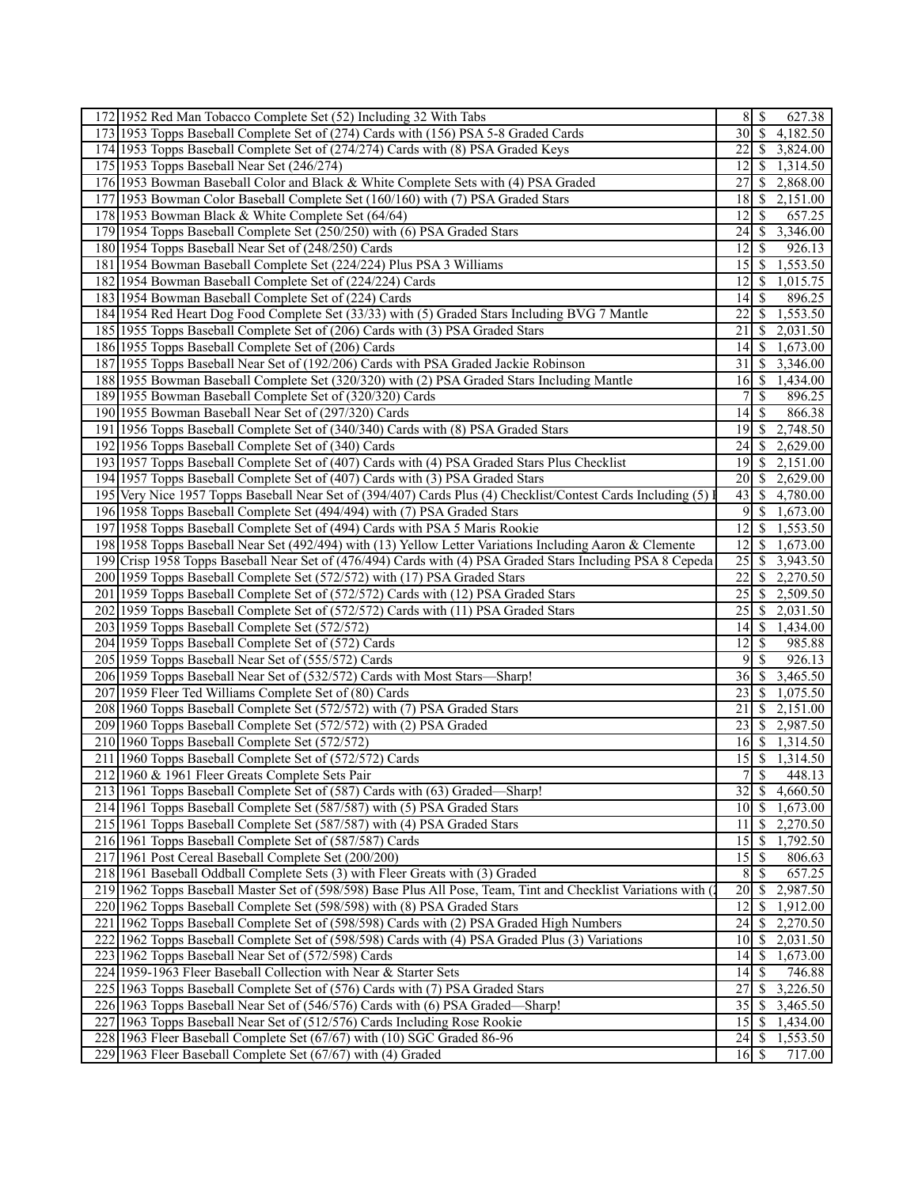| | | | | |
|---|---|---|---|---|
| 172 | 1952 Red Man Tobacco Complete Set (52) Including 32 With Tabs | 8 | $ | 627.38 |
| 173 | 1953 Topps Baseball Complete Set of (274) Cards with (156) PSA 5-8 Graded Cards | 30 | $ | 4,182.50 |
| 174 | 1953 Topps Baseball Complete Set of (274/274) Cards with (8) PSA Graded Keys | 22 | $ | 3,824.00 |
| 175 | 1953 Topps Baseball Near Set (246/274) | 12 | $ | 1,314.50 |
| 176 | 1953 Bowman Baseball Color and Black & White Complete Sets with (4) PSA Graded | 27 | $ | 2,868.00 |
| 177 | 1953 Bowman Color Baseball Complete Set (160/160) with (7) PSA Graded Stars | 18 | $ | 2,151.00 |
| 178 | 1953 Bowman Black & White Complete Set (64/64) | 12 | $ | 657.25 |
| 179 | 1954 Topps Baseball Complete Set (250/250) with (6) PSA Graded Stars | 24 | $ | 3,346.00 |
| 180 | 1954 Topps Baseball Near Set of (248/250) Cards | 12 | $ | 926.13 |
| 181 | 1954 Bowman Baseball Complete Set (224/224) Plus PSA 3 Williams | 15 | $ | 1,553.50 |
| 182 | 1954 Bowman Baseball Complete Set of (224/224) Cards | 12 | $ | 1,015.75 |
| 183 | 1954 Bowman Baseball Complete Set of (224) Cards | 14 | $ | 896.25 |
| 184 | 1954 Red Heart Dog Food Complete Set (33/33) with (5) Graded Stars Including BVG 7 Mantle | 22 | $ | 1,553.50 |
| 185 | 1955 Topps Baseball Complete Set of (206) Cards with (3) PSA Graded Stars | 21 | $ | 2,031.50 |
| 186 | 1955 Topps Baseball Complete Set of (206) Cards | 14 | $ | 1,673.00 |
| 187 | 1955 Topps Baseball Near Set of (192/206) Cards with PSA Graded Jackie Robinson | 31 | $ | 3,346.00 |
| 188 | 1955 Bowman Baseball Complete Set (320/320) with (2) PSA Graded Stars Including Mantle | 16 | $ | 1,434.00 |
| 189 | 1955 Bowman Baseball Complete Set of (320/320) Cards | 7 | $ | 896.25 |
| 190 | 1955 Bowman Baseball Near Set of (297/320) Cards | 14 | $ | 866.38 |
| 191 | 1956 Topps Baseball Complete Set of (340/340) Cards with (8) PSA Graded Stars | 19 | $ | 2,748.50 |
| 192 | 1956 Topps Baseball Complete Set of (340) Cards | 24 | $ | 2,629.00 |
| 193 | 1957 Topps Baseball Complete Set of (407) Cards with (4) PSA Graded Stars Plus Checklist | 19 | $ | 2,151.00 |
| 194 | 1957 Topps Baseball Complete Set of (407) Cards with (3) PSA Graded Stars | 20 | $ | 2,629.00 |
| 195 | Very Nice 1957 Topps Baseball Near Set of (394/407) Cards Plus (4) Checklist/Contest Cards Including (5) I | 43 | $ | 4,780.00 |
| 196 | 1958 Topps Baseball Complete Set of (494/494) with (7) PSA Graded Stars | 9 | $ | 1,673.00 |
| 197 | 1958 Topps Baseball Complete Set of (494) Cards with PSA 5 Maris Rookie | 12 | $ | 1,553.50 |
| 198 | 1958 Topps Baseball Near Set (492/494) with (13) Yellow Letter Variations Including Aaron & Clemente | 12 | $ | 1,673.00 |
| 199 | Crisp 1958 Topps Baseball Near Set of (476/494) Cards with (4) PSA Graded Stars Including PSA 8 Cepeda | 25 | $ | 3,943.50 |
| 200 | 1959 Topps Baseball Complete Set (572/572) with (17) PSA Graded Stars | 22 | $ | 2,270.50 |
| 201 | 1959 Topps Baseball Complete Set of (572/572) Cards with (12) PSA Graded Stars | 25 | $ | 2,509.50 |
| 202 | 1959 Topps Baseball Complete Set of (572/572) Cards with (11) PSA Graded Stars | 25 | $ | 2,031.50 |
| 203 | 1959 Topps Baseball Complete Set (572/572) | 14 | $ | 1,434.00 |
| 204 | 1959 Topps Baseball Complete Set of (572) Cards | 12 | $ | 985.88 |
| 205 | 1959 Topps Baseball Near Set of (555/572) Cards | 9 | $ | 926.13 |
| 206 | 1959 Topps Baseball Near Set of (532/572) Cards with Most Stars—Sharp! | 36 | $ | 3,465.50 |
| 207 | 1959 Fleer Ted Williams Complete Set of (80) Cards | 23 | $ | 1,075.50 |
| 208 | 1960 Topps Baseball Complete Set (572/572) with (7) PSA Graded Stars | 21 | $ | 2,151.00 |
| 209 | 1960 Topps Baseball Complete Set (572/572) with (2) PSA Graded | 23 | $ | 2,987.50 |
| 210 | 1960 Topps Baseball Complete Set (572/572) | 16 | $ | 1,314.50 |
| 211 | 1960 Topps Baseball Complete Set of (572/572) Cards | 15 | $ | 1,314.50 |
| 212 | 1960 & 1961 Fleer Greats Complete Sets Pair | 7 | $ | 448.13 |
| 213 | 1961 Topps Baseball Complete Set of (587) Cards with (63) Graded—Sharp! | 32 | $ | 4,660.50 |
| 214 | 1961 Topps Baseball Complete Set (587/587) with (5) PSA Graded Stars | 10 | $ | 1,673.00 |
| 215 | 1961 Topps Baseball Complete Set (587/587) with (4) PSA Graded Stars | 11 | $ | 2,270.50 |
| 216 | 1961 Topps Baseball Complete Set of (587/587) Cards | 15 | $ | 1,792.50 |
| 217 | 1961 Post Cereal Baseball Complete Set (200/200) | 15 | $ | 806.63 |
| 218 | 1961 Baseball Oddball Complete Sets (3) with Fleer Greats with (3) Graded | 8 | $ | 657.25 |
| 219 | 1962 Topps Baseball Master Set of (598/598) Base Plus All Pose, Team, Tint and Checklist Variations with ( | 20 | $ | 2,987.50 |
| 220 | 1962 Topps Baseball Complete Set (598/598) with (8) PSA Graded Stars | 12 | $ | 1,912.00 |
| 221 | 1962 Topps Baseball Complete Set of (598/598) Cards with (2) PSA Graded High Numbers | 24 | $ | 2,270.50 |
| 222 | 1962 Topps Baseball Complete Set of (598/598) Cards with (4) PSA Graded Plus (3) Variations | 10 | $ | 2,031.50 |
| 223 | 1962 Topps Baseball Near Set of (572/598) Cards | 14 | $ | 1,673.00 |
| 224 | 1959-1963 Fleer Baseball Collection with Near & Starter Sets | 14 | $ | 746.88 |
| 225 | 1963 Topps Baseball Complete Set of (576) Cards with (7) PSA Graded Stars | 27 | $ | 3,226.50 |
| 226 | 1963 Topps Baseball Near Set of (546/576) Cards with (6) PSA Graded—Sharp! | 35 | $ | 3,465.50 |
| 227 | 1963 Topps Baseball Near Set of (512/576) Cards Including Rose Rookie | 15 | $ | 1,434.00 |
| 228 | 1963 Fleer Baseball Complete Set (67/67) with (10) SGC Graded 86-96 | 24 | $ | 1,553.50 |
| 229 | 1963 Fleer Baseball Complete Set (67/67) with (4) Graded | 16 | $ | 717.00 |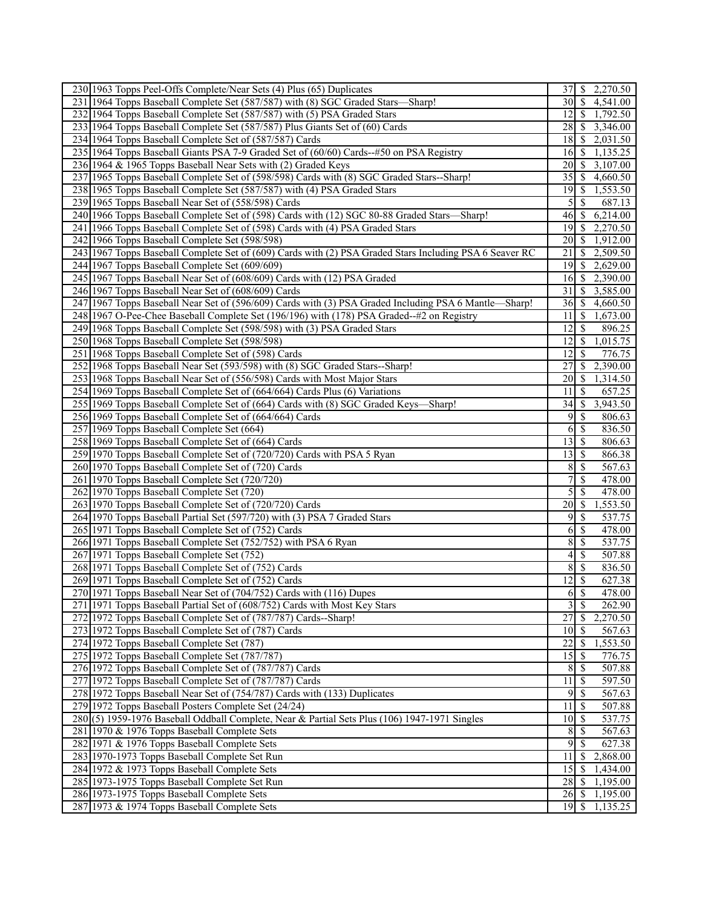| | | | |
|---|---|---|---|
| 230 | 1963 Topps Peel-Offs Complete/Near Sets (4) Plus (65) Duplicates | 37 | $ 2,270.50 |
| 231 | 1964 Topps Baseball Complete Set (587/587) with (8) SGC Graded Stars—Sharp! | 30 | $ 4,541.00 |
| 232 | 1964 Topps Baseball Complete Set (587/587) with (5) PSA Graded Stars | 12 | $ 1,792.50 |
| 233 | 1964 Topps Baseball Complete Set (587/587) Plus Giants Set of (60) Cards | 28 | $ 3,346.00 |
| 234 | 1964 Topps Baseball Complete Set of (587/587) Cards | 18 | $ 2,031.50 |
| 235 | 1964 Topps Baseball Giants PSA 7-9 Graded Set of (60/60) Cards--#50 on PSA Registry | 16 | $ 1,135.25 |
| 236 | 1964 & 1965 Topps Baseball Near Sets with (2) Graded Keys | 20 | $ 3,107.00 |
| 237 | 1965 Topps Baseball Complete Set of (598/598) Cards with (8) SGC Graded Stars--Sharp! | 35 | $ 4,660.50 |
| 238 | 1965 Topps Baseball Complete Set (587/587) with (4) PSA Graded Stars | 19 | $ 1,553.50 |
| 239 | 1965 Topps Baseball Near Set of (558/598) Cards | 5 | $ 687.13 |
| 240 | 1966 Topps Baseball Complete Set of (598) Cards with (12) SGC 80-88 Graded Stars—Sharp! | 46 | $ 6,214.00 |
| 241 | 1966 Topps Baseball Complete Set of (598) Cards with (4) PSA Graded Stars | 19 | $ 2,270.50 |
| 242 | 1966 Topps Baseball Complete Set (598/598) | 20 | $ 1,912.00 |
| 243 | 1967 Topps Baseball Complete Set of (609) Cards with (2) PSA Graded Stars Including PSA 6 Seaver RC | 21 | $ 2,509.50 |
| 244 | 1967 Topps Baseball Complete Set (609/609) | 19 | $ 2,629.00 |
| 245 | 1967 Topps Baseball Near Set of (608/609) Cards with (12) PSA Graded | 16 | $ 2,390.00 |
| 246 | 1967 Topps Baseball Near Set of (608/609) Cards | 31 | $ 3,585.00 |
| 247 | 1967 Topps Baseball Near Set of (596/609) Cards with (3) PSA Graded Including PSA 6 Mantle—Sharp! | 36 | $ 4,660.50 |
| 248 | 1967 O-Pee-Chee Baseball Complete Set (196/196) with (178) PSA Graded--#2 on Registry | 11 | $ 1,673.00 |
| 249 | 1968 Topps Baseball Complete Set (598/598) with (3) PSA Graded Stars | 12 | $ 896.25 |
| 250 | 1968 Topps Baseball Complete Set (598/598) | 12 | $ 1,015.75 |
| 251 | 1968 Topps Baseball Complete Set of (598) Cards | 12 | $ 776.75 |
| 252 | 1968 Topps Baseball Near Set (593/598) with (8) SGC Graded Stars--Sharp! | 27 | $ 2,390.00 |
| 253 | 1968 Topps Baseball Near Set of (556/598) Cards with Most Major Stars | 20 | $ 1,314.50 |
| 254 | 1969 Topps Baseball Complete Set of (664/664) Cards Plus (6) Variations | 11 | $ 657.25 |
| 255 | 1969 Topps Baseball Complete Set of (664) Cards with (8) SGC Graded Keys—Sharp! | 34 | $ 3,943.50 |
| 256 | 1969 Topps Baseball Complete Set of (664/664) Cards | 9 | $ 806.63 |
| 257 | 1969 Topps Baseball Complete Set (664) | 6 | $ 836.50 |
| 258 | 1969 Topps Baseball Complete Set of (664) Cards | 13 | $ 806.63 |
| 259 | 1970 Topps Baseball Complete Set of (720/720) Cards with PSA 5 Ryan | 13 | $ 866.38 |
| 260 | 1970 Topps Baseball Complete Set of (720) Cards | 8 | $ 567.63 |
| 261 | 1970 Topps Baseball Complete Set (720/720) | 7 | $ 478.00 |
| 262 | 1970 Topps Baseball Complete Set (720) | 5 | $ 478.00 |
| 263 | 1970 Topps Baseball Complete Set of (720/720) Cards | 20 | $ 1,553.50 |
| 264 | 1970 Topps Baseball Partial Set (597/720) with (3) PSA 7 Graded Stars | 9 | $ 537.75 |
| 265 | 1971 Topps Baseball Complete Set of (752) Cards | 6 | $ 478.00 |
| 266 | 1971 Topps Baseball Complete Set (752/752) with PSA 6 Ryan | 8 | $ 537.75 |
| 267 | 1971 Topps Baseball Complete Set (752) | 4 | $ 507.88 |
| 268 | 1971 Topps Baseball Complete Set of (752) Cards | 8 | $ 836.50 |
| 269 | 1971 Topps Baseball Complete Set of (752) Cards | 12 | $ 627.38 |
| 270 | 1971 Topps Baseball Near Set of (704/752) Cards with (116) Dupes | 6 | $ 478.00 |
| 271 | 1971 Topps Baseball Partial Set of (608/752) Cards with Most Key Stars | 3 | $ 262.90 |
| 272 | 1972 Topps Baseball Complete Set of (787/787) Cards--Sharp! | 27 | $ 2,270.50 |
| 273 | 1972 Topps Baseball Complete Set of (787) Cards | 10 | $ 567.63 |
| 274 | 1972 Topps Baseball Complete Set (787) | 22 | $ 1,553.50 |
| 275 | 1972 Topps Baseball Complete Set (787/787) | 15 | $ 776.75 |
| 276 | 1972 Topps Baseball Complete Set of (787/787) Cards | 8 | $ 507.88 |
| 277 | 1972 Topps Baseball Complete Set of (787/787) Cards | 11 | $ 597.50 |
| 278 | 1972 Topps Baseball Near Set of (754/787) Cards with (133) Duplicates | 9 | $ 567.63 |
| 279 | 1972 Topps Baseball Posters Complete Set (24/24) | 11 | $ 507.88 |
| 280 | (5) 1959-1976 Baseball Oddball Complete, Near & Partial Sets Plus (106) 1947-1971 Singles | 10 | $ 537.75 |
| 281 | 1970 & 1976 Topps Baseball Complete Sets | 8 | $ 567.63 |
| 282 | 1971 & 1976 Topps Baseball Complete Sets | 9 | $ 627.38 |
| 283 | 1970-1973 Topps Baseball Complete Set Run | 11 | $ 2,868.00 |
| 284 | 1972 & 1973 Topps Baseball Complete Sets | 15 | $ 1,434.00 |
| 285 | 1973-1975 Topps Baseball Complete Set Run | 28 | $ 1,195.00 |
| 286 | 1973-1975 Topps Baseball Complete Sets | 26 | $ 1,195.00 |
| 287 | 1973 & 1974 Topps Baseball Complete Sets | 19 | $ 1,135.25 |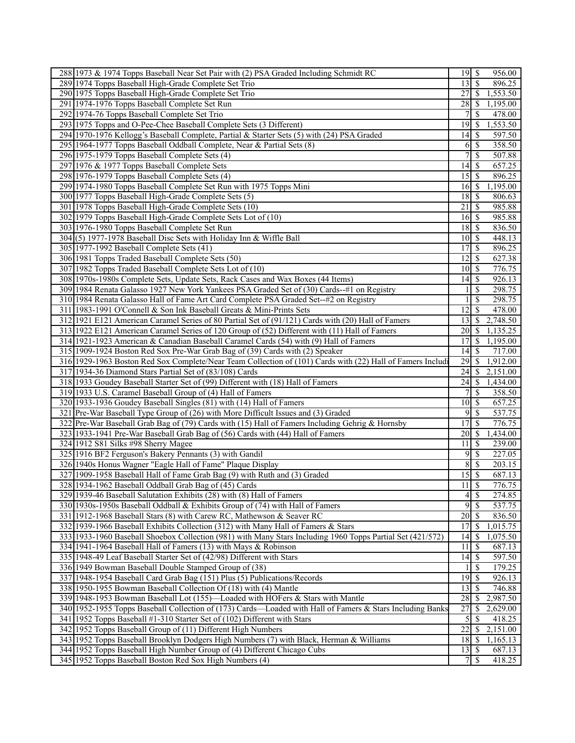| | | | | |
|---|---|---|---|---|
| 288 | 1973 & 1974 Topps Baseball Near Set Pair with (2) PSA Graded Including Schmidt RC | 19 | $ | 956.00 |
| 289 | 1974 Topps Baseball High-Grade Complete Set Trio | 13 | $ | 896.25 |
| 290 | 1975 Topps Baseball High-Grade Complete Set Trio | 27 | $ | 1,553.50 |
| 291 | 1974-1976 Topps Baseball Complete Set Run | 28 | $ | 1,195.00 |
| 292 | 1974-76 Topps Baseball Complete Set Trio | 7 | $ | 478.00 |
| 293 | 1975 Topps and O-Pee-Chee Baseball Complete Sets (3 Different) | 19 | $ | 1,553.50 |
| 294 | 1970-1976 Kellogg's Baseball Complete, Partial & Starter Sets (5) with (24) PSA Graded | 14 | $ | 597.50 |
| 295 | 1964-1977 Topps Baseball Oddball Complete, Near & Partial Sets (8) | 6 | $ | 358.50 |
| 296 | 1975-1979 Topps Baseball Complete Sets (4) | 7 | $ | 507.88 |
| 297 | 1976 & 1977 Topps Baseball Complete Sets | 14 | $ | 657.25 |
| 298 | 1976-1979 Topps Baseball Complete Sets (4) | 15 | $ | 896.25 |
| 299 | 1974-1980 Topps Baseball Complete Set Run with 1975 Topps Mini | 16 | $ | 1,195.00 |
| 300 | 1977 Topps Baseball High-Grade Complete Sets (5) | 18 | $ | 806.63 |
| 301 | 1978 Topps Baseball High-Grade Complete Sets (10) | 21 | $ | 985.88 |
| 302 | 1979 Topps Baseball High-Grade Complete Sets Lot of (10) | 16 | $ | 985.88 |
| 303 | 1976-1980 Topps Baseball Complete Set Run | 18 | $ | 836.50 |
| 304 | (5) 1977-1978 Baseball Disc Sets with Holiday Inn & Wiffle Ball | 10 | $ | 448.13 |
| 305 | 1977-1992 Baseball Complete Sets (41) | 17 | $ | 896.25 |
| 306 | 1981 Topps Traded Baseball Complete Sets (50) | 12 | $ | 627.38 |
| 307 | 1982 Topps Traded Baseball Complete Sets Lot of (10) | 10 | $ | 776.75 |
| 308 | 1970s-1980s Complete Sets, Update Sets, Rack Cases and Wax Boxes (44 Items) | 14 | $ | 926.13 |
| 309 | 1984 Renata Galasso 1927 New York Yankees PSA Graded Set of (30) Cards--#1 on Registry | 1 | $ | 298.75 |
| 310 | 1984 Renata Galasso Hall of Fame Art Card Complete PSA Graded Set--#2 on Registry | 1 | $ | 298.75 |
| 311 | 1983-1991 O'Connell & Son Ink Baseball Greats & Mini-Prints Sets | 12 | $ | 478.00 |
| 312 | 1921 E121 American Caramel Series of 80 Partial Set of (91/121) Cards with (20) Hall of Famers | 13 | $ | 2,748.50 |
| 313 | 1922 E121 American Caramel Series of 120 Group of (52) Different with (11) Hall of Famers | 20 | $ | 1,135.25 |
| 314 | 1921-1923 American & Canadian Baseball Caramel Cards (54) with (9) Hall of Famers | 17 | $ | 1,195.00 |
| 315 | 1909-1924 Boston Red Sox Pre-War Grab Bag of (39) Cards with (2) Speaker | 14 | $ | 717.00 |
| 316 | 1929-1963 Boston Red Sox Complete/Near Team Collection of (101) Cards with (22) Hall of Famers Includi | 29 | $ | 1,912.00 |
| 317 | 1934-36 Diamond Stars Partial Set of (83/108) Cards | 24 | $ | 2,151.00 |
| 318 | 1933 Goudey Baseball Starter Set of (99) Different with (18) Hall of Famers | 24 | $ | 1,434.00 |
| 319 | 1933 U.S. Caramel Baseball Group of (4) Hall of Famers | 7 | $ | 358.50 |
| 320 | 1933-1936 Goudey Baseball Singles (81) with (14) Hall of Famers | 10 | $ | 657.25 |
| 321 | Pre-War Baseball Type Group of (26) with More Difficult Issues and (3) Graded | 9 | $ | 537.75 |
| 322 | Pre-War Baseball Grab Bag of (79) Cards with (15) Hall of Famers Including Gehrig & Hornsby | 17 | $ | 776.75 |
| 323 | 1933-1941 Pre-War Baseball Grab Bag of (56) Cards with (44) Hall of Famers | 20 | $ | 1,434.00 |
| 324 | 1912 S81 Silks #98 Sherry Magee | 11 | $ | 239.00 |
| 325 | 1916 BF2 Ferguson's Bakery Pennants (3) with Gandil | 9 | $ | 227.05 |
| 326 | 1940s Honus Wagner "Eagle Hall of Fame" Plaque Display | 8 | $ | 203.15 |
| 327 | 1909-1958 Baseball Hall of Fame Grab Bag (9) with Ruth and (3) Graded | 15 | $ | 687.13 |
| 328 | 1934-1962 Baseball Oddball Grab Bag of (45) Cards | 11 | $ | 776.75 |
| 329 | 1939-46 Baseball Salutation Exhibits (28) with (8) Hall of Famers | 4 | $ | 274.85 |
| 330 | 1930s-1950s Baseball Oddball & Exhibits Group of (74) with Hall of Famers | 9 | $ | 537.75 |
| 331 | 1912-1968 Baseball Stars (8) with Carew RC, Mathewson & Seaver RC | 20 | $ | 836.50 |
| 332 | 1939-1966 Baseball Exhibits Collection (312) with Many Hall of Famers & Stars | 17 | $ | 1,015.75 |
| 333 | 1933-1960 Baseball Shoebox Collection (981) with Many Stars Including 1960 Topps Partial Set (421/572) | 14 | $ | 1,075.50 |
| 334 | 1941-1964 Baseball Hall of Famers (13) with Mays & Robinson | 11 | $ | 687.13 |
| 335 | 1948-49 Leaf Baseball Starter Set of (42/98) Different with Stars | 14 | $ | 597.50 |
| 336 | 1949 Bowman Baseball Double Stamped Group of (38) | 1 | $ | 179.25 |
| 337 | 1948-1954 Baseball Card Grab Bag (151) Plus (5) Publications/Records | 19 | $ | 926.13 |
| 338 | 1950-1955 Bowman Baseball Collection Of (18) with (4) Mantle | 13 | $ | 746.88 |
| 339 | 1948-1953 Bowman Baseball Lot (155)—Loaded with HOFers & Stars with Mantle | 28 | $ | 2,987.50 |
| 340 | 1952-1955 Topps Baseball Collection of (173) Cards—Loaded with Hall of Famers & Stars Including Banks | 27 | $ | 2,629.00 |
| 341 | 1952 Topps Baseball #1-310 Starter Set of (102) Different with Stars | 5 | $ | 418.25 |
| 342 | 1952 Topps Baseball Group of (11) Different High Numbers | 22 | $ | 2,151.00 |
| 343 | 1952 Topps Baseball Brooklyn Dodgers High Numbers (7) with Black, Herman & Williams | 18 | $ | 1,165.13 |
| 344 | 1952 Topps Baseball High Number Group of (4) Different Chicago Cubs | 13 | $ | 687.13 |
| 345 | 1952 Topps Baseball Boston Red Sox High Numbers (4) | 7 | $ | 418.25 |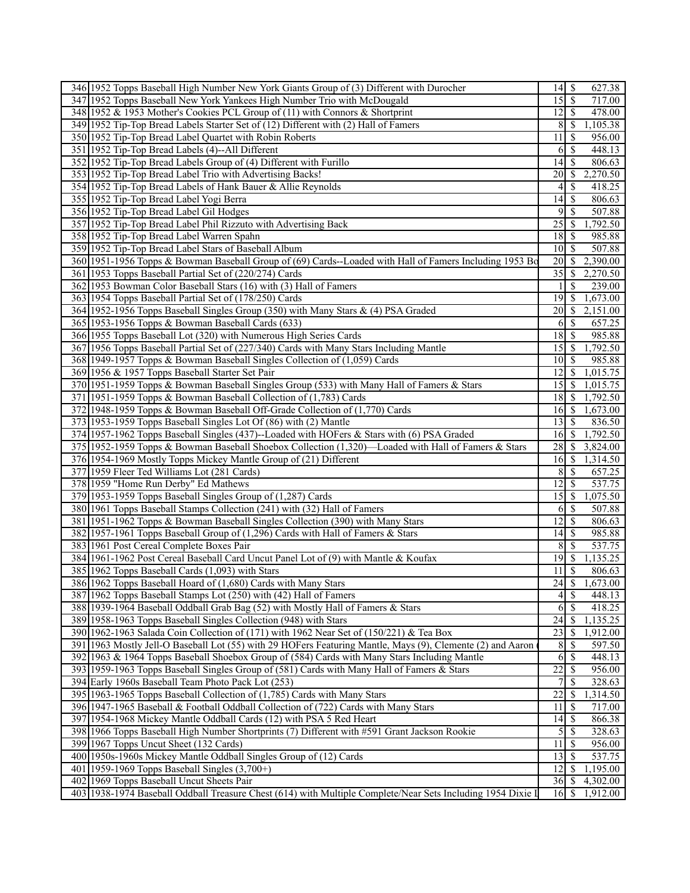| | | | | |
|---|---|---|---|---|
| 346 | 1952 Topps Baseball High Number New York Giants Group of (3) Different with Durocher | 14 | $ | 627.38 |
| 347 | 1952 Topps Baseball New York Yankees High Number Trio with McDougald | 15 | $ | 717.00 |
| 348 | 1952 & 1953 Mother's Cookies PCL Group of (11) with Connors & Shortprint | 12 | $ | 478.00 |
| 349 | 1952 Tip-Top Bread Labels Starter Set of (12) Different with (2) Hall of Famers | 8 | $ | 1,105.38 |
| 350 | 1952 Tip-Top Bread Label Quartet with Robin Roberts | 11 | $ | 956.00 |
| 351 | 1952 Tip-Top Bread Labels (4)--All Different | 6 | $ | 448.13 |
| 352 | 1952 Tip-Top Bread Labels Group of (4) Different with Furillo | 14 | $ | 806.63 |
| 353 | 1952 Tip-Top Bread Label Trio with Advertising Backs! | 20 | $ | 2,270.50 |
| 354 | 1952 Tip-Top Bread Labels of Hank Bauer & Allie Reynolds | 4 | $ | 418.25 |
| 355 | 1952 Tip-Top Bread Label Yogi Berra | 14 | $ | 806.63 |
| 356 | 1952 Tip-Top Bread Label Gil Hodges | 9 | $ | 507.88 |
| 357 | 1952 Tip-Top Bread Label Phil Rizzuto with Advertising Back | 25 | $ | 1,792.50 |
| 358 | 1952 Tip-Top Bread Label Warren Spahn | 18 | $ | 985.88 |
| 359 | 1952 Tip-Top Bread Label Stars of Baseball Album | 10 | $ | 507.88 |
| 360 | 1951-1956 Topps & Bowman Baseball Group of (69) Cards--Loaded with Hall of Famers Including 1953 Bo | 20 | $ | 2,390.00 |
| 361 | 1953 Topps Baseball Partial Set of (220/274) Cards | 35 | $ | 2,270.50 |
| 362 | 1953 Bowman Color Baseball Stars (16) with (3) Hall of Famers | 1 | $ | 239.00 |
| 363 | 1954 Topps Baseball Partial Set of (178/250) Cards | 19 | $ | 1,673.00 |
| 364 | 1952-1956 Topps Baseball Singles Group (350) with Many Stars & (4) PSA Graded | 20 | $ | 2,151.00 |
| 365 | 1953-1956 Topps & Bowman Baseball Cards (633) | 6 | $ | 657.25 |
| 366 | 1955 Topps Baseball Lot (320) with Numerous High Series Cards | 18 | $ | 985.88 |
| 367 | 1956 Topps Baseball Partial Set of (227/340) Cards with Many Stars Including Mantle | 15 | $ | 1,792.50 |
| 368 | 1949-1957 Topps & Bowman Baseball Singles Collection of (1,059) Cards | 10 | $ | 985.88 |
| 369 | 1956 & 1957 Topps Baseball Starter Set Pair | 12 | $ | 1,015.75 |
| 370 | 1951-1959 Topps & Bowman Baseball Singles Group (533) with Many Hall of Famers & Stars | 15 | $ | 1,015.75 |
| 371 | 1951-1959 Topps & Bowman Baseball Collection of (1,783) Cards | 18 | $ | 1,792.50 |
| 372 | 1948-1959 Topps & Bowman Baseball Off-Grade Collection of (1,770) Cards | 16 | $ | 1,673.00 |
| 373 | 1953-1959 Topps Baseball Singles Lot Of (86) with (2) Mantle | 13 | $ | 836.50 |
| 374 | 1957-1962 Topps Baseball Singles (437)--Loaded with HOFers & Stars with (6) PSA Graded | 16 | $ | 1,792.50 |
| 375 | 1952-1959 Topps & Bowman Baseball Shoebox Collection (1,320)—Loaded with Hall of Famers & Stars | 28 | $ | 3,824.00 |
| 376 | 1954-1969 Mostly Topps Mickey Mantle Group of (21) Different | 16 | $ | 1,314.50 |
| 377 | 1959 Fleer Ted Williams Lot (281 Cards) | 8 | $ | 657.25 |
| 378 | 1959 "Home Run Derby" Ed Mathews | 12 | $ | 537.75 |
| 379 | 1953-1959 Topps Baseball Singles Group of (1,287) Cards | 15 | $ | 1,075.50 |
| 380 | 1961 Topps Baseball Stamps Collection (241) with (32) Hall of Famers | 6 | $ | 507.88 |
| 381 | 1951-1962 Topps & Bowman Baseball Singles Collection (390) with Many Stars | 12 | $ | 806.63 |
| 382 | 1957-1961 Topps Baseball Group of (1,296) Cards with Hall of Famers & Stars | 14 | $ | 985.88 |
| 383 | 1961 Post Cereal Complete Boxes Pair | 8 | $ | 537.75 |
| 384 | 1961-1962 Post Cereal Baseball Card Uncut Panel Lot of (9) with Mantle & Koufax | 19 | $ | 1,135.25 |
| 385 | 1962 Topps Baseball Cards (1,093) with Stars | 11 | $ | 806.63 |
| 386 | 1962 Topps Baseball Hoard of (1,680) Cards with Many Stars | 24 | $ | 1,673.00 |
| 387 | 1962 Topps Baseball Stamps Lot (250) with (42) Hall of Famers | 4 | $ | 448.13 |
| 388 | 1939-1964 Baseball Oddball Grab Bag (52) with Mostly Hall of Famers & Stars | 6 | $ | 418.25 |
| 389 | 1958-1963 Topps Baseball Singles Collection (948) with Stars | 24 | $ | 1,135.25 |
| 390 | 1962-1963 Salada Coin Collection of (171) with 1962 Near Set of (150/221) & Tea Box | 23 | $ | 1,912.00 |
| 391 | 1963 Mostly Jell-O Baseball Lot (55) with 29 HOFers Featuring Mantle, Mays (9), Clemente (2) and Aaron ( | 8 | $ | 597.50 |
| 392 | 1963 & 1964 Topps Baseball Shoebox Group of (584) Cards with Many Stars Including Mantle | 6 | $ | 448.13 |
| 393 | 1959-1963 Topps Baseball Singles Group of (581) Cards with Many Hall of Famers & Stars | 22 | $ | 956.00 |
| 394 | Early 1960s Baseball Team Photo Pack Lot (253) | 7 | $ | 328.63 |
| 395 | 1963-1965 Topps Baseball Collection of (1,785) Cards with Many Stars | 22 | $ | 1,314.50 |
| 396 | 1947-1965 Baseball & Football Oddball Collection of (722) Cards with Many Stars | 11 | $ | 717.00 |
| 397 | 1954-1968 Mickey Mantle Oddball Cards (12) with PSA 5 Red Heart | 14 | $ | 866.38 |
| 398 | 1966 Topps Baseball High Number Shortprints (7) Different with #591 Grant Jackson Rookie | 5 | $ | 328.63 |
| 399 | 1967 Topps Uncut Sheet (132 Cards) | 11 | $ | 956.00 |
| 400 | 1950s-1960s Mickey Mantle Oddball Singles Group of (12) Cards | 13 | $ | 537.75 |
| 401 | 1959-1969 Topps Baseball Singles (3,700+) | 12 | $ | 1,195.00 |
| 402 | 1969 Topps Baseball Uncut Sheets Pair | 36 | $ | 4,302.00 |
| 403 | 1938-1974 Baseball Oddball Treasure Chest (614) with Multiple Complete/Near Sets Including 1954 Dixie I | 16 | $ | 1,912.00 |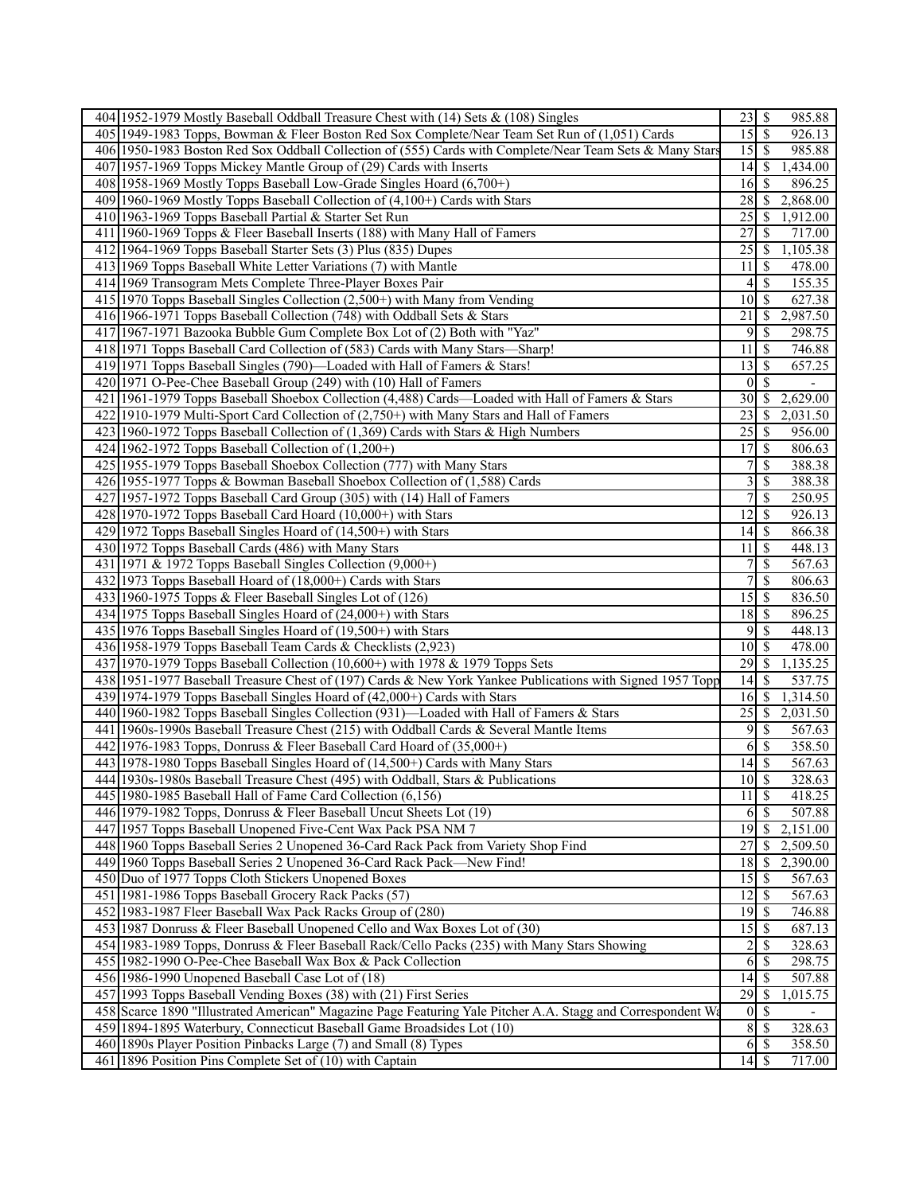| | | | | |
|---|---|---|---|---|
| 404 | 1952-1979 Mostly Baseball Oddball Treasure Chest with (14) Sets & (108) Singles | 23 | $ | 985.88 |
| 405 | 1949-1983 Topps, Bowman & Fleer Boston Red Sox Complete/Near Team Set Run of (1,051) Cards | 15 | $ | 926.13 |
| 406 | 1950-1983 Boston Red Sox Oddball Collection of (555) Cards with Complete/Near Team Sets & Many Stars | 15 | $ | 985.88 |
| 407 | 1957-1969 Topps Mickey Mantle Group of (29) Cards with Inserts | 14 | $ | 1,434.00 |
| 408 | 1958-1969 Mostly Topps Baseball Low-Grade Singles Hoard (6,700+) | 16 | $ | 896.25 |
| 409 | 1960-1969 Mostly Topps Baseball Collection of (4,100+) Cards with Stars | 28 | $ | 2,868.00 |
| 410 | 1963-1969 Topps Baseball Partial & Starter Set Run | 25 | $ | 1,912.00 |
| 411 | 1960-1969 Topps & Fleer Baseball Inserts (188) with Many Hall of Famers | 27 | $ | 717.00 |
| 412 | 1964-1969 Topps Baseball Starter Sets (3) Plus (835) Dupes | 25 | $ | 1,105.38 |
| 413 | 1969 Topps Baseball White Letter Variations (7) with Mantle | 11 | $ | 478.00 |
| 414 | 1969 Transogram Mets Complete Three-Player Boxes Pair | 4 | $ | 155.35 |
| 415 | 1970 Topps Baseball Singles Collection (2,500+) with Many from Vending | 10 | $ | 627.38 |
| 416 | 1966-1971 Topps Baseball Collection (748) with Oddball Sets & Stars | 21 | $ | 2,987.50 |
| 417 | 1967-1971 Bazooka Bubble Gum Complete Box Lot of (2) Both with "Yaz" | 9 | $ | 298.75 |
| 418 | 1971 Topps Baseball Card Collection of (583) Cards with Many Stars—Sharp! | 11 | $ | 746.88 |
| 419 | 1971 Topps Baseball Singles (790)—Loaded with Hall of Famers & Stars! | 13 | $ | 657.25 |
| 420 | 1971 O-Pee-Chee Baseball Group (249) with (10) Hall of Famers | 0 | $ | - |
| 421 | 1961-1979 Topps Baseball Shoebox Collection (4,488) Cards—Loaded with Hall of Famers & Stars | 30 | $ | 2,629.00 |
| 422 | 1910-1979 Multi-Sport Card Collection of (2,750+) with Many Stars and Hall of Famers | 23 | $ | 2,031.50 |
| 423 | 1960-1972 Topps Baseball Collection of (1,369) Cards with Stars & High Numbers | 25 | $ | 956.00 |
| 424 | 1962-1972 Topps Baseball Collection of (1,200+) | 17 | $ | 806.63 |
| 425 | 1955-1979 Topps Baseball Shoebox Collection (777) with Many Stars | 7 | $ | 388.38 |
| 426 | 1955-1977 Topps & Bowman Baseball Shoebox Collection of (1,588) Cards | 3 | $ | 388.38 |
| 427 | 1957-1972 Topps Baseball Card Group (305) with (14) Hall of Famers | 7 | $ | 250.95 |
| 428 | 1970-1972 Topps Baseball Card Hoard (10,000+) with Stars | 12 | $ | 926.13 |
| 429 | 1972 Topps Baseball Singles Hoard of (14,500+) with Stars | 14 | $ | 866.38 |
| 430 | 1972 Topps Baseball Cards (486) with Many Stars | 11 | $ | 448.13 |
| 431 | 1971 & 1972 Topps Baseball Singles Collection (9,000+) | 7 | $ | 567.63 |
| 432 | 1973 Topps Baseball Hoard of (18,000+) Cards with Stars | 7 | $ | 806.63 |
| 433 | 1960-1975 Topps & Fleer Baseball Singles Lot of (126) | 15 | $ | 836.50 |
| 434 | 1975 Topps Baseball Singles Hoard of (24,000+) with Stars | 18 | $ | 896.25 |
| 435 | 1976 Topps Baseball Singles Hoard of (19,500+) with Stars | 9 | $ | 448.13 |
| 436 | 1958-1979 Topps Baseball Team Cards & Checklists (2,923) | 10 | $ | 478.00 |
| 437 | 1970-1979 Topps Baseball Collection (10,600+) with 1978 & 1979 Topps Sets | 29 | $ | 1,135.25 |
| 438 | 1951-1977 Baseball Treasure Chest of (197) Cards & New York Yankee Publications with Signed 1957 Topp | 14 | $ | 537.75 |
| 439 | 1974-1979 Topps Baseball Singles Hoard of (42,000+) Cards with Stars | 16 | $ | 1,314.50 |
| 440 | 1960-1982 Topps Baseball Singles Collection (931)—Loaded with Hall of Famers & Stars | 25 | $ | 2,031.50 |
| 441 | 1960s-1990s Baseball Treasure Chest (215) with Oddball Cards & Several Mantle Items | 9 | $ | 567.63 |
| 442 | 1976-1983 Topps, Donruss & Fleer Baseball Card Hoard of (35,000+) | 6 | $ | 358.50 |
| 443 | 1978-1980 Topps Baseball Singles Hoard of (14,500+) Cards with Many Stars | 14 | $ | 567.63 |
| 444 | 1930s-1980s Baseball Treasure Chest (495) with Oddball, Stars & Publications | 10 | $ | 328.63 |
| 445 | 1980-1985 Baseball Hall of Fame Card Collection (6,156) | 11 | $ | 418.25 |
| 446 | 1979-1982 Topps, Donruss & Fleer Baseball Uncut Sheets Lot (19) | 6 | $ | 507.88 |
| 447 | 1957 Topps Baseball Unopened Five-Cent Wax Pack PSA NM 7 | 19 | $ | 2,151.00 |
| 448 | 1960 Topps Baseball Series 2 Unopened 36-Card Rack Pack from Variety Shop Find | 27 | $ | 2,509.50 |
| 449 | 1960 Topps Baseball Series 2 Unopened 36-Card Rack Pack—New Find! | 18 | $ | 2,390.00 |
| 450 | Duo of 1977 Topps Cloth Stickers Unopened Boxes | 15 | $ | 567.63 |
| 451 | 1981-1986 Topps Baseball Grocery Rack Packs (57) | 12 | $ | 567.63 |
| 452 | 1983-1987 Fleer Baseball Wax Pack Racks Group of (280) | 19 | $ | 746.88 |
| 453 | 1987 Donruss & Fleer Baseball Unopened Cello and Wax Boxes Lot of (30) | 15 | $ | 687.13 |
| 454 | 1983-1989 Topps, Donruss & Fleer Baseball Rack/Cello Packs (235) with Many Stars Showing | 2 | $ | 328.63 |
| 455 | 1982-1990 O-Pee-Chee Baseball Wax Box & Pack Collection | 6 | $ | 298.75 |
| 456 | 1986-1990 Unopened Baseball Case Lot of (18) | 14 | $ | 507.88 |
| 457 | 1993 Topps Baseball Vending Boxes (38) with (21) First Series | 29 | $ | 1,015.75 |
| 458 | Scarce 1890 "Illustrated American" Magazine Page Featuring Yale Pitcher A.A. Stagg and Correspondent Wa | 0 | $ | - |
| 459 | 1894-1895 Waterbury, Connecticut Baseball Game Broadsides Lot (10) | 8 | $ | 328.63 |
| 460 | 1890s Player Position Pinbacks Large (7) and Small (8) Types | 6 | $ | 358.50 |
| 461 | 1896 Position Pins Complete Set of (10) with Captain | 14 | $ | 717.00 |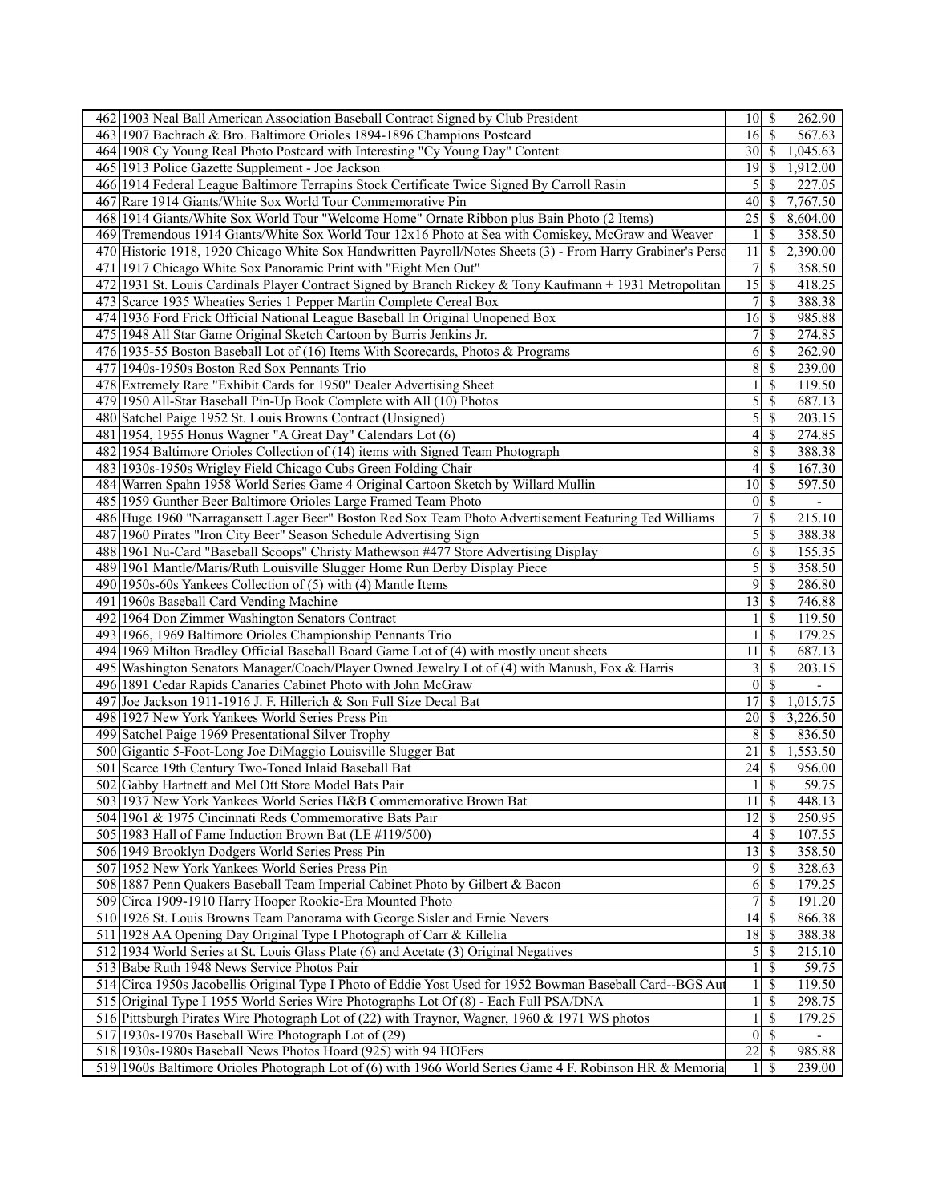| | | | | |
|---|---|---|---|---|
| 462 | 1903 Neal Ball American Association Baseball Contract Signed by Club President | 10 | $ | 262.90 |
| 463 | 1907 Bachrach & Bro. Baltimore Orioles 1894-1896 Champions Postcard | 16 | $ | 567.63 |
| 464 | 1908 Cy Young Real Photo Postcard with Interesting "Cy Young Day" Content | 30 | $ | 1,045.63 |
| 465 | 1913 Police Gazette Supplement - Joe Jackson | 19 | $ | 1,912.00 |
| 466 | 1914 Federal League Baltimore Terrapins Stock Certificate Twice Signed By Carroll Rasin | 5 | $ | 227.05 |
| 467 | Rare 1914 Giants/White Sox World Tour Commemorative Pin | 40 | $ | 7,767.50 |
| 468 | 1914 Giants/White Sox World Tour "Welcome Home" Ornate Ribbon plus Bain Photo (2 Items) | 25 | $ | 8,604.00 |
| 469 | Tremendous 1914 Giants/White Sox World Tour 12x16 Photo at Sea with Comiskey, McGraw and Weaver | 1 | $ | 358.50 |
| 470 | Historic 1918, 1920 Chicago White Sox Handwritten Payroll/Notes Sheets (3) - From Harry Grabiner's Perso | 11 | $ | 2,390.00 |
| 471 | 1917 Chicago White Sox Panoramic Print with "Eight Men Out" | 7 | $ | 358.50 |
| 472 | 1931 St. Louis Cardinals Player Contract Signed by Branch Rickey & Tony Kaufmann + 1931 Metropolitan | 15 | $ | 418.25 |
| 473 | Scarce 1935 Wheaties Series 1 Pepper Martin Complete Cereal Box | 7 | $ | 388.38 |
| 474 | 1936 Ford Frick Official National League Baseball In Original Unopened Box | 16 | $ | 985.88 |
| 475 | 1948 All Star Game Original Sketch Cartoon by Burris Jenkins Jr. | 7 | $ | 274.85 |
| 476 | 1935-55 Boston Baseball Lot of (16) Items With Scorecards, Photos & Programs | 6 | $ | 262.90 |
| 477 | 1940s-1950s Boston Red Sox Pennants Trio | 8 | $ | 239.00 |
| 478 | Extremely Rare "Exhibit Cards for 1950" Dealer Advertising Sheet | 1 | $ | 119.50 |
| 479 | 1950 All-Star Baseball Pin-Up Book Complete with All (10) Photos | 5 | $ | 687.13 |
| 480 | Satchel Paige 1952 St. Louis Browns Contract (Unsigned) | 5 | $ | 203.15 |
| 481 | 1954, 1955 Honus Wagner "A Great Day" Calendars Lot (6) | 4 | $ | 274.85 |
| 482 | 1954 Baltimore Orioles Collection of (14) items with Signed Team Photograph | 8 | $ | 388.38 |
| 483 | 1930s-1950s Wrigley Field Chicago Cubs Green Folding Chair | 4 | $ | 167.30 |
| 484 | Warren Spahn 1958 World Series Game 4 Original Cartoon Sketch by Willard Mullin | 10 | $ | 597.50 |
| 485 | 1959 Gunther Beer Baltimore Orioles Large Framed Team Photo | 0 | $ | - |
| 486 | Huge 1960 "Narragansett Lager Beer" Boston Red Sox Team Photo Advertisement Featuring Ted Williams | 7 | $ | 215.10 |
| 487 | 1960 Pirates "Iron City Beer" Season Schedule Advertising Sign | 5 | $ | 388.38 |
| 488 | 1961 Nu-Card "Baseball Scoops" Christy Mathewson #477 Store Advertising Display | 6 | $ | 155.35 |
| 489 | 1961 Mantle/Maris/Ruth Louisville Slugger Home Run Derby Display Piece | 5 | $ | 358.50 |
| 490 | 1950s-60s Yankees Collection of (5) with (4) Mantle Items | 9 | $ | 286.80 |
| 491 | 1960s Baseball Card Vending Machine | 13 | $ | 746.88 |
| 492 | 1964 Don Zimmer Washington Senators Contract | 1 | $ | 119.50 |
| 493 | 1966, 1969 Baltimore Orioles Championship Pennants Trio | 1 | $ | 179.25 |
| 494 | 1969 Milton Bradley Official Baseball Board Game Lot of (4) with mostly uncut sheets | 11 | $ | 687.13 |
| 495 | Washington Senators Manager/Coach/Player Owned Jewelry Lot of (4) with Manush, Fox & Harris | 3 | $ | 203.15 |
| 496 | 1891 Cedar Rapids Canaries Cabinet Photo with John McGraw | 0 | $ | - |
| 497 | Joe Jackson 1911-1916 J. F. Hillerich & Son Full Size Decal Bat | 17 | $ | 1,015.75 |
| 498 | 1927 New York Yankees World Series Press Pin | 20 | $ | 3,226.50 |
| 499 | Satchel Paige 1969 Presentational Silver Trophy | 8 | $ | 836.50 |
| 500 | Gigantic 5-Foot-Long Joe DiMaggio Louisville Slugger Bat | 21 | $ | 1,553.50 |
| 501 | Scarce 19th Century Two-Toned Inlaid Baseball Bat | 24 | $ | 956.00 |
| 502 | Gabby Hartnett and Mel Ott Store Model Bats Pair | 1 | $ | 59.75 |
| 503 | 1937 New York Yankees World Series H&B Commemorative Brown Bat | 11 | $ | 448.13 |
| 504 | 1961 & 1975 Cincinnati Reds Commemorative Bats Pair | 12 | $ | 250.95 |
| 505 | 1983 Hall of Fame Induction Brown Bat (LE #119/500) | 4 | $ | 107.55 |
| 506 | 1949 Brooklyn Dodgers World Series Press Pin | 13 | $ | 358.50 |
| 507 | 1952 New York Yankees World Series Press Pin | 9 | $ | 328.63 |
| 508 | 1887 Penn Quakers Baseball Team Imperial Cabinet Photo by Gilbert & Bacon | 6 | $ | 179.25 |
| 509 | Circa 1909-1910 Harry Hooper Rookie-Era Mounted Photo | 7 | $ | 191.20 |
| 510 | 1926 St. Louis Browns Team Panorama with George Sisler and Ernie Nevers | 14 | $ | 866.38 |
| 511 | 1928 AA Opening Day Original Type I Photograph of Carr & Killelia | 18 | $ | 388.38 |
| 512 | 1934 World Series at St. Louis Glass Plate (6) and Acetate (3) Original Negatives | 5 | $ | 215.10 |
| 513 | Babe Ruth 1948 News Service Photos Pair | 1 | $ | 59.75 |
| 514 | Circa 1950s Jacobellis Original Type I Photo of Eddie Yost Used for 1952 Bowman Baseball Card--BGS Aut | 1 | $ | 119.50 |
| 515 | Original Type I 1955 World Series Wire Photographs Lot Of (8) - Each Full PSA/DNA | 1 | $ | 298.75 |
| 516 | Pittsburgh Pirates Wire Photograph Lot of (22) with Traynor, Wagner, 1960 & 1971 WS photos | 1 | $ | 179.25 |
| 517 | 1930s-1970s Baseball Wire Photograph Lot of (29) | 0 | $ | - |
| 518 | 1930s-1980s Baseball News Photos Hoard (925) with 94 HOFers | 22 | $ | 985.88 |
| 519 | 1960s Baltimore Orioles Photograph Lot of (6) with 1966 World Series Game 4 F. Robinson HR & Memoria | 1 | $ | 239.00 |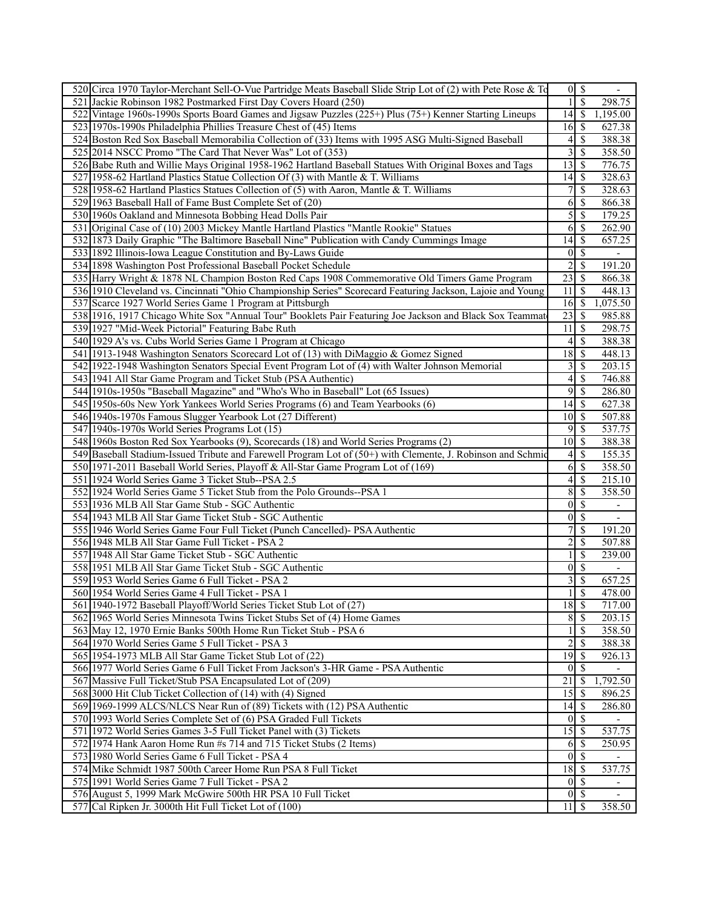| | | | |
|---|---|---|---|
| 520 | Circa 1970 Taylor-Merchant Sell-O-Vue Partridge Meats Baseball Slide Strip Lot of (2) with Pete Rose & To | 0 | $ - |
| 521 | Jackie Robinson 1982 Postmarked First Day Covers Hoard (250) | 1 | $ 298.75 |
| 522 | Vintage 1960s-1990s Sports Board Games and Jigsaw Puzzles (225+) Plus (75+) Kenner Starting Lineups | 14 | $ 1,195.00 |
| 523 | 1970s-1990s Philadelphia Phillies Treasure Chest of (45) Items | 16 | $ 627.38 |
| 524 | Boston Red Sox Baseball Memorabilia Collection of (33) Items with 1995 ASG Multi-Signed Baseball | 4 | $ 388.38 |
| 525 | 2014 NSCC Promo "The Card That Never Was" Lot of (353) | 3 | $ 358.50 |
| 526 | Babe Ruth and Willie Mays Original 1958-1962 Hartland Baseball Statues With Original Boxes and Tags | 13 | $ 776.75 |
| 527 | 1958-62 Hartland Plastics Statue Collection Of (3) with Mantle & T. Williams | 14 | $ 328.63 |
| 528 | 1958-62 Hartland Plastics Statues Collection of (5) with Aaron, Mantle & T. Williams | 7 | $ 328.63 |
| 529 | 1963 Baseball Hall of Fame Bust Complete Set of (20) | 6 | $ 866.38 |
| 530 | 1960s Oakland and Minnesota Bobbing Head Dolls Pair | 5 | $ 179.25 |
| 531 | Original Case of (10) 2003 Mickey Mantle Hartland Plastics "Mantle Rookie" Statues | 6 | $ 262.90 |
| 532 | 1873 Daily Graphic "The Baltimore Baseball Nine" Publication with Candy Cummings Image | 14 | $ 657.25 |
| 533 | 1892 Illinois-Iowa League Constitution and By-Laws Guide | 0 | $ - |
| 534 | 1898 Washington Post Professional Baseball Pocket Schedule | 2 | $ 191.20 |
| 535 | Harry Wright & 1878 NL Champion Boston Red Caps 1908 Commemorative Old Timers Game Program | 23 | $ 866.38 |
| 536 | 1910 Cleveland vs. Cincinnati "Ohio Championship Series" Scorecard Featuring Jackson, Lajoie and Young | 11 | $ 448.13 |
| 537 | Scarce 1927 World Series Game 1 Program at Pittsburgh | 16 | $ 1,075.50 |
| 538 | 1916, 1917 Chicago White Sox "Annual Tour" Booklets Pair Featuring Joe Jackson and Black Sox Teammat | 23 | $ 985.88 |
| 539 | 1927 "Mid-Week Pictorial" Featuring Babe Ruth | 11 | $ 298.75 |
| 540 | 1929 A's vs. Cubs World Series Game 1 Program at Chicago | 4 | $ 388.38 |
| 541 | 1913-1948 Washington Senators Scorecard Lot of (13) with DiMaggio & Gomez Signed | 18 | $ 448.13 |
| 542 | 1922-1948 Washington Senators Special Event Program Lot of (4) with Walter Johnson Memorial | 3 | $ 203.15 |
| 543 | 1941 All Star Game Program and Ticket Stub (PSA Authentic) | 4 | $ 746.88 |
| 544 | 1910s-1950s "Baseball Magazine" and "Who's Who in Baseball" Lot (65 Issues) | 9 | $ 286.80 |
| 545 | 1950s-60s New York Yankees World Series Programs (6) and Team Yearbooks (6) | 14 | $ 627.38 |
| 546 | 1940s-1970s Famous Slugger Yearbook Lot (27 Different) | 10 | $ 507.88 |
| 547 | 1940s-1970s World Series Programs Lot (15) | 9 | $ 537.75 |
| 548 | 1960s Boston Red Sox Yearbooks (9), Scorecards (18) and World Series Programs (2) | 10 | $ 388.38 |
| 549 | Baseball Stadium-Issued Tribute and Farewell Program Lot of (50+) with Clemente, J. Robinson and Schmid | 4 | $ 155.35 |
| 550 | 1971-2011 Baseball World Series, Playoff & All-Star Game Program Lot of (169) | 6 | $ 358.50 |
| 551 | 1924 World Series Game 3 Ticket Stub--PSA 2.5 | 4 | $ 215.10 |
| 552 | 1924 World Series Game 5 Ticket Stub from the Polo Grounds--PSA 1 | 8 | $ 358.50 |
| 553 | 1936 MLB All Star Game Stub - SGC Authentic | 0 | $ - |
| 554 | 1943 MLB All Star Game Ticket Stub - SGC Authentic | 0 | $ - |
| 555 | 1946 World Series Game Four Full Ticket (Punch Cancelled)- PSA Authentic | 7 | $ 191.20 |
| 556 | 1948 MLB All Star Game Full Ticket - PSA 2 | 2 | $ 507.88 |
| 557 | 1948 All Star Game Ticket Stub - SGC Authentic | 1 | $ 239.00 |
| 558 | 1951 MLB All Star Game Ticket Stub - SGC Authentic | 0 | $ - |
| 559 | 1953 World Series Game 6 Full Ticket - PSA 2 | 3 | $ 657.25 |
| 560 | 1954 World Series Game 4 Full Ticket - PSA 1 | 1 | $ 478.00 |
| 561 | 1940-1972 Baseball Playoff/World Series Ticket Stub Lot of (27) | 18 | $ 717.00 |
| 562 | 1965 World Series Minnesota Twins Ticket Stubs Set of (4) Home Games | 8 | $ 203.15 |
| 563 | May 12, 1970 Ernie Banks 500th Home Run Ticket Stub - PSA 6 | 1 | $ 358.50 |
| 564 | 1970 World Series Game 5 Full Ticket - PSA 3 | 2 | $ 388.38 |
| 565 | 1954-1973 MLB All Star Game Ticket Stub Lot of (22) | 19 | $ 926.13 |
| 566 | 1977 World Series Game 6 Full Ticket From Jackson's 3-HR Game - PSA Authentic | 0 | $ - |
| 567 | Massive Full Ticket/Stub PSA Encapsulated Lot of (209) | 21 | $ 1,792.50 |
| 568 | 3000 Hit Club Ticket Collection of (14) with (4) Signed | 15 | $ 896.25 |
| 569 | 1969-1999 ALCS/NLCS Near Run of (89) Tickets with (12) PSA Authentic | 14 | $ 286.80 |
| 570 | 1993 World Series Complete Set of (6) PSA Graded Full Tickets | 0 | $ - |
| 571 | 1972 World Series Games 3-5 Full Ticket Panel with (3) Tickets | 15 | $ 537.75 |
| 572 | 1974 Hank Aaron Home Run #s 714 and 715 Ticket Stubs (2 Items) | 6 | $ 250.95 |
| 573 | 1980 World Series Game 6 Full Ticket - PSA 4 | 0 | $ - |
| 574 | Mike Schmidt 1987 500th Career Home Run PSA 8 Full Ticket | 18 | $ 537.75 |
| 575 | 1991 World Series Game 7 Full Ticket - PSA 2 | 0 | $ - |
| 576 | August 5, 1999 Mark McGwire 500th HR PSA 10 Full Ticket | 0 | $ - |
| 577 | Cal Ripken Jr. 3000th Hit Full Ticket Lot of (100) | 11 | $ 358.50 |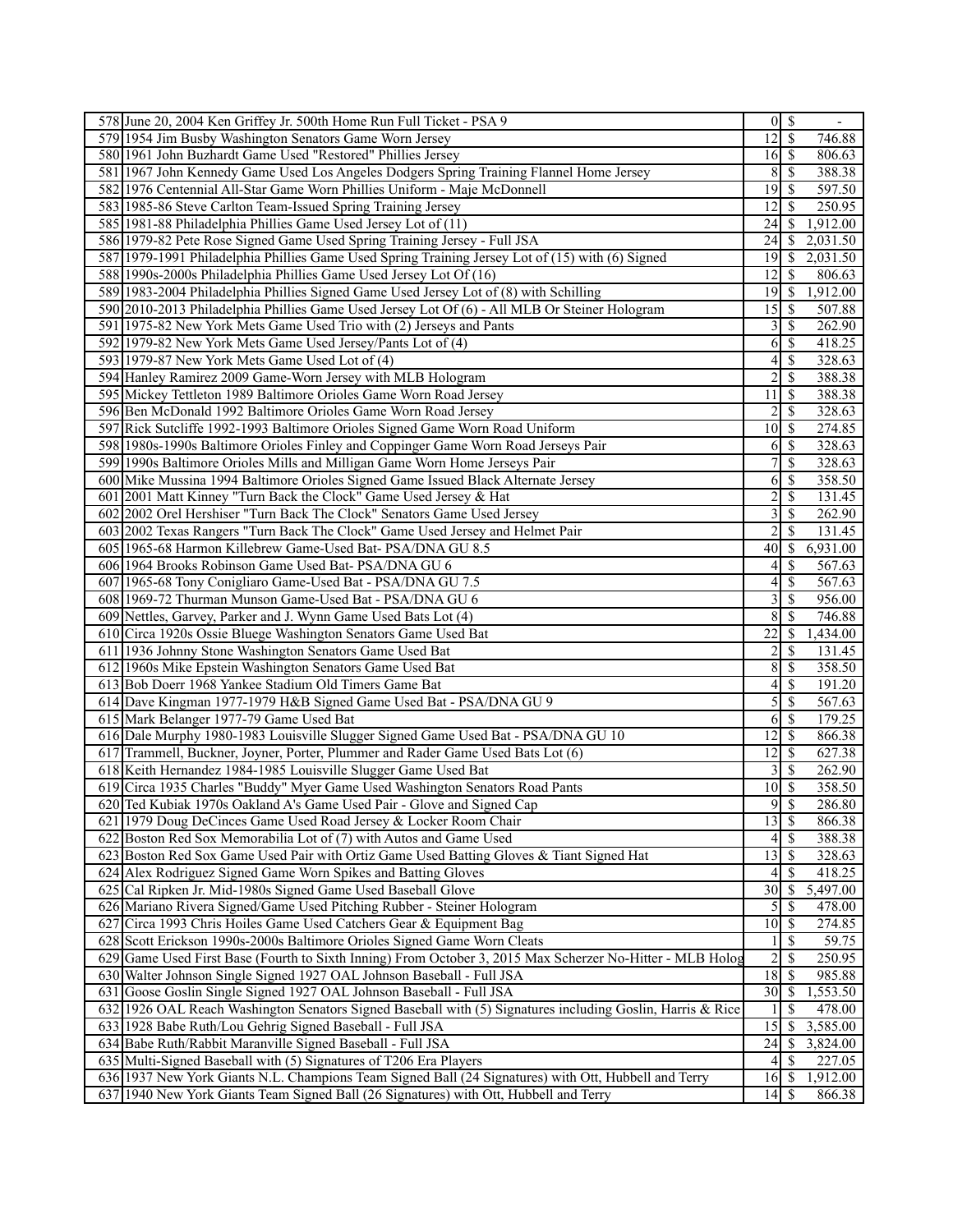| | | | |
|---|---|---|---|
| 578 | June 20, 2004 Ken Griffey Jr. 500th Home Run Full Ticket - PSA 9 | 0 | $ - |
| 579 | 1954 Jim Busby Washington Senators Game Worn Jersey | 12 | $ 746.88 |
| 580 | 1961 John Buzhardt Game Used "Restored" Phillies Jersey | 16 | $ 806.63 |
| 581 | 1967 John Kennedy Game Used Los Angeles Dodgers Spring Training Flannel Home Jersey | 8 | $ 388.38 |
| 582 | 1976 Centennial All-Star Game Worn Phillies Uniform - Maje McDonnell | 19 | $ 597.50 |
| 583 | 1985-86 Steve Carlton Team-Issued Spring Training Jersey | 12 | $ 250.95 |
| 585 | 1981-88 Philadelphia Phillies Game Used Jersey Lot of (11) | 24 | $ 1,912.00 |
| 586 | 1979-82 Pete Rose Signed Game Used Spring Training Jersey - Full JSA | 24 | $ 2,031.50 |
| 587 | 1979-1991 Philadelphia Phillies Game Used Spring Training Jersey Lot of (15) with (6) Signed | 19 | $ 2,031.50 |
| 588 | 1990s-2000s Philadelphia Phillies Game Used Jersey Lot Of (16) | 12 | $ 806.63 |
| 589 | 1983-2004 Philadelphia Phillies Signed Game Used Jersey Lot of (8) with Schilling | 19 | $ 1,912.00 |
| 590 | 2010-2013 Philadelphia Phillies Game Used Jersey Lot Of (6) - All MLB Or Steiner Hologram | 15 | $ 507.88 |
| 591 | 1975-82 New York Mets Game Used Trio with (2) Jerseys and Pants | 3 | $ 262.90 |
| 592 | 1979-82 New York Mets Game Used Jersey/Pants Lot of (4) | 6 | $ 418.25 |
| 593 | 1979-87 New York Mets Game Used Lot of (4) | 4 | $ 328.63 |
| 594 | Hanley Ramirez 2009 Game-Worn Jersey with MLB Hologram | 2 | $ 388.38 |
| 595 | Mickey Tettleton 1989 Baltimore Orioles Game Worn Road Jersey | 11 | $ 388.38 |
| 596 | Ben McDonald 1992 Baltimore Orioles Game Worn Road Jersey | 2 | $ 328.63 |
| 597 | Rick Sutcliffe 1992-1993 Baltimore Orioles Signed Game Worn Road Uniform | 10 | $ 274.85 |
| 598 | 1980s-1990s Baltimore Orioles Finley and Coppinger Game Worn Road Jerseys Pair | 6 | $ 328.63 |
| 599 | 1990s Baltimore Orioles Mills and Milligan Game Worn Home Jerseys Pair | 7 | $ 328.63 |
| 600 | Mike Mussina 1994 Baltimore Orioles Signed Game Issued Black Alternate Jersey | 6 | $ 358.50 |
| 601 | 2001 Matt Kinney "Turn Back the Clock" Game Used Jersey & Hat | 2 | $ 131.45 |
| 602 | 2002 Orel Hershiser "Turn Back The Clock" Senators Game Used Jersey | 3 | $ 262.90 |
| 603 | 2002 Texas Rangers "Turn Back The Clock" Game Used Jersey and Helmet Pair | 2 | $ 131.45 |
| 605 | 1965-68 Harmon Killebrew Game-Used Bat- PSA/DNA GU 8.5 | 40 | $ 6,931.00 |
| 606 | 1964 Brooks Robinson Game Used Bat- PSA/DNA GU 6 | 4 | $ 567.63 |
| 607 | 1965-68 Tony Conigliaro Game-Used Bat - PSA/DNA GU 7.5 | 4 | $ 567.63 |
| 608 | 1969-72 Thurman Munson Game-Used Bat - PSA/DNA GU 6 | 3 | $ 956.00 |
| 609 | Nettles, Garvey, Parker and J. Wynn Game Used Bats Lot (4) | 8 | $ 746.88 |
| 610 | Circa 1920s Ossie Bluege Washington Senators Game Used Bat | 22 | $ 1,434.00 |
| 611 | 1936 Johnny Stone Washington Senators Game Used Bat | 2 | $ 131.45 |
| 612 | 1960s Mike Epstein Washington Senators Game Used Bat | 8 | $ 358.50 |
| 613 | Bob Doerr 1968 Yankee Stadium Old Timers Game Bat | 4 | $ 191.20 |
| 614 | Dave Kingman 1977-1979 H&B Signed Game Used Bat - PSA/DNA GU 9 | 5 | $ 567.63 |
| 615 | Mark Belanger 1977-79 Game Used Bat | 6 | $ 179.25 |
| 616 | Dale Murphy 1980-1983 Louisville Slugger Signed Game Used Bat - PSA/DNA GU 10 | 12 | $ 866.38 |
| 617 | Trammell, Buckner, Joyner, Porter, Plummer and Rader Game Used Bats Lot (6) | 12 | $ 627.38 |
| 618 | Keith Hernandez 1984-1985 Louisville Slugger Game Used Bat | 3 | $ 262.90 |
| 619 | Circa 1935 Charles "Buddy" Myer Game Used Washington Senators Road Pants | 10 | $ 358.50 |
| 620 | Ted Kubiak 1970s Oakland A's Game Used Pair - Glove and Signed Cap | 9 | $ 286.80 |
| 621 | 1979 Doug DeCinces Game Used Road Jersey & Locker Room Chair | 13 | $ 866.38 |
| 622 | Boston Red Sox Memorabilia Lot of (7) with Autos and Game Used | 4 | $ 388.38 |
| 623 | Boston Red Sox Game Used Pair with Ortiz Game Used Batting Gloves & Tiant Signed Hat | 13 | $ 328.63 |
| 624 | Alex Rodriguez Signed Game Worn Spikes and Batting Gloves | 4 | $ 418.25 |
| 625 | Cal Ripken Jr. Mid-1980s Signed Game Used Baseball Glove | 30 | $ 5,497.00 |
| 626 | Mariano Rivera Signed/Game Used Pitching Rubber - Steiner Hologram | 5 | $ 478.00 |
| 627 | Circa 1993 Chris Hoiles Game Used Catchers Gear & Equipment Bag | 10 | $ 274.85 |
| 628 | Scott Erickson 1990s-2000s Baltimore Orioles Signed Game Worn Cleats | 1 | $ 59.75 |
| 629 | Game Used First Base (Fourth to Sixth Inning) From October 3, 2015 Max Scherzer No-Hitter - MLB Holog | 2 | $ 250.95 |
| 630 | Walter Johnson Single Signed 1927 OAL Johnson Baseball - Full JSA | 18 | $ 985.88 |
| 631 | Goose Goslin Single Signed 1927 OAL Johnson Baseball - Full JSA | 30 | $ 1,553.50 |
| 632 | 1926 OAL Reach Washington Senators Signed Baseball with (5) Signatures including Goslin, Harris & Rice | 1 | $ 478.00 |
| 633 | 1928 Babe Ruth/Lou Gehrig Signed Baseball - Full JSA | 15 | $ 3,585.00 |
| 634 | Babe Ruth/Rabbit Maranville Signed Baseball - Full JSA | 24 | $ 3,824.00 |
| 635 | Multi-Signed Baseball with (5) Signatures of T206 Era Players | 4 | $ 227.05 |
| 636 | 1937 New York Giants N.L. Champions Team Signed Ball (24 Signatures) with Ott, Hubbell and Terry | 16 | $ 1,912.00 |
| 637 | 1940 New York Giants Team Signed Ball (26 Signatures) with Ott, Hubbell and Terry | 14 | $ 866.38 |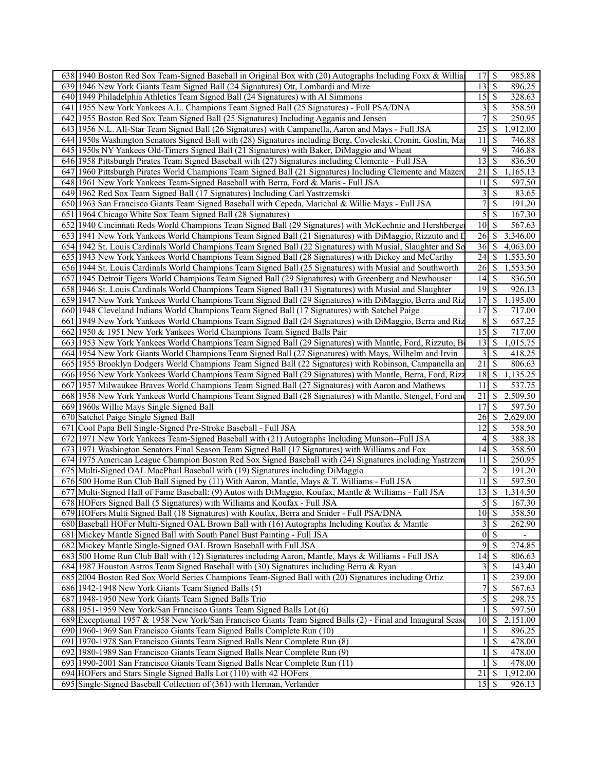| | | | | |
|---|---|---|---|---|
| 638 | 1940 Boston Red Sox Team-Signed Baseball in Original Box with (20) Autographs Including Foxx & Willia | 17 | $ | 985.88 |
| 639 | 1946 New York Giants Team Signed Ball (24 Signatures) Ott, Lombardi and Mize | 13 | $ | 896.25 |
| 640 | 1949 Philadelphia Athletics Team Signed Ball (24 Signatures) with Al Simmons | 15 | $ | 328.63 |
| 641 | 1955 New York Yankees A.L. Champions Team Signed Ball (25 Signatures) - Full PSA/DNA | 3 | $ | 358.50 |
| 642 | 1955 Boston Red Sox Team Signed Ball (25 Signatures) Including Agganis and Jensen | 7 | $ | 250.95 |
| 643 | 1956 N.L. All-Star Team Signed Ball (26 Signatures) with Campanella, Aaron and Mays - Full JSA | 25 | $ | 1,912.00 |
| 644 | 1950s Washington Senators Signed Ball with (28) Signatures including Berg, Coveleski, Cronin, Goslin, Ma | 11 | $ | 746.88 |
| 645 | 1950s NY Yankees Old-Timers Signed Ball (21 Signatures) with Baker, DiMaggio and Wheat | 9 | $ | 746.88 |
| 646 | 1958 Pittsburgh Pirates Team Signed Baseball with (27) Signatures including Clemente - Full JSA | 13 | $ | 836.50 |
| 647 | 1960 Pittsburgh Pirates World Champions Team Signed Ball (21 Signatures) Including Clemente and Mazero | 21 | $ | 1,165.13 |
| 648 | 1961 New York Yankees Team-Signed Baseball with Berra, Ford & Maris - Full JSA | 11 | $ | 597.50 |
| 649 | 1962 Red Sox Team Signed Ball (17 Signatures) Including Carl Yastrzemski | 3 | $ | 83.65 |
| 650 | 1963 San Francisco Giants Team Signed Baseball with Cepeda, Marichal & Willie Mays - Full JSA | 7 | $ | 191.20 |
| 651 | 1964 Chicago White Sox Team Signed Ball (28 Signatures) | 5 | $ | 167.30 |
| 652 | 1940 Cincinnati Reds World Champions Team Signed Ball (29 Signatures) with McKechnie and Hershberge | 10 | $ | 567.63 |
| 653 | 1941 New York Yankees World Champions Team Signed Ball (21 Signatures) with DiMaggio, Rizzuto and D | 26 | $ | 3,346.00 |
| 654 | 1942 St. Louis Cardinals World Champions Team Signed Ball (22 Signatures) with Musial, Slaughter and So | 36 | $ | 4,063.00 |
| 655 | 1943 New York Yankees World Champions Team Signed Ball (28 Signatures) with Dickey and McCarthy | 24 | $ | 1,553.50 |
| 656 | 1944 St. Louis Cardinals World Champions Team Signed Ball (25 Signatures) with Musial and Southworth | 26 | $ | 1,553.50 |
| 657 | 1945 Detroit Tigers World Champions Team Signed Ball (29 Signatures) with Greenberg and Newhouser | 14 | $ | 836.50 |
| 658 | 1946 St. Louis Cardinals World Champions Team Signed Ball (31 Signatures) with Musial and Slaughter | 19 | $ | 926.13 |
| 659 | 1947 New York Yankees World Champions Team Signed Ball (29 Signatures) with DiMaggio, Berra and Riz | 17 | $ | 1,195.00 |
| 660 | 1948 Cleveland Indians World Champions Team Signed Ball (17 Signatures) with Satchel Paige | 17 | $ | 717.00 |
| 661 | 1949 New York Yankees World Champions Team Signed Ball (24 Signatures) with DiMaggio, Berra and Riz | 8 | $ | 657.25 |
| 662 | 1950 & 1951 New York Yankees World Champions Team Signed Balls Pair | 15 | $ | 717.00 |
| 663 | 1953 New York Yankees World Champions Team Signed Ball (29 Signatures) with Mantle, Ford, Rizzuto, B | 13 | $ | 1,015.75 |
| 664 | 1954 New York Giants World Champions Team Signed Ball (27 Signatures) with Mays, Wilhelm and Irvin | 3 | $ | 418.25 |
| 665 | 1955 Brooklyn Dodgers World Champions Team Signed Ball (22 Signatures) with Robinson, Campanella an | 21 | $ | 806.63 |
| 666 | 1956 New York Yankees World Champions Team Signed Ball (29 Signatures) with Mantle, Berra, Ford, Rizz | 18 | $ | 1,135.25 |
| 667 | 1957 Milwaukee Braves World Champions Team Signed Ball (27 Signatures) with Aaron and Mathews | 11 | $ | 537.75 |
| 668 | 1958 New York Yankees World Champions Team Signed Ball (28 Signatures) with Mantle, Stengel, Ford and | 21 | $ | 2,509.50 |
| 669 | 1960s Willie Mays Single Signed Ball | 17 | $ | 597.50 |
| 670 | Satchel Paige Single Signed Ball | 26 | $ | 2,629.00 |
| 671 | Cool Papa Bell Single-Signed Pre-Stroke Baseball - Full JSA | 12 | $ | 358.50 |
| 672 | 1971 New York Yankees Team-Signed Baseball with (21) Autographs Including Munson--Full JSA | 4 | $ | 388.38 |
| 673 | 1971 Washington Senators Final Season Team Signed Ball (17 Signatures) with Williams and Fox | 14 | $ | 358.50 |
| 674 | 1975 American League Champion Boston Red Sox Signed Baseball with (24) Signatures including Yastrzem | 11 | $ | 250.95 |
| 675 | Multi-Signed OAL MacPhail Baseball with (19) Signatures including DiMaggio | 2 | $ | 191.20 |
| 676 | 500 Home Run Club Ball Signed by (11) With Aaron, Mantle, Mays & T. Williams - Full JSA | 11 | $ | 597.50 |
| 677 | Multi-Signed Hall of Fame Baseball: (9) Autos with DiMaggio, Koufax, Mantle & Williams - Full JSA | 13 | $ | 1,314.50 |
| 678 | HOFers Signed Ball (5 Signatures) with Williams and Koufax - Full JSA | 5 | $ | 167.30 |
| 679 | HOFers Multi Signed Ball (18 Signatures) with Koufax, Berra and Snider - Full PSA/DNA | 10 | $ | 358.50 |
| 680 | Baseball HOFer Multi-Signed OAL Brown Ball with (16) Autographs Including Koufax & Mantle | 3 | $ | 262.90 |
| 681 | Mickey Mantle Signed Ball with South Panel Bust Painting - Full JSA | 0 | $ | - |
| 682 | Mickey Mantle Single-Signed OAL Brown Baseball with Full JSA | 9 | $ | 274.85 |
| 683 | 500 Home Run Club Ball with (12) Signatures including Aaron, Mantle, Mays & Williams - Full JSA | 14 | $ | 806.63 |
| 684 | 1987 Houston Astros Team Signed Baseball with (30) Signatures including Berra & Ryan | 3 | $ | 143.40 |
| 685 | 2004 Boston Red Sox World Series Champions Team-Signed Ball with (20) Signatures including Ortiz | 1 | $ | 239.00 |
| 686 | 1942-1948 New York Giants Team Signed Balls (5) | 7 | $ | 567.63 |
| 687 | 1948-1950 New York Giants Team Signed Balls Trio | 5 | $ | 298.75 |
| 688 | 1951-1959 New York/San Francisco Giants Team Signed Balls Lot (6) | 1 | $ | 597.50 |
| 689 | Exceptional 1957 & 1958 New York/San Francisco Giants Team Signed Balls (2) - Final and Inaugural Seas | 10 | $ | 2,151.00 |
| 690 | 1960-1969 San Francisco Giants Team Signed Balls Complete Run (10) | 1 | $ | 896.25 |
| 691 | 1970-1978 San Francisco Giants Team Signed Balls Near Complete Run (8) | 1 | $ | 478.00 |
| 692 | 1980-1989 San Francisco Giants Team Signed Balls Near Complete Run (9) | 1 | $ | 478.00 |
| 693 | 1990-2001 San Francisco Giants Team Signed Balls Near Complete Run (11) | 1 | $ | 478.00 |
| 694 | HOFers and Stars Single Signed Balls Lot (110) with 42 HOFers | 21 | $ | 1,912.00 |
| 695 | Single-Signed Baseball Collection of (361) with Herman, Verlander | 15 | $ | 926.13 |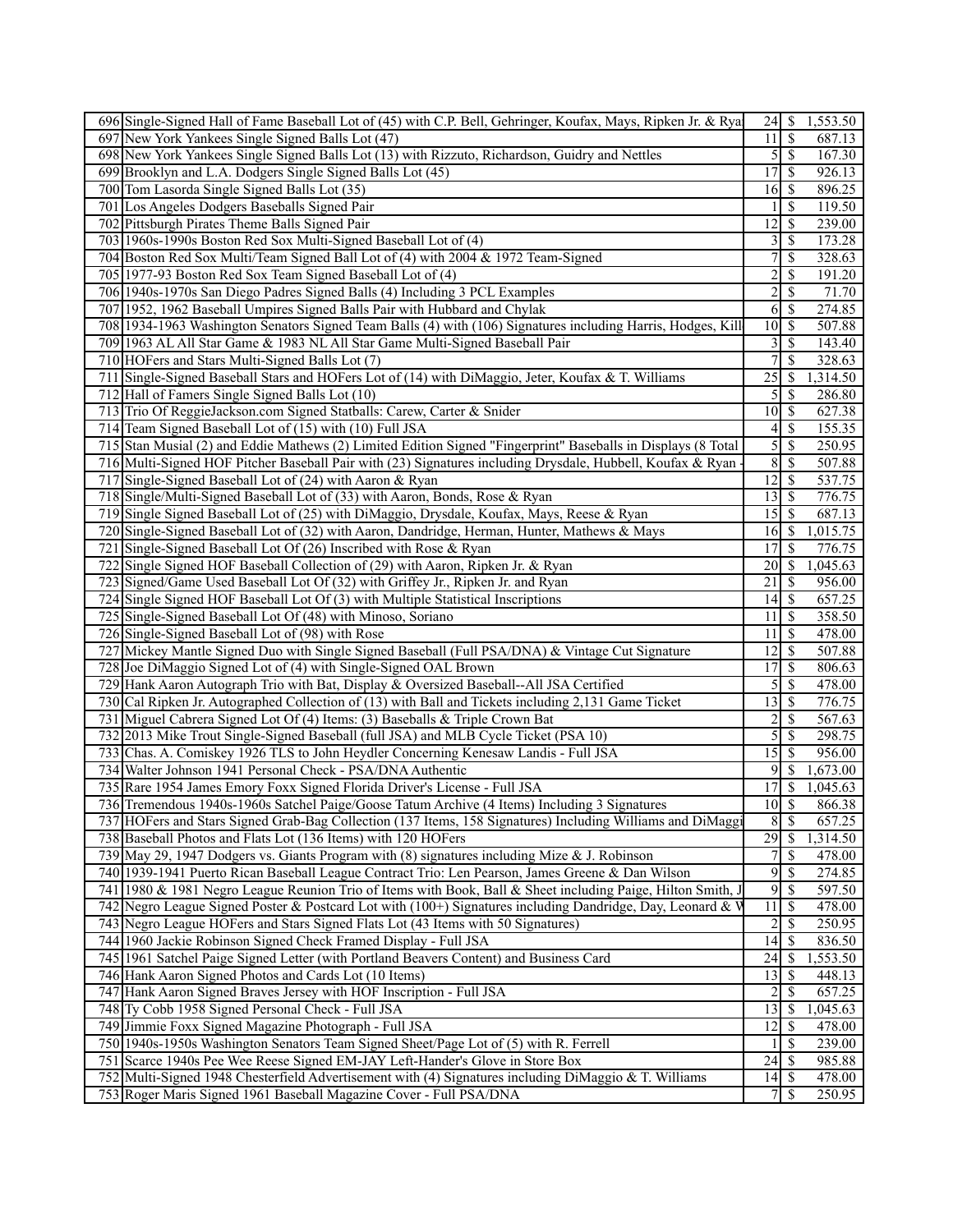| | | | | |
|---|---|---|---|---|
| 696 | Single-Signed Hall of Fame Baseball Lot of (45) with C.P. Bell, Gehringer, Koufax, Mays, Ripken Jr. & Rya | 24 | $ | 1,553.50 |
| 697 | New York Yankees Single Signed Balls Lot (47) | 11 | $ | 687.13 |
| 698 | New York Yankees Single Signed Balls Lot (13) with Rizzuto, Richardson, Guidry and Nettles | 5 | $ | 167.30 |
| 699 | Brooklyn and L.A. Dodgers Single Signed Balls Lot (45) | 17 | $ | 926.13 |
| 700 | Tom Lasorda Single Signed Balls Lot (35) | 16 | $ | 896.25 |
| 701 | Los Angeles Dodgers Baseballs Signed Pair | 1 | $ | 119.50 |
| 702 | Pittsburgh Pirates Theme Balls Signed Pair | 12 | $ | 239.00 |
| 703 | 1960s-1990s Boston Red Sox Multi-Signed Baseball Lot of (4) | 3 | $ | 173.28 |
| 704 | Boston Red Sox Multi/Team Signed Ball Lot of (4) with 2004 & 1972 Team-Signed | 7 | $ | 328.63 |
| 705 | 1977-93 Boston Red Sox Team Signed Baseball Lot of (4) | 2 | $ | 191.20 |
| 706 | 1940s-1970s San Diego Padres Signed Balls (4) Including 3 PCL Examples | 2 | $ | 71.70 |
| 707 | 1952, 1962 Baseball Umpires Signed Balls Pair with Hubbard and Chylak | 6 | $ | 274.85 |
| 708 | 1934-1963 Washington Senators Signed Team Balls (4) with (106) Signatures including Harris, Hodges, Kill | 10 | $ | 507.88 |
| 709 | 1963 AL All Star Game & 1983 NL All Star Game Multi-Signed Baseball Pair | 3 | $ | 143.40 |
| 710 | HOFers and Stars Multi-Signed Balls Lot (7) | 7 | $ | 328.63 |
| 711 | Single-Signed Baseball Stars and HOFers Lot of (14) with DiMaggio, Jeter, Koufax & T. Williams | 25 | $ | 1,314.50 |
| 712 | Hall of Famers Single Signed Balls Lot (10) | 5 | $ | 286.80 |
| 713 | Trio Of ReggieJackson.com Signed Statballs: Carew, Carter & Snider | 10 | $ | 627.38 |
| 714 | Team Signed Baseball Lot of (15) with (10) Full JSA | 4 | $ | 155.35 |
| 715 | Stan Musial (2) and Eddie Mathews (2) Limited Edition Signed "Fingerprint" Baseballs in Displays (8 Total | 5 | $ | 250.95 |
| 716 | Multi-Signed HOF Pitcher Baseball Pair with (23) Signatures including Drysdale, Hubbell, Koufax & Ryan - | 8 | $ | 507.88 |
| 717 | Single-Signed Baseball Lot of (24) with Aaron & Ryan | 12 | $ | 537.75 |
| 718 | Single/Multi-Signed Baseball Lot of (33) with Aaron, Bonds, Rose & Ryan | 13 | $ | 776.75 |
| 719 | Single Signed Baseball Lot of (25) with DiMaggio, Drysdale, Koufax, Mays, Reese & Ryan | 15 | $ | 687.13 |
| 720 | Single-Signed Baseball Lot of (32) with Aaron, Dandridge, Herman, Hunter, Mathews & Mays | 16 | $ | 1,015.75 |
| 721 | Single-Signed Baseball Lot Of (26) Inscribed with Rose & Ryan | 17 | $ | 776.75 |
| 722 | Single Signed HOF Baseball Collection of (29) with Aaron, Ripken Jr. & Ryan | 20 | $ | 1,045.63 |
| 723 | Signed/Game Used Baseball Lot Of (32) with Griffey Jr., Ripken Jr. and Ryan | 21 | $ | 956.00 |
| 724 | Single Signed HOF Baseball Lot Of (3) with Multiple Statistical Inscriptions | 14 | $ | 657.25 |
| 725 | Single-Signed Baseball Lot Of (48) with Minoso, Soriano | 11 | $ | 358.50 |
| 726 | Single-Signed Baseball Lot of (98) with Rose | 11 | $ | 478.00 |
| 727 | Mickey Mantle Signed Duo with Single Signed Baseball (Full PSA/DNA) & Vintage Cut Signature | 12 | $ | 507.88 |
| 728 | Joe DiMaggio Signed Lot of (4) with Single-Signed OAL Brown | 17 | $ | 806.63 |
| 729 | Hank Aaron Autograph Trio with Bat, Display & Oversized Baseball--All JSA Certified | 5 | $ | 478.00 |
| 730 | Cal Ripken Jr. Autographed Collection of (13) with Ball and Tickets including 2,131 Game Ticket | 13 | $ | 776.75 |
| 731 | Miguel Cabrera Signed Lot Of (4) Items: (3) Baseballs & Triple Crown Bat | 2 | $ | 567.63 |
| 732 | 2013 Mike Trout Single-Signed Baseball (full JSA) and MLB Cycle Ticket (PSA 10) | 5 | $ | 298.75 |
| 733 | Chas. A. Comiskey 1926 TLS to John Heydler Concerning Kenesaw Landis - Full JSA | 15 | $ | 956.00 |
| 734 | Walter Johnson 1941 Personal Check - PSA/DNA Authentic | 9 | $ | 1,673.00 |
| 735 | Rare 1954 James Emory Foxx Signed Florida Driver's License - Full JSA | 17 | $ | 1,045.63 |
| 736 | Tremendous 1940s-1960s Satchel Paige/Goose Tatum Archive (4 Items) Including 3 Signatures | 10 | $ | 866.38 |
| 737 | HOFers and Stars Signed Grab-Bag Collection (137 Items, 158 Signatures) Including Williams and DiMaggi | 8 | $ | 657.25 |
| 738 | Baseball Photos and Flats Lot (136 Items) with 120 HOFers | 29 | $ | 1,314.50 |
| 739 | May 29, 1947 Dodgers vs. Giants Program with (8) signatures including Mize & J. Robinson | 7 | $ | 478.00 |
| 740 | 1939-1941 Puerto Rican Baseball League Contract Trio: Len Pearson, James Greene & Dan Wilson | 9 | $ | 274.85 |
| 741 | 1980 & 1981 Negro League Reunion Trio of Items with Book, Ball & Sheet including Paige, Hilton Smith, J | 9 | $ | 597.50 |
| 742 | Negro League Signed Poster & Postcard Lot with (100+) Signatures including Dandridge, Day, Leonard & W | 11 | $ | 478.00 |
| 743 | Negro League HOFers and Stars Signed Flats Lot (43 Items with 50 Signatures) | 2 | $ | 250.95 |
| 744 | 1960 Jackie Robinson Signed Check Framed Display - Full JSA | 14 | $ | 836.50 |
| 745 | 1961 Satchel Paige Signed Letter (with Portland Beavers Content) and Business Card | 24 | $ | 1,553.50 |
| 746 | Hank Aaron Signed Photos and Cards Lot (10 Items) | 13 | $ | 448.13 |
| 747 | Hank Aaron Signed Braves Jersey with HOF Inscription - Full JSA | 2 | $ | 657.25 |
| 748 | Ty Cobb 1958 Signed Personal Check - Full JSA | 13 | $ | 1,045.63 |
| 749 | Jimmie Foxx Signed Magazine Photograph - Full JSA | 12 | $ | 478.00 |
| 750 | 1940s-1950s Washington Senators Team Signed Sheet/Page Lot of (5) with R. Ferrell | 1 | $ | 239.00 |
| 751 | Scarce 1940s Pee Wee Reese Signed EM-JAY Left-Hander's Glove in Store Box | 24 | $ | 985.88 |
| 752 | Multi-Signed 1948 Chesterfield Advertisement with (4) Signatures including DiMaggio & T. Williams | 14 | $ | 478.00 |
| 753 | Roger Maris Signed 1961 Baseball Magazine Cover - Full PSA/DNA | 7 | $ | 250.95 |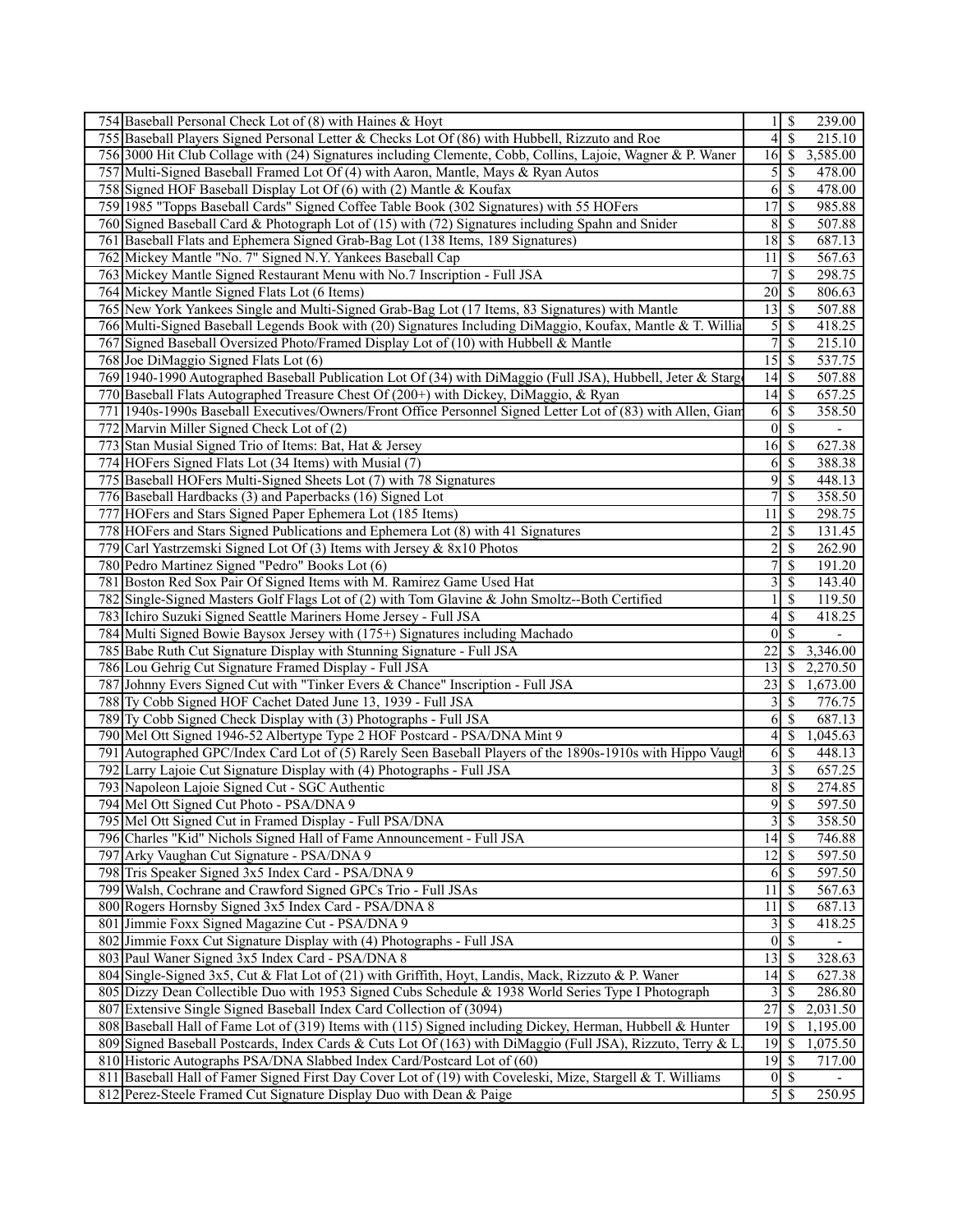| | | | | |
|---|---|---|---|---|
| 754 | Baseball Personal Check Lot of (8) with Haines & Hoyt | 1 | $ | 239.00 |
| 755 | Baseball Players Signed Personal Letter & Checks Lot Of (86) with Hubbell, Rizzuto and Roe | 4 | $ | 215.10 |
| 756 | 3000 Hit Club Collage with (24) Signatures including Clemente, Cobb, Collins, Lajoie, Wagner & P. Waner | 16 | $ | 3,585.00 |
| 757 | Multi-Signed Baseball Framed Lot Of (4) with Aaron, Mantle, Mays & Ryan Autos | 5 | $ | 478.00 |
| 758 | Signed HOF Baseball Display Lot Of (6) with (2) Mantle & Koufax | 6 | $ | 478.00 |
| 759 | 1985 "Topps Baseball Cards" Signed Coffee Table Book (302 Signatures) with 55 HOFers | 17 | $ | 985.88 |
| 760 | Signed Baseball Card & Photograph Lot of (15) with (72) Signatures including Spahn and Snider | 8 | $ | 507.88 |
| 761 | Baseball Flats and Ephemera Signed Grab-Bag Lot (138 Items, 189 Signatures) | 18 | $ | 687.13 |
| 762 | Mickey Mantle "No. 7" Signed N.Y. Yankees Baseball Cap | 11 | $ | 567.63 |
| 763 | Mickey Mantle Signed Restaurant Menu with No.7 Inscription - Full JSA | 7 | $ | 298.75 |
| 764 | Mickey Mantle Signed Flats Lot (6 Items) | 20 | $ | 806.63 |
| 765 | New York Yankees Single and Multi-Signed Grab-Bag Lot (17 Items, 83 Signatures) with Mantle | 13 | $ | 507.88 |
| 766 | Multi-Signed Baseball Legends Book with (20) Signatures Including DiMaggio, Koufax, Mantle & T. Willia | 5 | $ | 418.25 |
| 767 | Signed Baseball Oversized Photo/Framed Display Lot of (10) with Hubbell & Mantle | 7 | $ | 215.10 |
| 768 | Joe DiMaggio Signed Flats Lot (6) | 15 | $ | 537.75 |
| 769 | 1940-1990 Autographed Baseball Publication Lot Of (34) with DiMaggio (Full JSA), Hubbell, Jeter & Starg | 14 | $ | 507.88 |
| 770 | Baseball Flats Autographed Treasure Chest Of (200+) with Dickey, DiMaggio, & Ryan | 14 | $ | 657.25 |
| 771 | 1940s-1990s Baseball Executives/Owners/Front Office Personnel Signed Letter Lot of (83) with Allen, Giam | 6 | $ | 358.50 |
| 772 | Marvin Miller Signed Check Lot of (2) | 0 | $ | - |
| 773 | Stan Musial Signed Trio of Items: Bat, Hat & Jersey | 16 | $ | 627.38 |
| 774 | HOFers Signed Flats Lot (34 Items) with Musial (7) | 6 | $ | 388.38 |
| 775 | Baseball HOFers Multi-Signed Sheets Lot (7) with 78 Signatures | 9 | $ | 448.13 |
| 776 | Baseball Hardbacks (3) and Paperbacks (16) Signed Lot | 7 | $ | 358.50 |
| 777 | HOFers and Stars Signed Paper Ephemera Lot (185 Items) | 11 | $ | 298.75 |
| 778 | HOFers and Stars Signed Publications and Ephemera Lot (8) with 41 Signatures | 2 | $ | 131.45 |
| 779 | Carl Yastrzemski Signed Lot Of (3) Items with Jersey & 8x10 Photos | 2 | $ | 262.90 |
| 780 | Pedro Martinez Signed "Pedro" Books Lot (6) | 7 | $ | 191.20 |
| 781 | Boston Red Sox Pair Of Signed Items with M. Ramirez Game Used Hat | 3 | $ | 143.40 |
| 782 | Single-Signed Masters Golf Flags Lot of (2) with Tom Glavine & John Smoltz--Both Certified | 1 | $ | 119.50 |
| 783 | Ichiro Suzuki Signed Seattle Mariners Home Jersey - Full JSA | 4 | $ | 418.25 |
| 784 | Multi Signed Bowie Baysox Jersey with (175+) Signatures including Machado | 0 | $ | - |
| 785 | Babe Ruth Cut Signature Display with Stunning Signature - Full JSA | 22 | $ | 3,346.00 |
| 786 | Lou Gehrig Cut Signature Framed Display - Full JSA | 13 | $ | 2,270.50 |
| 787 | Johnny Evers Signed Cut with "Tinker Evers & Chance" Inscription - Full JSA | 23 | $ | 1,673.00 |
| 788 | Ty Cobb Signed HOF Cachet Dated June 13, 1939 - Full JSA | 3 | $ | 776.75 |
| 789 | Ty Cobb Signed Check Display with (3) Photographs - Full JSA | 6 | $ | 687.13 |
| 790 | Mel Ott Signed 1946-52 Albertype Type 2 HOF Postcard - PSA/DNA Mint 9 | 4 | $ | 1,045.63 |
| 791 | Autographed GPC/Index Card Lot of (5) Rarely Seen Baseball Players of the 1890s-1910s with Hippo Vaugh | 6 | $ | 448.13 |
| 792 | Larry Lajoie Cut Signature Display with (4) Photographs - Full JSA | 3 | $ | 657.25 |
| 793 | Napoleon Lajoie Signed Cut - SGC Authentic | 8 | $ | 274.85 |
| 794 | Mel Ott Signed Cut Photo - PSA/DNA 9 | 9 | $ | 597.50 |
| 795 | Mel Ott Signed Cut in Framed Display - Full PSA/DNA | 3 | $ | 358.50 |
| 796 | Charles "Kid" Nichols Signed Hall of Fame Announcement - Full JSA | 14 | $ | 746.88 |
| 797 | Arky Vaughan Cut Signature - PSA/DNA 9 | 12 | $ | 597.50 |
| 798 | Tris Speaker Signed 3x5 Index Card - PSA/DNA 9 | 6 | $ | 597.50 |
| 799 | Walsh, Cochrane and Crawford Signed GPCs Trio - Full JSAs | 11 | $ | 567.63 |
| 800 | Rogers Hornsby Signed 3x5 Index Card - PSA/DNA 8 | 11 | $ | 687.13 |
| 801 | Jimmie Foxx Signed Magazine Cut - PSA/DNA 9 | 3 | $ | 418.25 |
| 802 | Jimmie Foxx Cut Signature Display with (4) Photographs - Full JSA | 0 | $ | - |
| 803 | Paul Waner Signed 3x5 Index Card - PSA/DNA 8 | 13 | $ | 328.63 |
| 804 | Single-Signed 3x5, Cut & Flat Lot of (21) with Griffith, Hoyt, Landis, Mack, Rizzuto & P. Waner | 14 | $ | 627.38 |
| 805 | Dizzy Dean Collectible Duo with 1953 Signed Cubs Schedule & 1938 World Series Type I Photograph | 3 | $ | 286.80 |
| 807 | Extensive Single Signed Baseball Index Card Collection of (3094) | 27 | $ | 2,031.50 |
| 808 | Baseball Hall of Fame Lot of (319) Items with (115) Signed including Dickey, Herman, Hubbell & Hunter | 19 | $ | 1,195.00 |
| 809 | Signed Baseball Postcards, Index Cards & Cuts Lot Of (163) with DiMaggio (Full JSA), Rizzuto, Terry & L | 19 | $ | 1,075.50 |
| 810 | Historic Autographs PSA/DNA Slabbed Index Card/Postcard Lot of (60) | 19 | $ | 717.00 |
| 811 | Baseball Hall of Famer Signed First Day Cover Lot of (19) with Coveleski, Mize, Stargell & T. Williams | 0 | $ | - |
| 812 | Perez-Steele Framed Cut Signature Display Duo with Dean & Paige | 5 | $ | 250.95 |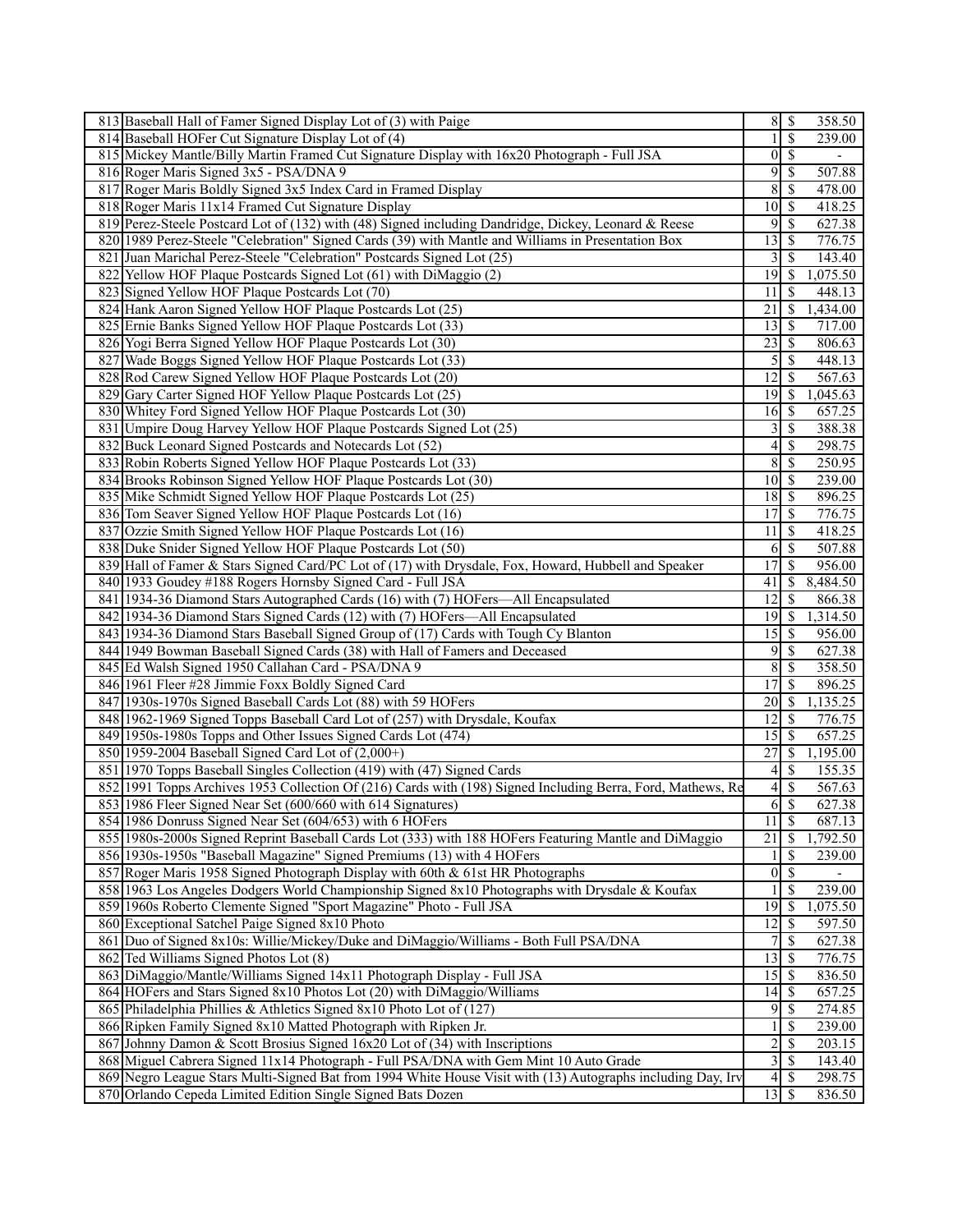| | | | | |
|---|---|---|---|---|
| 813 | Baseball Hall of Famer Signed Display Lot of (3) with Paige | 8 | $ | 358.50 |
| 814 | Baseball HOFer Cut Signature Display Lot of (4) | 1 | $ | 239.00 |
| 815 | Mickey Mantle/Billy Martin Framed Cut Signature Display with 16x20 Photograph - Full JSA | 0 | $ | - |
| 816 | Roger Maris Signed 3x5 - PSA/DNA 9 | 9 | $ | 507.88 |
| 817 | Roger Maris Boldly Signed 3x5 Index Card in Framed Display | 8 | $ | 478.00 |
| 818 | Roger Maris 11x14 Framed Cut Signature Display | 10 | $ | 418.25 |
| 819 | Perez-Steele Postcard Lot of (132) with (48) Signed including Dandridge, Dickey, Leonard & Reese | 9 | $ | 627.38 |
| 820 | 1989 Perez-Steele "Celebration" Signed Cards (39) with Mantle and Williams in Presentation Box | 13 | $ | 776.75 |
| 821 | Juan Marichal Perez-Steele "Celebration" Postcards Signed Lot (25) | 3 | $ | 143.40 |
| 822 | Yellow HOF Plaque Postcards Signed Lot (61) with DiMaggio (2) | 19 | $ | 1,075.50 |
| 823 | Signed Yellow HOF Plaque Postcards Lot (70) | 11 | $ | 448.13 |
| 824 | Hank Aaron Signed Yellow HOF Plaque Postcards Lot (25) | 21 | $ | 1,434.00 |
| 825 | Ernie Banks Signed Yellow HOF Plaque Postcards Lot (33) | 13 | $ | 717.00 |
| 826 | Yogi Berra Signed Yellow HOF Plaque Postcards Lot (30) | 23 | $ | 806.63 |
| 827 | Wade Boggs Signed Yellow HOF Plaque Postcards Lot (33) | 5 | $ | 448.13 |
| 828 | Rod Carew Signed Yellow HOF Plaque Postcards Lot (20) | 12 | $ | 567.63 |
| 829 | Gary Carter Signed HOF Yellow Plaque Postcards Lot (25) | 19 | $ | 1,045.63 |
| 830 | Whitey Ford Signed Yellow HOF Plaque Postcards Lot (30) | 16 | $ | 657.25 |
| 831 | Umpire Doug Harvey Yellow HOF Plaque Postcards Signed Lot (25) | 3 | $ | 388.38 |
| 832 | Buck Leonard Signed Postcards and Notecards Lot (52) | 4 | $ | 298.75 |
| 833 | Robin Roberts Signed Yellow HOF Plaque Postcards Lot (33) | 8 | $ | 250.95 |
| 834 | Brooks Robinson Signed Yellow HOF Plaque Postcards Lot (30) | 10 | $ | 239.00 |
| 835 | Mike Schmidt Signed Yellow HOF Plaque Postcards Lot (25) | 18 | $ | 896.25 |
| 836 | Tom Seaver Signed Yellow HOF Plaque Postcards Lot (16) | 17 | $ | 776.75 |
| 837 | Ozzie Smith Signed Yellow HOF Plaque Postcards Lot (16) | 11 | $ | 418.25 |
| 838 | Duke Snider Signed Yellow HOF Plaque Postcards Lot (50) | 6 | $ | 507.88 |
| 839 | Hall of Famer & Stars Signed Card/PC Lot of (17) with Drysdale, Fox, Howard, Hubbell and Speaker | 17 | $ | 956.00 |
| 840 | 1933 Goudey #188 Rogers Hornsby Signed Card - Full JSA | 41 | $ | 8,484.50 |
| 841 | 1934-36 Diamond Stars Autographed Cards (16) with (7) HOFers—All Encapsulated | 12 | $ | 866.38 |
| 842 | 1934-36 Diamond Stars Signed Cards (12) with (7) HOFers—All Encapsulated | 19 | $ | 1,314.50 |
| 843 | 1934-36 Diamond Stars Baseball Signed Group of (17) Cards with Tough Cy Blanton | 15 | $ | 956.00 |
| 844 | 1949 Bowman Baseball Signed Cards (38) with Hall of Famers and Deceased | 9 | $ | 627.38 |
| 845 | Ed Walsh Signed 1950 Callahan Card - PSA/DNA 9 | 8 | $ | 358.50 |
| 846 | 1961 Fleer #28 Jimmie Foxx Boldly Signed Card | 17 | $ | 896.25 |
| 847 | 1930s-1970s Signed Baseball Cards Lot (88) with 59 HOFers | 20 | $ | 1,135.25 |
| 848 | 1962-1969 Signed Topps Baseball Card Lot of (257) with Drysdale, Koufax | 12 | $ | 776.75 |
| 849 | 1950s-1980s Topps and Other Issues Signed Cards Lot (474) | 15 | $ | 657.25 |
| 850 | 1959-2004 Baseball Signed Card Lot of (2,000+) | 27 | $ | 1,195.00 |
| 851 | 1970 Topps Baseball Singles Collection (419) with (47) Signed Cards | 4 | $ | 155.35 |
| 852 | 1991 Topps Archives 1953 Collection Of (216) Cards with (198) Signed Including Berra, Ford, Mathews, Re | 4 | $ | 567.63 |
| 853 | 1986 Fleer Signed Near Set (600/660 with 614 Signatures) | 6 | $ | 627.38 |
| 854 | 1986 Donruss Signed Near Set (604/653) with 6 HOFers | 11 | $ | 687.13 |
| 855 | 1980s-2000s Signed Reprint Baseball Cards Lot (333) with 188 HOFers Featuring Mantle and DiMaggio | 21 | $ | 1,792.50 |
| 856 | 1930s-1950s "Baseball Magazine" Signed Premiums (13) with 4 HOFers | 1 | $ | 239.00 |
| 857 | Roger Maris 1958 Signed Photograph Display with 60th & 61st HR Photographs | 0 | $ | - |
| 858 | 1963 Los Angeles Dodgers World Championship Signed 8x10 Photographs with Drysdale & Koufax | 1 | $ | 239.00 |
| 859 | 1960s Roberto Clemente Signed "Sport Magazine" Photo - Full JSA | 19 | $ | 1,075.50 |
| 860 | Exceptional Satchel Paige Signed 8x10 Photo | 12 | $ | 597.50 |
| 861 | Duo of Signed 8x10s: Willie/Mickey/Duke and DiMaggio/Williams - Both Full PSA/DNA | 7 | $ | 627.38 |
| 862 | Ted Williams Signed Photos Lot (8) | 13 | $ | 776.75 |
| 863 | DiMaggio/Mantle/Williams Signed 14x11 Photograph Display - Full JSA | 15 | $ | 836.50 |
| 864 | HOFers and Stars Signed 8x10 Photos Lot (20) with DiMaggio/Williams | 14 | $ | 657.25 |
| 865 | Philadelphia Phillies & Athletics Signed 8x10 Photo Lot of (127) | 9 | $ | 274.85 |
| 866 | Ripken Family Signed 8x10 Matted Photograph with Ripken Jr. | 1 | $ | 239.00 |
| 867 | Johnny Damon & Scott Brosius Signed 16x20 Lot of (34) with Inscriptions | 2 | $ | 203.15 |
| 868 | Miguel Cabrera Signed 11x14 Photograph - Full PSA/DNA with Gem Mint 10 Auto Grade | 3 | $ | 143.40 |
| 869 | Negro League Stars Multi-Signed Bat from 1994 White House Visit with (13) Autographs including Day, Irv | 4 | $ | 298.75 |
| 870 | Orlando Cepeda Limited Edition Single Signed Bats Dozen | 13 | $ | 836.50 |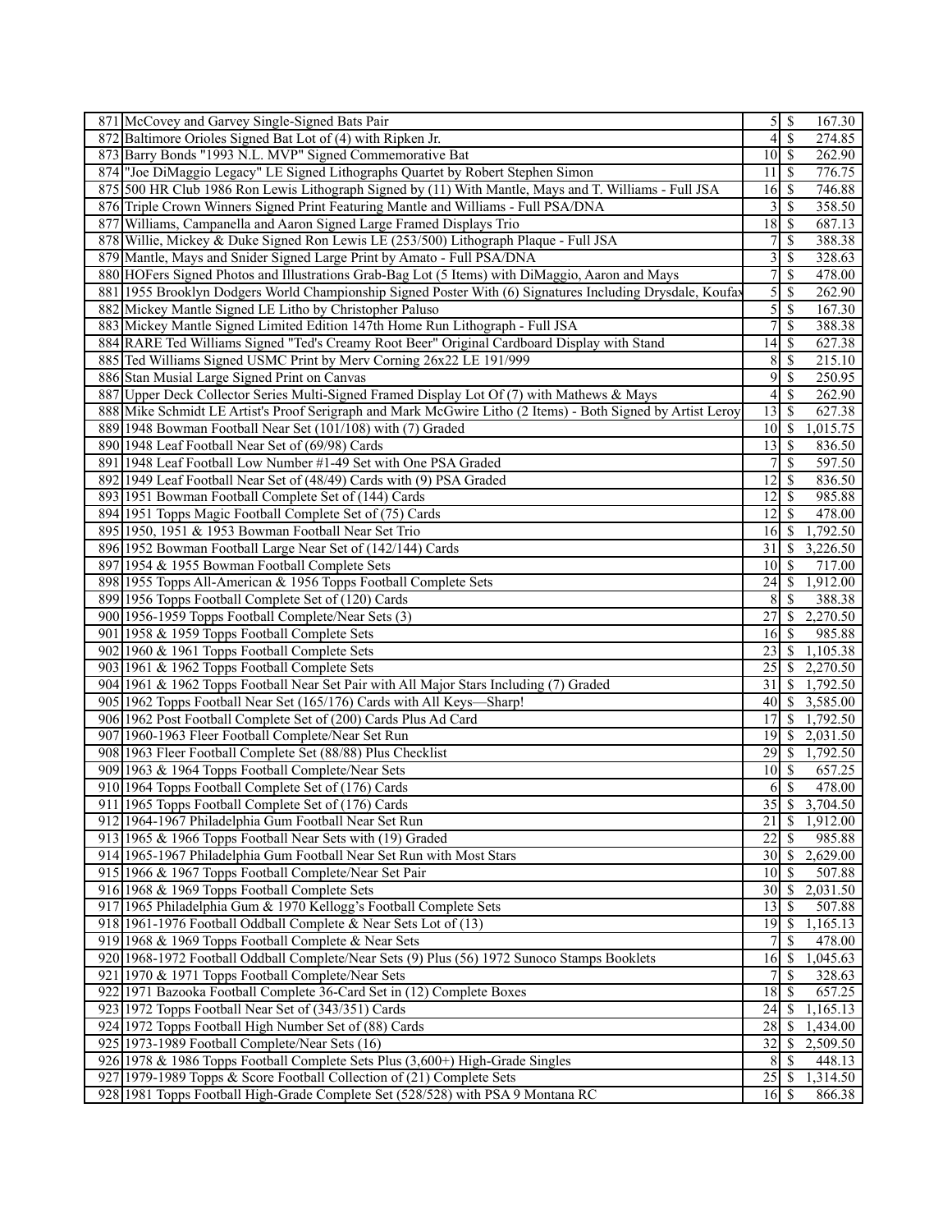| | | | | |
|---|---|---|---|---|
| 871 | McCovey and Garvey Single-Signed Bats Pair | 5 | $ | 167.30 |
| 872 | Baltimore Orioles Signed Bat Lot of (4) with Ripken Jr. | 4 | $ | 274.85 |
| 873 | Barry Bonds "1993 N.L. MVP" Signed Commemorative Bat | 10 | $ | 262.90 |
| 874 | "Joe DiMaggio Legacy" LE Signed Lithographs Quartet by Robert Stephen Simon | 11 | $ | 776.75 |
| 875 | 500 HR Club 1986 Ron Lewis Lithograph Signed by (11) With Mantle, Mays and T. Williams - Full JSA | 16 | $ | 746.88 |
| 876 | Triple Crown Winners Signed Print Featuring Mantle and Williams - Full PSA/DNA | 3 | $ | 358.50 |
| 877 | Williams, Campanella and Aaron Signed Large Framed Displays Trio | 18 | $ | 687.13 |
| 878 | Willie, Mickey & Duke Signed Ron Lewis LE (253/500) Lithograph Plaque - Full JSA | 7 | $ | 388.38 |
| 879 | Mantle, Mays and Snider Signed Large Print by Amato - Full PSA/DNA | 3 | $ | 328.63 |
| 880 | HOFers Signed Photos and Illustrations Grab-Bag Lot (5 Items) with DiMaggio, Aaron and Mays | 7 | $ | 478.00 |
| 881 | 1955 Brooklyn Dodgers World Championship Signed Poster With (6) Signatures Including Drysdale, Koufax | 5 | $ | 262.90 |
| 882 | Mickey Mantle Signed LE Litho by Christopher Paluso | 5 | $ | 167.30 |
| 883 | Mickey Mantle Signed Limited Edition 147th Home Run Lithograph - Full JSA | 7 | $ | 388.38 |
| 884 | RARE Ted Williams Signed "Ted's Creamy Root Beer" Original Cardboard Display with Stand | 14 | $ | 627.38 |
| 885 | Ted Williams Signed USMC Print by Merv Corning 26x22 LE 191/999 | 8 | $ | 215.10 |
| 886 | Stan Musial Large Signed Print on Canvas | 9 | $ | 250.95 |
| 887 | Upper Deck Collector Series Multi-Signed Framed Display Lot Of (7) with Mathews & Mays | 4 | $ | 262.90 |
| 888 | Mike Schmidt LE Artist's Proof Serigraph and Mark McGwire Litho (2 Items) - Both Signed by Artist Leroy | 13 | $ | 627.38 |
| 889 | 1948 Bowman Football Near Set (101/108) with (7) Graded | 10 | $ | 1,015.75 |
| 890 | 1948 Leaf Football Near Set of (69/98) Cards | 13 | $ | 836.50 |
| 891 | 1948 Leaf Football Low Number #1-49 Set with One PSA Graded | 7 | $ | 597.50 |
| 892 | 1949 Leaf Football Near Set of (48/49) Cards with (9) PSA Graded | 12 | $ | 836.50 |
| 893 | 1951 Bowman Football Complete Set of (144) Cards | 12 | $ | 985.88 |
| 894 | 1951 Topps Magic Football Complete Set of (75) Cards | 12 | $ | 478.00 |
| 895 | 1950, 1951 & 1953 Bowman Football Near Set Trio | 16 | $ | 1,792.50 |
| 896 | 1952 Bowman Football Large Near Set of (142/144) Cards | 31 | $ | 3,226.50 |
| 897 | 1954 & 1955 Bowman Football Complete Sets | 10 | $ | 717.00 |
| 898 | 1955 Topps All-American & 1956 Topps Football Complete Sets | 24 | $ | 1,912.00 |
| 899 | 1956 Topps Football Complete Set of (120) Cards | 8 | $ | 388.38 |
| 900 | 1956-1959 Topps Football Complete/Near Sets (3) | 27 | $ | 2,270.50 |
| 901 | 1958 & 1959 Topps Football Complete Sets | 16 | $ | 985.88 |
| 902 | 1960 & 1961 Topps Football Complete Sets | 23 | $ | 1,105.38 |
| 903 | 1961 & 1962 Topps Football Complete Sets | 25 | $ | 2,270.50 |
| 904 | 1961 & 1962 Topps Football Near Set Pair with All Major Stars Including (7) Graded | 31 | $ | 1,792.50 |
| 905 | 1962 Topps Football Near Set (165/176) Cards with All Keys—Sharp! | 40 | $ | 3,585.00 |
| 906 | 1962 Post Football Complete Set of (200) Cards Plus Ad Card | 17 | $ | 1,792.50 |
| 907 | 1960-1963 Fleer Football Complete/Near Set Run | 19 | $ | 2,031.50 |
| 908 | 1963 Fleer Football Complete Set (88/88) Plus Checklist | 29 | $ | 1,792.50 |
| 909 | 1963 & 1964 Topps Football Complete/Near Sets | 10 | $ | 657.25 |
| 910 | 1964 Topps Football Complete Set of (176) Cards | 6 | $ | 478.00 |
| 911 | 1965 Topps Football Complete Set of (176) Cards | 35 | $ | 3,704.50 |
| 912 | 1964-1967 Philadelphia Gum Football Near Set Run | 21 | $ | 1,912.00 |
| 913 | 1965 & 1966 Topps Football Near Sets with (19) Graded | 22 | $ | 985.88 |
| 914 | 1965-1967 Philadelphia Gum Football Near Set Run with Most Stars | 30 | $ | 2,629.00 |
| 915 | 1966 & 1967 Topps Football Complete/Near Set Pair | 10 | $ | 507.88 |
| 916 | 1968 & 1969 Topps Football Complete Sets | 30 | $ | 2,031.50 |
| 917 | 1965 Philadelphia Gum & 1970 Kellogg's Football Complete Sets | 13 | $ | 507.88 |
| 918 | 1961-1976 Football Oddball Complete & Near Sets Lot of (13) | 19 | $ | 1,165.13 |
| 919 | 1968 & 1969 Topps Football Complete & Near Sets | 7 | $ | 478.00 |
| 920 | 1968-1972 Football Oddball Complete/Near Sets (9) Plus (56) 1972 Sunoco Stamps Booklets | 16 | $ | 1,045.63 |
| 921 | 1970 & 1971 Topps Football Complete/Near Sets | 7 | $ | 328.63 |
| 922 | 1971 Bazooka Football Complete 36-Card Set in (12) Complete Boxes | 18 | $ | 657.25 |
| 923 | 1972 Topps Football Near Set of (343/351) Cards | 24 | $ | 1,165.13 |
| 924 | 1972 Topps Football High Number Set of (88) Cards | 28 | $ | 1,434.00 |
| 925 | 1973-1989 Football Complete/Near Sets (16) | 32 | $ | 2,509.50 |
| 926 | 1978 & 1986 Topps Football Complete Sets Plus (3,600+) High-Grade Singles | 8 | $ | 448.13 |
| 927 | 1979-1989 Topps & Score Football Collection of (21) Complete Sets | 25 | $ | 1,314.50 |
| 928 | 1981 Topps Football High-Grade Complete Set (528/528) with PSA 9 Montana RC | 16 | $ | 866.38 |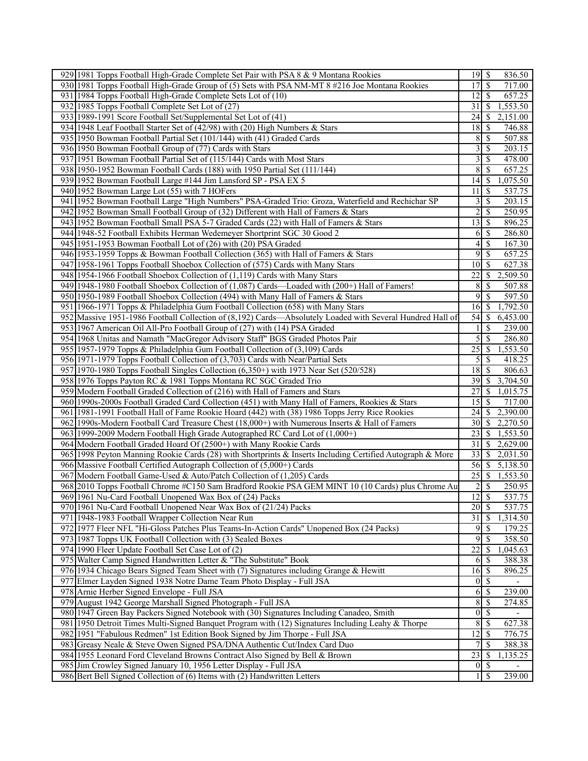| | | | | |
|---|---|---|---|---|
| 929 | 1981 Topps Football High-Grade Complete Set Pair with PSA 8 & 9 Montana Rookies | 19 | $ | 836.50 |
| 930 | 1981 Topps Football High-Grade Group of (5) Sets with PSA NM-MT 8 #216 Joe Montana Rookies | 17 | $ | 717.00 |
| 931 | 1984 Topps Football High-Grade Complete Sets Lot of (10) | 12 | $ | 657.25 |
| 932 | 1985 Topps Football Complete Set Lot of (27) | 31 | $ | 1,553.50 |
| 933 | 1989-1991 Score Football Set/Supplemental Set Lot of (41) | 24 | $ | 2,151.00 |
| 934 | 1948 Leaf Football Starter Set of (42/98) with (20) High Numbers & Stars | 18 | $ | 746.88 |
| 935 | 1950 Bowman Football Partial Set (101/144) with (41) Graded Cards | 8 | $ | 507.88 |
| 936 | 1950 Bowman Football Group of (77) Cards with Stars | 3 | $ | 203.15 |
| 937 | 1951 Bowman Football Partial Set of (115/144) Cards with Most Stars | 3 | $ | 478.00 |
| 938 | 1950-1952 Bowman Football Cards (188) with 1950 Partial Set (111/144) | 8 | $ | 657.25 |
| 939 | 1952 Bowman Football Large #144 Jim Lansford SP - PSA EX 5 | 14 | $ | 1,075.50 |
| 940 | 1952 Bowman Large Lot (55) with 7 HOFers | 11 | $ | 537.75 |
| 941 | 1952 Bowman Football Large "High Numbers" PSA-Graded Trio: Groza, Waterfield and Rechichar SP | 3 | $ | 203.15 |
| 942 | 1952 Bowman Small Football Group of (32) Different with Hall of Famers & Stars | 2 | $ | 250.95 |
| 943 | 1952 Bowman Football Small PSA 5-7 Graded Cards (22) with Hall of Famers & Stars | 13 | $ | 896.25 |
| 944 | 1948-52 Football Exhibits Herman Wedemeyer Shortprint SGC 30 Good 2 | 6 | $ | 286.80 |
| 945 | 1951-1953 Bowman Football Lot of (26) with (20) PSA Graded | 4 | $ | 167.30 |
| 946 | 1953-1959 Topps & Bowman Football Collection (365) with Hall of Famers & Stars | 9 | $ | 657.25 |
| 947 | 1958-1961 Topps Football Shoebox Collection of (575) Cards with Many Stars | 10 | $ | 627.38 |
| 948 | 1954-1966 Football Shoebox Collection of (1,119) Cards with Many Stars | 22 | $ | 2,509.50 |
| 949 | 1948-1980 Football Shoebox Collection of (1,087) Cards—Loaded with (200+) Hall of Famers! | 8 | $ | 507.88 |
| 950 | 1950-1989 Football Shoebox Collection (494) with Many Hall of Famers & Stars | 9 | $ | 597.50 |
| 951 | 1966-1971 Topps & Philadelphia Gum Football Collection (658) with Many Stars | 16 | $ | 1,792.50 |
| 952 | Massive 1951-1986 Football Collection of (8,192) Cards—Absolutely Loaded with Several Hundred Hall of | 54 | $ | 6,453.00 |
| 953 | 1967 American Oil All-Pro Football Group of (27) with (14) PSA Graded | 1 | $ | 239.00 |
| 954 | 1968 Unitas and Namath "MacGregor Advisory Staff" BGS Graded Photos Pair | 5 | $ | 286.80 |
| 955 | 1957-1979 Topps & Philadelphia Gum Football Collection of (3,109) Cards | 25 | $ | 1,553.50 |
| 956 | 1971-1979 Topps Football Collection of (3,703) Cards with Near/Partial Sets | 5 | $ | 418.25 |
| 957 | 1970-1980 Topps Football Singles Collection (6,350+) with 1973 Near Set (520/528) | 18 | $ | 806.63 |
| 958 | 1976 Topps Payton RC & 1981 Topps Montana RC SGC Graded Trio | 39 | $ | 3,704.50 |
| 959 | Modern Football Graded Collection of (216) with Hall of Famers and Stars | 27 | $ | 1,015.75 |
| 960 | 1990s-2000s Football Graded Card Collection (451) with Many Hall of Famers, Rookies & Stars | 15 | $ | 717.00 |
| 961 | 1981-1991 Football Hall of Fame Rookie Hoard (442) with (38) 1986 Topps Jerry Rice Rookies | 24 | $ | 2,390.00 |
| 962 | 1990s-Modern Football Card Treasure Chest (18,000+) with Numerous Inserts & Hall of Famers | 30 | $ | 2,270.50 |
| 963 | 1999-2009 Modern Football High Grade Autographed RC Card Lot of (1,000+) | 23 | $ | 1,553.50 |
| 964 | Modern Football Graded Hoard Of (2500+) with Many Rookie Cards | 31 | $ | 2,629.00 |
| 965 | 1998 Peyton Manning Rookie Cards (28) with Shortprints & Inserts Including Certified Autograph & More | 33 | $ | 2,031.50 |
| 966 | Massive Football Certified Autograph Collection of (5,000+) Cards | 56 | $ | 5,138.50 |
| 967 | Modern Football Game-Used & Auto/Patch Collection of (1,205) Cards | 25 | $ | 1,553.50 |
| 968 | 2010 Topps Football Chrome #C150 Sam Bradford Rookie PSA GEM MINT 10 (10 Cards) plus Chrome Au | 2 | $ | 250.95 |
| 969 | 1961 Nu-Card Football Unopened Wax Box of (24) Packs | 12 | $ | 537.75 |
| 970 | 1961 Nu-Card Football Unopened Near Wax Box of (21/24) Packs | 20 | $ | 537.75 |
| 971 | 1948-1983 Football Wrapper Collection Near Run | 31 | $ | 1,314.50 |
| 972 | 1977 Fleer NFL "Hi-Gloss Patches Plus Teams-In-Action Cards" Unopened Box (24 Packs) | 9 | $ | 179.25 |
| 973 | 1987 Topps UK Football Collection with (3) Sealed Boxes | 9 | $ | 358.50 |
| 974 | 1990 Fleer Update Football Set Case Lot of (2) | 22 | $ | 1,045.63 |
| 975 | Walter Camp Signed Handwritten Letter & "The Substitute" Book | 6 | $ | 388.38 |
| 976 | 1934 Chicago Bears Signed Team Sheet with (7) Signatures including Grange & Hewitt | 16 | $ | 896.25 |
| 977 | Elmer Layden Signed 1938 Notre Dame Team Photo Display - Full JSA | 0 | $ | - |
| 978 | Arnie Herber Signed Envelope - Full JSA | 6 | $ | 239.00 |
| 979 | August 1942 George Marshall Signed Photograph - Full JSA | 8 | $ | 274.85 |
| 980 | 1947 Green Bay Packers Signed Notebook with (30) Signatures Including Canadeo, Smith | 0 | $ | - |
| 981 | 1950 Detroit Times Multi-Signed Banquet Program with (12) Signatures Including Leahy & Thorpe | 8 | $ | 627.38 |
| 982 | 1951 "Fabulous Redmen" 1st Edition Book Signed by Jim Thorpe - Full JSA | 12 | $ | 776.75 |
| 983 | Greasy Neale & Steve Owen Signed PSA/DNA Authentic Cut/Index Card Duo | 7 | $ | 388.38 |
| 984 | 1955 Leonard Ford Cleveland Browns Contract Also Signed by Bell & Brown | 23 | $ | 1,135.25 |
| 985 | Jim Crowley Signed January 10, 1956 Letter Display - Full JSA | 0 | $ | - |
| 986 | Bert Bell Signed Collection of (6) Items with (2) Handwritten Letters | 1 | $ | 239.00 |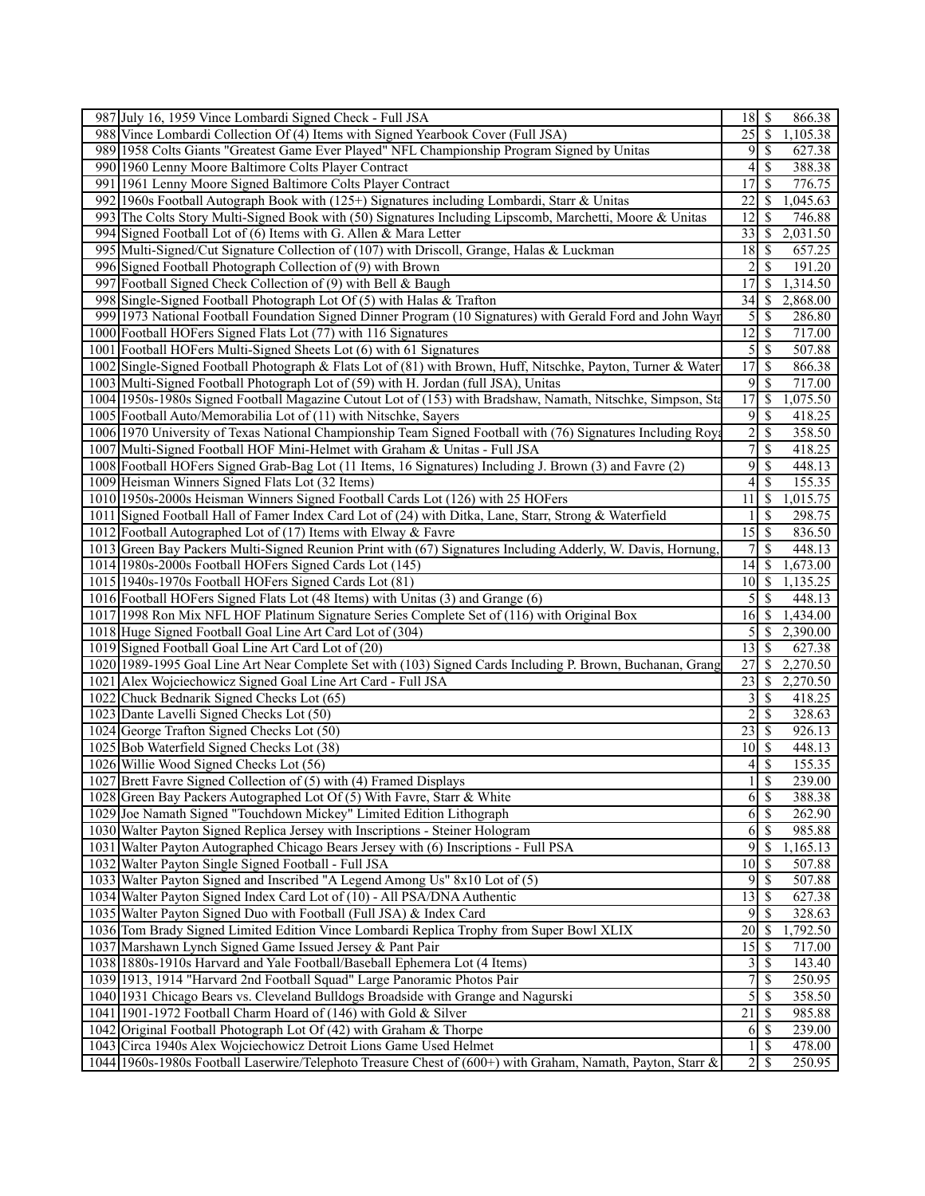| | | | | |
|---|---|---|---|---|
| 987 | July 16, 1959 Vince Lombardi Signed Check - Full JSA | 18 | $ | 866.38 |
| 988 | Vince Lombardi Collection Of (4) Items with Signed Yearbook Cover (Full JSA) | 25 | $ | 1,105.38 |
| 989 | 1958 Colts Giants "Greatest Game Ever Played" NFL Championship Program Signed by Unitas | 9 | $ | 627.38 |
| 990 | 1960 Lenny Moore Baltimore Colts Player Contract | 4 | $ | 388.38 |
| 991 | 1961 Lenny Moore Signed Baltimore Colts Player Contract | 17 | $ | 776.75 |
| 992 | 1960s Football Autograph Book with (125+) Signatures including Lombardi, Starr & Unitas | 22 | $ | 1,045.63 |
| 993 | The Colts Story Multi-Signed Book with (50) Signatures Including Lipscomb, Marchetti, Moore & Unitas | 12 | $ | 746.88 |
| 994 | Signed Football Lot of (6) Items with G. Allen & Mara Letter | 33 | $ | 2,031.50 |
| 995 | Multi-Signed/Cut Signature Collection of (107) with Driscoll, Grange, Halas & Luckman | 18 | $ | 657.25 |
| 996 | Signed Football Photograph Collection of (9) with Brown | 2 | $ | 191.20 |
| 997 | Football Signed Check Collection of (9) with Bell & Baugh | 17 | $ | 1,314.50 |
| 998 | Single-Signed Football Photograph Lot Of (5) with Halas & Trafton | 34 | $ | 2,868.00 |
| 999 | 1973 National Football Foundation Signed Dinner Program (10 Signatures) with Gerald Ford and John Wayn | 5 | $ | 286.80 |
| 1000 | Football HOFers Signed Flats Lot (77) with 116 Signatures | 12 | $ | 717.00 |
| 1001 | Football HOFers Multi-Signed Sheets Lot (6) with 61 Signatures | 5 | $ | 507.88 |
| 1002 | Single-Signed Football Photograph & Flats Lot of (81) with Brown, Huff, Nitschke, Payton, Turner & Water | 17 | $ | 866.38 |
| 1003 | Multi-Signed Football Photograph Lot of (59) with H. Jordan (full JSA), Unitas | 9 | $ | 717.00 |
| 1004 | 1950s-1980s Signed Football Magazine Cutout Lot of (153) with Bradshaw, Namath, Nitschke, Simpson, Sta | 17 | $ | 1,075.50 |
| 1005 | Football Auto/Memorabilia Lot of (11) with Nitschke, Sayers | 9 | $ | 418.25 |
| 1006 | 1970 University of Texas National Championship Team Signed Football with (76) Signatures Including Roya | 2 | $ | 358.50 |
| 1007 | Multi-Signed Football HOF Mini-Helmet with Graham & Unitas - Full JSA | 7 | $ | 418.25 |
| 1008 | Football HOFers Signed Grab-Bag Lot (11 Items, 16 Signatures) Including J. Brown (3) and Favre (2) | 9 | $ | 448.13 |
| 1009 | Heisman Winners Signed Flats Lot (32 Items) | 4 | $ | 155.35 |
| 1010 | 1950s-2000s Heisman Winners Signed Football Cards Lot (126) with 25 HOFers | 11 | $ | 1,015.75 |
| 1011 | Signed Football Hall of Famer Index Card Lot of (24) with Ditka, Lane, Starr, Strong & Waterfield | 1 | $ | 298.75 |
| 1012 | Football Autographed Lot of (17) Items with Elway & Favre | 15 | $ | 836.50 |
| 1013 | Green Bay Packers Multi-Signed Reunion Print with (67) Signatures Including Adderly, W. Davis, Hornung, | 7 | $ | 448.13 |
| 1014 | 1980s-2000s Football HOFers Signed Cards Lot (145) | 14 | $ | 1,673.00 |
| 1015 | 1940s-1970s Football HOFers Signed Cards Lot (81) | 10 | $ | 1,135.25 |
| 1016 | Football HOFers Signed Flats Lot (48 Items) with Unitas (3) and Grange (6) | 5 | $ | 448.13 |
| 1017 | 1998 Ron Mix NFL HOF Platinum Signature Series Complete Set of (116) with Original Box | 16 | $ | 1,434.00 |
| 1018 | Huge Signed Football Goal Line Art Card Lot of (304) | 5 | $ | 2,390.00 |
| 1019 | Signed Football Goal Line Art Card Lot of (20) | 13 | $ | 627.38 |
| 1020 | 1989-1995 Goal Line Art Near Complete Set with (103) Signed Cards Including P. Brown, Buchanan, Grang | 27 | $ | 2,270.50 |
| 1021 | Alex Wojciechowicz Signed Goal Line Art Card - Full JSA | 23 | $ | 2,270.50 |
| 1022 | Chuck Bednarik Signed Checks Lot (65) | 3 | $ | 418.25 |
| 1023 | Dante Lavelli Signed Checks Lot (50) | 2 | $ | 328.63 |
| 1024 | George Trafton Signed Checks Lot (50) | 23 | $ | 926.13 |
| 1025 | Bob Waterfield Signed Checks Lot (38) | 10 | $ | 448.13 |
| 1026 | Willie Wood Signed Checks Lot (56) | 4 | $ | 155.35 |
| 1027 | Brett Favre Signed Collection of (5) with (4) Framed Displays | 1 | $ | 239.00 |
| 1028 | Green Bay Packers Autographed Lot Of (5) With Favre, Starr & White | 6 | $ | 388.38 |
| 1029 | Joe Namath Signed "Touchdown Mickey" Limited Edition Lithograph | 6 | $ | 262.90 |
| 1030 | Walter Payton Signed Replica Jersey with Inscriptions - Steiner Hologram | 6 | $ | 985.88 |
| 1031 | Walter Payton Autographed Chicago Bears Jersey with (6) Inscriptions - Full PSA | 9 | $ | 1,165.13 |
| 1032 | Walter Payton Single Signed Football - Full JSA | 10 | $ | 507.88 |
| 1033 | Walter Payton Signed and Inscribed "A Legend Among Us" 8x10 Lot of (5) | 9 | $ | 507.88 |
| 1034 | Walter Payton Signed Index Card Lot of (10) - All PSA/DNA Authentic | 13 | $ | 627.38 |
| 1035 | Walter Payton Signed Duo with Football (Full JSA) & Index Card | 9 | $ | 328.63 |
| 1036 | Tom Brady Signed Limited Edition Vince Lombardi Replica Trophy from Super Bowl XLIX | 20 | $ | 1,792.50 |
| 1037 | Marshawn Lynch Signed Game Issued Jersey & Pant Pair | 15 | $ | 717.00 |
| 1038 | 1880s-1910s Harvard and Yale Football/Baseball Ephemera Lot (4 Items) | 3 | $ | 143.40 |
| 1039 | 1913, 1914 "Harvard 2nd Football Squad" Large Panoramic Photos Pair | 7 | $ | 250.95 |
| 1040 | 1931 Chicago Bears vs. Cleveland Bulldogs Broadside with Grange and Nagurski | 5 | $ | 358.50 |
| 1041 | 1901-1972 Football Charm Hoard of (146) with Gold & Silver | 21 | $ | 985.88 |
| 1042 | Original Football Photograph Lot Of (42) with Graham & Thorpe | 6 | $ | 239.00 |
| 1043 | Circa 1940s Alex Wojciechowicz Detroit Lions Game Used Helmet | 1 | $ | 478.00 |
| 1044 | 1960s-1980s Football Laserwire/Telephoto Treasure Chest of (600+) with Graham, Namath, Payton, Starr & | 2 | $ | 250.95 |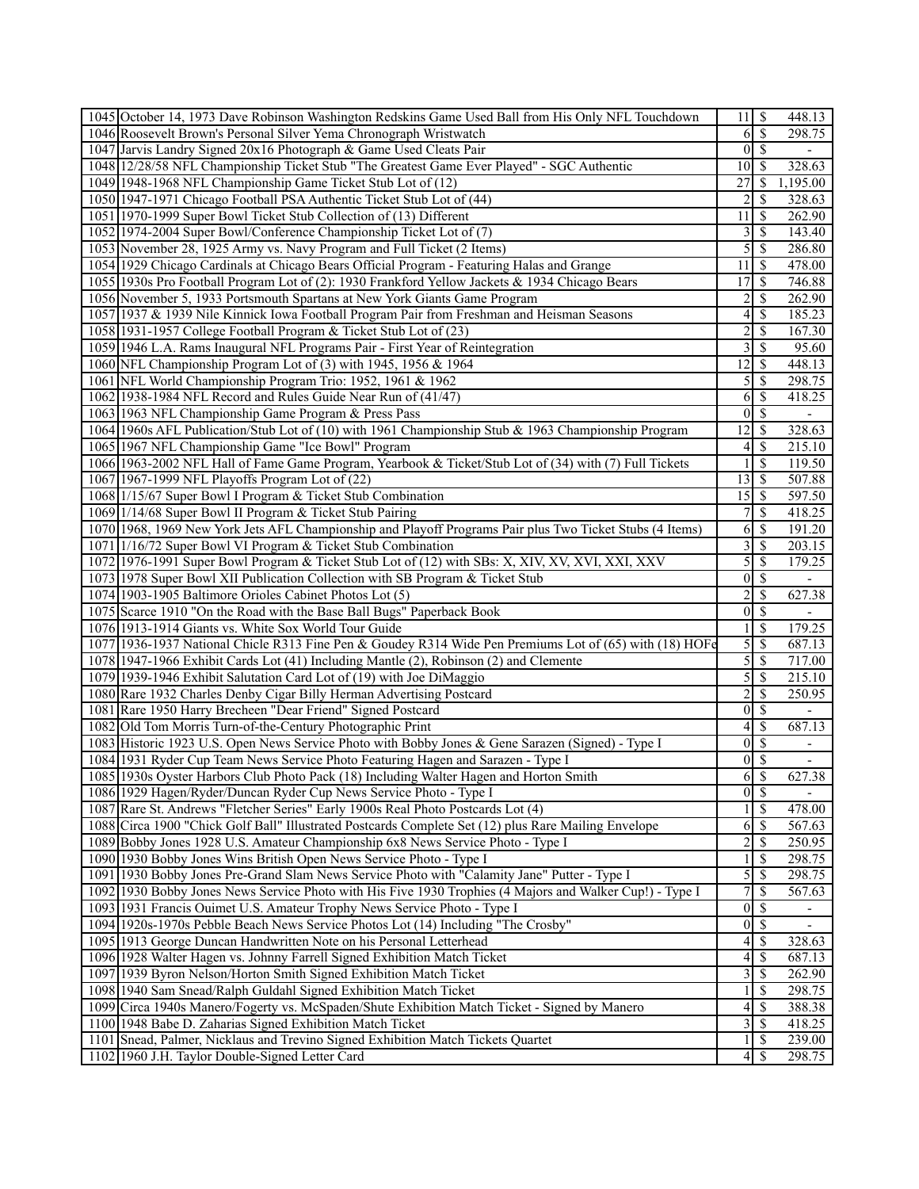| | | | | |
|---|---|---|---|---|
| 1045 | October 14, 1973 Dave Robinson Washington Redskins Game Used Ball from His Only NFL Touchdown | 11 | $ | 448.13 |
| 1046 | Roosevelt Brown's Personal Silver Yema Chronograph Wristwatch | 6 | $ | 298.75 |
| 1047 | Jarvis Landry Signed 20x16 Photograph & Game Used Cleats Pair | 0 | $ | - |
| 1048 | 12/28/58 NFL Championship Ticket Stub "The Greatest Game Ever Played" - SGC Authentic | 10 | $ | 328.63 |
| 1049 | 1948-1968 NFL Championship Game Ticket Stub Lot of (12) | 27 | $ | 1,195.00 |
| 1050 | 1947-1971 Chicago Football PSA Authentic Ticket Stub Lot of (44) | 2 | $ | 328.63 |
| 1051 | 1970-1999 Super Bowl Ticket Stub Collection of (13) Different | 11 | $ | 262.90 |
| 1052 | 1974-2004 Super Bowl/Conference Championship Ticket Lot of (7) | 3 | $ | 143.40 |
| 1053 | November 28, 1925 Army vs. Navy Program and Full Ticket (2 Items) | 5 | $ | 286.80 |
| 1054 | 1929 Chicago Cardinals at Chicago Bears Official Program - Featuring Halas and Grange | 11 | $ | 478.00 |
| 1055 | 1930s Pro Football Program Lot of (2): 1930 Frankford Yellow Jackets & 1934 Chicago Bears | 17 | $ | 746.88 |
| 1056 | November 5, 1933 Portsmouth Spartans at New York Giants Game Program | 2 | $ | 262.90 |
| 1057 | 1937 & 1939 Nile Kinnick Iowa Football Program Pair from Freshman and Heisman Seasons | 4 | $ | 185.23 |
| 1058 | 1931-1957 College Football Program & Ticket Stub Lot of (23) | 2 | $ | 167.30 |
| 1059 | 1946 L.A. Rams Inaugural NFL Programs Pair - First Year of Reintegration | 3 | $ | 95.60 |
| 1060 | NFL Championship Program Lot of (3) with 1945, 1956 & 1964 | 12 | $ | 448.13 |
| 1061 | NFL World Championship Program Trio: 1952, 1961 & 1962 | 5 | $ | 298.75 |
| 1062 | 1938-1984 NFL Record and Rules Guide Near Run of (41/47) | 6 | $ | 418.25 |
| 1063 | 1963 NFL Championship Game Program & Press Pass | 0 | $ | - |
| 1064 | 1960s AFL Publication/Stub Lot of (10) with 1961 Championship Stub & 1963 Championship Program | 12 | $ | 328.63 |
| 1065 | 1967 NFL Championship Game "Ice Bowl" Program | 4 | $ | 215.10 |
| 1066 | 1963-2002 NFL Hall of Fame Game Program, Yearbook & Ticket/Stub Lot of (34) with (7) Full Tickets | 1 | $ | 119.50 |
| 1067 | 1967-1999 NFL Playoffs Program Lot of (22) | 13 | $ | 507.88 |
| 1068 | 1/15/67 Super Bowl I Program & Ticket Stub Combination | 15 | $ | 597.50 |
| 1069 | 1/14/68 Super Bowl II Program & Ticket Stub Pairing | 7 | $ | 418.25 |
| 1070 | 1968, 1969 New York Jets AFL Championship and Playoff Programs Pair plus Two Ticket Stubs (4 Items) | 6 | $ | 191.20 |
| 1071 | 1/16/72 Super Bowl VI Program & Ticket Stub Combination | 3 | $ | 203.15 |
| 1072 | 1976-1991 Super Bowl Program & Ticket Stub Lot of (12) with SBs: X, XIV, XV, XVI, XXI, XXV | 5 | $ | 179.25 |
| 1073 | 1978 Super Bowl XII Publication Collection with SB Program & Ticket Stub | 0 | $ | - |
| 1074 | 1903-1905 Baltimore Orioles Cabinet Photos Lot (5) | 2 | $ | 627.38 |
| 1075 | Scarce 1910 "On the Road with the Base Ball Bugs" Paperback Book | 0 | $ | - |
| 1076 | 1913-1914 Giants vs. White Sox World Tour Guide | 1 | $ | 179.25 |
| 1077 | 1936-1937 National Chicle R313 Fine Pen & Goudey R314 Wide Pen Premiums Lot of (65) with (18) HOFe | 5 | $ | 687.13 |
| 1078 | 1947-1966 Exhibit Cards Lot (41) Including Mantle (2), Robinson (2) and Clemente | 5 | $ | 717.00 |
| 1079 | 1939-1946 Exhibit Salutation Card Lot of (19) with Joe DiMaggio | 5 | $ | 215.10 |
| 1080 | Rare 1932 Charles Denby Cigar Billy Herman Advertising Postcard | 2 | $ | 250.95 |
| 1081 | Rare 1950 Harry Brecheen "Dear Friend" Signed Postcard | 0 | $ | - |
| 1082 | Old Tom Morris Turn-of-the-Century Photographic Print | 4 | $ | 687.13 |
| 1083 | Historic 1923 U.S. Open News Service Photo with Bobby Jones & Gene Sarazen (Signed) - Type I | 0 | $ | - |
| 1084 | 1931 Ryder Cup Team News Service Photo Featuring Hagen and Sarazen - Type I | 0 | $ | - |
| 1085 | 1930s Oyster Harbors Club Photo Pack (18) Including Walter Hagen and Horton Smith | 6 | $ | 627.38 |
| 1086 | 1929 Hagen/Ryder/Duncan Ryder Cup News Service Photo - Type I | 0 | $ | - |
| 1087 | Rare St. Andrews "Fletcher Series" Early 1900s Real Photo Postcards Lot (4) | 1 | $ | 478.00 |
| 1088 | Circa 1900 "Chick Golf Ball" Illustrated Postcards Complete Set (12) plus Rare Mailing Envelope | 6 | $ | 567.63 |
| 1089 | Bobby Jones 1928 U.S. Amateur Championship 6x8 News Service Photo - Type I | 2 | $ | 250.95 |
| 1090 | 1930 Bobby Jones Wins British Open News Service Photo - Type I | 1 | $ | 298.75 |
| 1091 | 1930 Bobby Jones Pre-Grand Slam News Service Photo with "Calamity Jane" Putter - Type I | 5 | $ | 298.75 |
| 1092 | 1930 Bobby Jones News Service Photo with His Five 1930 Trophies (4 Majors and Walker Cup!) - Type I | 7 | $ | 567.63 |
| 1093 | 1931 Francis Ouimet U.S. Amateur Trophy News Service Photo - Type I | 0 | $ | - |
| 1094 | 1920s-1970s Pebble Beach News Service Photos Lot (14) Including "The Crosby" | 0 | $ | - |
| 1095 | 1913 George Duncan Handwritten Note on his Personal Letterhead | 4 | $ | 328.63 |
| 1096 | 1928 Walter Hagen vs. Johnny Farrell Signed Exhibition Match Ticket | 4 | $ | 687.13 |
| 1097 | 1939 Byron Nelson/Horton Smith Signed Exhibition Match Ticket | 3 | $ | 262.90 |
| 1098 | 1940 Sam Snead/Ralph Guldahl Signed Exhibition Match Ticket | 1 | $ | 298.75 |
| 1099 | Circa 1940s Manero/Fogerty vs. McSpaden/Shute Exhibition Match Ticket - Signed by Manero | 4 | $ | 388.38 |
| 1100 | 1948 Babe D. Zaharias Signed Exhibition Match Ticket | 3 | $ | 418.25 |
| 1101 | Snead, Palmer, Nicklaus and Trevino Signed Exhibition Match Tickets Quartet | 1 | $ | 239.00 |
| 1102 | 1960 J.H. Taylor Double-Signed Letter Card | 4 | $ | 298.75 |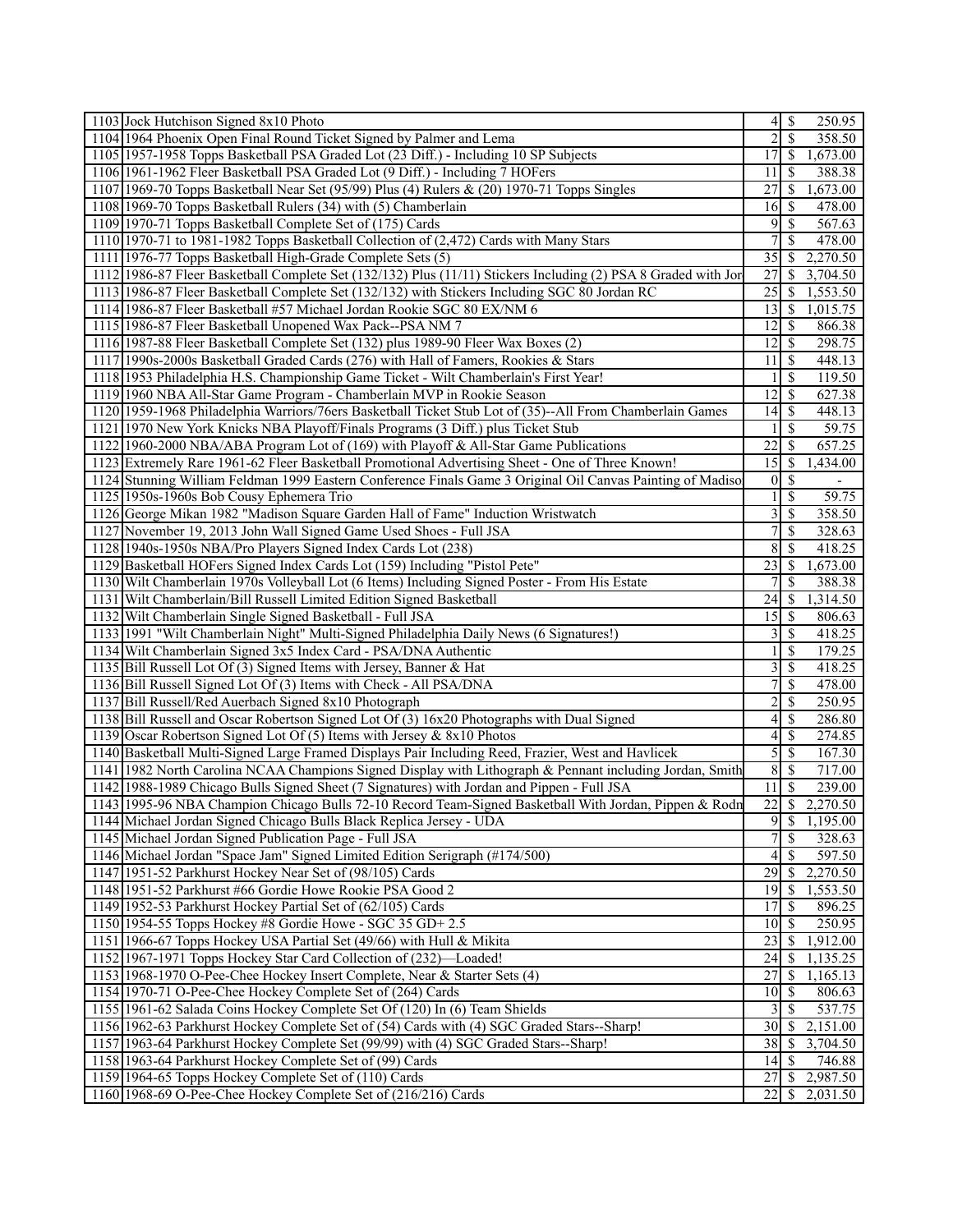| | | | | |
|---|---|---|---|---|
| 1103 | Jock Hutchison Signed 8x10 Photo | 4 | $ | 250.95 |
| 1104 | 1964 Phoenix Open Final Round Ticket Signed by Palmer and Lema | 2 | $ | 358.50 |
| 1105 | 1957-1958 Topps Basketball PSA Graded Lot (23 Diff.) - Including 10 SP Subjects | 17 | $ | 1,673.00 |
| 1106 | 1961-1962 Fleer Basketball PSA Graded Lot (9 Diff.) - Including 7 HOFers | 11 | $ | 388.38 |
| 1107 | 1969-70 Topps Basketball Near Set (95/99) Plus (4) Rulers & (20) 1970-71 Topps Singles | 27 | $ | 1,673.00 |
| 1108 | 1969-70 Topps Basketball Rulers (34) with (5) Chamberlain | 16 | $ | 478.00 |
| 1109 | 1970-71 Topps Basketball Complete Set of (175) Cards | 9 | $ | 567.63 |
| 1110 | 1970-71 to 1981-1982 Topps Basketball Collection of (2,472) Cards with Many Stars | 7 | $ | 478.00 |
| 1111 | 1976-77 Topps Basketball High-Grade Complete Sets (5) | 35 | $ | 2,270.50 |
| 1112 | 1986-87 Fleer Basketball Complete Set (132/132) Plus (11/11) Stickers Including (2) PSA 8 Graded with Jor | 27 | $ | 3,704.50 |
| 1113 | 1986-87 Fleer Basketball Complete Set (132/132) with Stickers Including SGC 80 Jordan RC | 25 | $ | 1,553.50 |
| 1114 | 1986-87 Fleer Basketball #57 Michael Jordan Rookie SGC 80 EX/NM 6 | 13 | $ | 1,015.75 |
| 1115 | 1986-87 Fleer Basketball Unopened Wax Pack--PSA NM 7 | 12 | $ | 866.38 |
| 1116 | 1987-88 Fleer Basketball Complete Set (132) plus 1989-90 Fleer Wax Boxes (2) | 12 | $ | 298.75 |
| 1117 | 1990s-2000s Basketball Graded Cards (276) with Hall of Famers, Rookies & Stars | 11 | $ | 448.13 |
| 1118 | 1953 Philadelphia H.S. Championship Game Ticket - Wilt Chamberlain's First Year! | 1 | $ | 119.50 |
| 1119 | 1960 NBA All-Star Game Program - Chamberlain MVP in Rookie Season | 12 | $ | 627.38 |
| 1120 | 1959-1968 Philadelphia Warriors/76ers Basketball Ticket Stub Lot of (35)--All From Chamberlain Games | 14 | $ | 448.13 |
| 1121 | 1970 New York Knicks NBA Playoff/Finals Programs (3 Diff.) plus Ticket Stub | 1 | $ | 59.75 |
| 1122 | 1960-2000 NBA/ABA Program Lot of (169) with Playoff & All-Star Game Publications | 22 | $ | 657.25 |
| 1123 | Extremely Rare 1961-62 Fleer Basketball Promotional Advertising Sheet - One of Three Known! | 15 | $ | 1,434.00 |
| 1124 | Stunning William Feldman 1999 Eastern Conference Finals Game 3 Original Oil Canvas Painting of Madiso | 0 | $ | - |
| 1125 | 1950s-1960s Bob Cousy Ephemera Trio | 1 | $ | 59.75 |
| 1126 | George Mikan 1982 "Madison Square Garden Hall of Fame" Induction Wristwatch | 3 | $ | 358.50 |
| 1127 | November 19, 2013 John Wall Signed Game Used Shoes - Full JSA | 7 | $ | 328.63 |
| 1128 | 1940s-1950s NBA/Pro Players Signed Index Cards Lot (238) | 8 | $ | 418.25 |
| 1129 | Basketball HOFers Signed Index Cards Lot (159) Including "Pistol Pete" | 23 | $ | 1,673.00 |
| 1130 | Wilt Chamberlain 1970s Volleyball Lot (6 Items) Including Signed Poster - From His Estate | 7 | $ | 388.38 |
| 1131 | Wilt Chamberlain/Bill Russell Limited Edition Signed Basketball | 24 | $ | 1,314.50 |
| 1132 | Wilt Chamberlain Single Signed Basketball - Full JSA | 15 | $ | 806.63 |
| 1133 | 1991 "Wilt Chamberlain Night" Multi-Signed Philadelphia Daily News (6 Signatures!) | 3 | $ | 418.25 |
| 1134 | Wilt Chamberlain Signed 3x5 Index Card - PSA/DNA Authentic | 1 | $ | 179.25 |
| 1135 | Bill Russell Lot Of (3) Signed Items with Jersey, Banner & Hat | 3 | $ | 418.25 |
| 1136 | Bill Russell Signed Lot Of (3) Items with Check - All PSA/DNA | 7 | $ | 478.00 |
| 1137 | Bill Russell/Red Auerbach Signed 8x10 Photograph | 2 | $ | 250.95 |
| 1138 | Bill Russell and Oscar Robertson Signed Lot Of (3) 16x20 Photographs with Dual Signed | 4 | $ | 286.80 |
| 1139 | Oscar Robertson Signed Lot Of (5) Items with Jersey & 8x10 Photos | 4 | $ | 274.85 |
| 1140 | Basketball Multi-Signed Large Framed Displays Pair Including Reed, Frazier, West and Havlicek | 5 | $ | 167.30 |
| 1141 | 1982 North Carolina NCAA Champions Signed Display with Lithograph & Pennant including Jordan, Smith | 8 | $ | 717.00 |
| 1142 | 1988-1989 Chicago Bulls Signed Sheet (7 Signatures) with Jordan and Pippen - Full JSA | 11 | $ | 239.00 |
| 1143 | 1995-96 NBA Champion Chicago Bulls 72-10 Record Team-Signed Basketball With Jordan, Pippen & Rodn | 22 | $ | 2,270.50 |
| 1144 | Michael Jordan Signed Chicago Bulls Black Replica Jersey - UDA | 9 | $ | 1,195.00 |
| 1145 | Michael Jordan Signed Publication Page - Full JSA | 7 | $ | 328.63 |
| 1146 | Michael Jordan "Space Jam" Signed Limited Edition Serigraph (#174/500) | 4 | $ | 597.50 |
| 1147 | 1951-52 Parkhurst Hockey Near Set of (98/105) Cards | 29 | $ | 2,270.50 |
| 1148 | 1951-52 Parkhurst #66 Gordie Howe Rookie PSA Good 2 | 19 | $ | 1,553.50 |
| 1149 | 1952-53 Parkhurst Hockey Partial Set of (62/105) Cards | 17 | $ | 896.25 |
| 1150 | 1954-55 Topps Hockey #8 Gordie Howe - SGC 35 GD+ 2.5 | 10 | $ | 250.95 |
| 1151 | 1966-67 Topps Hockey USA Partial Set (49/66) with Hull & Mikita | 23 | $ | 1,912.00 |
| 1152 | 1967-1971 Topps Hockey Star Card Collection of (232)—Loaded! | 24 | $ | 1,135.25 |
| 1153 | 1968-1970 O-Pee-Chee Hockey Insert Complete, Near & Starter Sets (4) | 27 | $ | 1,165.13 |
| 1154 | 1970-71 O-Pee-Chee Hockey Complete Set of (264) Cards | 10 | $ | 806.63 |
| 1155 | 1961-62 Salada Coins Hockey Complete Set Of (120) In (6) Team Shields | 3 | $ | 537.75 |
| 1156 | 1962-63 Parkhurst Hockey Complete Set of (54) Cards with (4) SGC Graded Stars--Sharp! | 30 | $ | 2,151.00 |
| 1157 | 1963-64 Parkhurst Hockey Complete Set (99/99) with (4) SGC Graded Stars--Sharp! | 38 | $ | 3,704.50 |
| 1158 | 1963-64 Parkhurst Hockey Complete Set of (99) Cards | 14 | $ | 746.88 |
| 1159 | 1964-65 Topps Hockey Complete Set of (110) Cards | 27 | $ | 2,987.50 |
| 1160 | 1968-69 O-Pee-Chee Hockey Complete Set of (216/216) Cards | 22 | $ | 2,031.50 |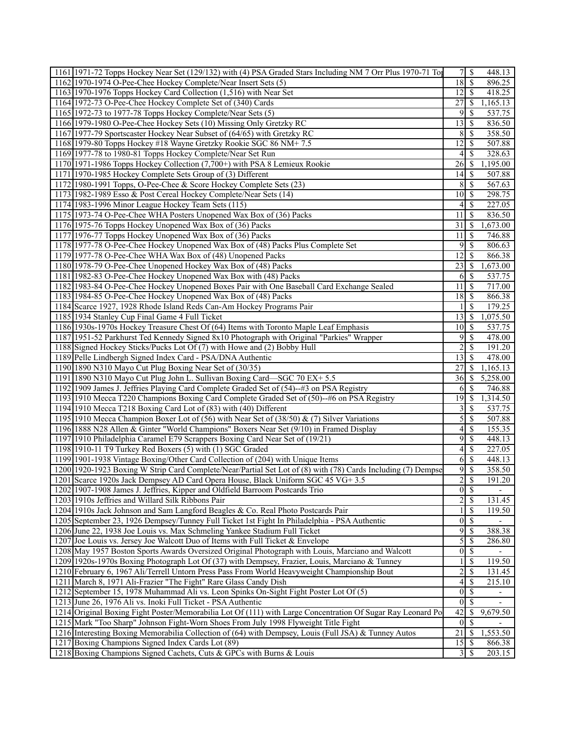| | | | |
|---|---|---|---|
| 1161 | 1971-72 Topps Hockey Near Set (129/132) with (4) PSA Graded Stars Including NM 7 Orr Plus 1970-71 Top | 7 | $ 448.13 |
| 1162 | 1970-1974 O-Pee-Chee Hockey Complete/Near Insert Sets (5) | 18 | $ 896.25 |
| 1163 | 1970-1976 Topps Hockey Card Collection (1,516) with Near Set | 12 | $ 418.25 |
| 1164 | 1972-73 O-Pee-Chee Hockey Complete Set of (340) Cards | 27 | $ 1,165.13 |
| 1165 | 1972-73 to 1977-78 Topps Hockey Complete/Near Sets (5) | 9 | $ 537.75 |
| 1166 | 1979-1980 O-Pee-Chee Hockey Sets (10) Missing Only Gretzky RC | 13 | $ 836.50 |
| 1167 | 1977-79 Sportscaster Hockey Near Subset of (64/65) with Gretzky RC | 8 | $ 358.50 |
| 1168 | 1979-80 Topps Hockey #18 Wayne Gretzky Rookie SGC 86 NM+ 7.5 | 12 | $ 507.88 |
| 1169 | 1977-78 to 1980-81 Topps Hockey Complete/Near Set Run | 4 | $ 328.63 |
| 1170 | 1971-1986 Topps Hockey Collection (7,700+) with PSA 8 Lemieux Rookie | 26 | $ 1,195.00 |
| 1171 | 1970-1985 Hockey Complete Sets Group of (3) Different | 14 | $ 507.88 |
| 1172 | 1980-1991 Topps, O-Pee-Chee & Score Hockey Complete Sets (23) | 8 | $ 567.63 |
| 1173 | 1982-1989 Esso & Post Cereal Hockey Complete/Near Sets (14) | 10 | $ 298.75 |
| 1174 | 1983-1996 Minor League Hockey Team Sets (115) | 4 | $ 227.05 |
| 1175 | 1973-74 O-Pee-Chee WHA Posters Unopened Wax Box of (36) Packs | 11 | $ 836.50 |
| 1176 | 1975-76 Topps Hockey Unopened Wax Box of (36) Packs | 31 | $ 1,673.00 |
| 1177 | 1976-77 Topps Hockey Unopened Wax Box of (36) Packs | 11 | $ 746.88 |
| 1178 | 1977-78 O-Pee-Chee Hockey Unopened Wax Box of (48) Packs Plus Complete Set | 9 | $ 806.63 |
| 1179 | 1977-78 O-Pee-Chee WHA Wax Box of (48) Unopened Packs | 12 | $ 866.38 |
| 1180 | 1978-79 O-Pee-Chee Unopened Hockey Wax Box of (48) Packs | 23 | $ 1,673.00 |
| 1181 | 1982-83 O-Pee-Chee Hockey Unopened Wax Box with (48) Packs | 6 | $ 537.75 |
| 1182 | 1983-84 O-Pee-Chee Hockey Unopened Boxes Pair with One Baseball Card Exchange Sealed | 11 | $ 717.00 |
| 1183 | 1984-85 O-Pee-Chee Hockey Unopened Wax Box of (48) Packs | 18 | $ 866.38 |
| 1184 | Scarce 1927, 1928 Rhode Island Reds Can-Am Hockey Programs Pair | 1 | $ 179.25 |
| 1185 | 1934 Stanley Cup Final Game 4 Full Ticket | 13 | $ 1,075.50 |
| 1186 | 1930s-1970s Hockey Treasure Chest Of (64) Items with Toronto Maple Leaf Emphasis | 10 | $ 537.75 |
| 1187 | 1951-52 Parkhurst Ted Kennedy Signed 8x10 Photograph with Original "Parkies" Wrapper | 9 | $ 478.00 |
| 1188 | Signed Hockey Sticks/Pucks Lot Of (7) with Howe and (2) Bobby Hull | 2 | $ 191.20 |
| 1189 | Pelle Lindbergh Signed Index Card - PSA/DNA Authentic | 13 | $ 478.00 |
| 1190 | 1890 N310 Mayo Cut Plug Boxing Near Set of (30/35) | 27 | $ 1,165.13 |
| 1191 | 1890 N310 Mayo Cut Plug John L. Sullivan Boxing Card—SGC 70 EX+ 5.5 | 36 | $ 5,258.00 |
| 1192 | 1909 James J. Jeffries Playing Card Complete Graded Set of (54)--#3 on PSA Registry | 6 | $ 746.88 |
| 1193 | 1910 Mecca T220 Champions Boxing Card Complete Graded Set of (50)--#6 on PSA Registry | 19 | $ 1,314.50 |
| 1194 | 1910 Mecca T218 Boxing Card Lot of (83) with (40) Different | 3 | $ 537.75 |
| 1195 | 1910 Mecca Champion Boxer Lot of (56) with Near Set of (38/50) & (7) Silver Variations | 5 | $ 507.88 |
| 1196 | 1888 N28 Allen & Ginter "World Champions" Boxers Near Set (9/10) in Framed Display | 4 | $ 155.35 |
| 1197 | 1910 Philadelphia Caramel E79 Scrappers Boxing Card Near Set of (19/21) | 9 | $ 448.13 |
| 1198 | 1910-11 T9 Turkey Red Boxers (5) with (1) SGC Graded | 4 | $ 227.05 |
| 1199 | 1901-1938 Vintage Boxing/Other Card Collection of (204) with Unique Items | 6 | $ 448.13 |
| 1200 | 1920-1923 Boxing W Strip Card Complete/Near/Partial Set Lot of (8) with (78) Cards Including (7) Dempse | 9 | $ 358.50 |
| 1201 | Scarce 1920s Jack Dempsey AD Card Opera House, Black Uniform SGC 45 VG+ 3.5 | 2 | $ 191.20 |
| 1202 | 1907-1908 James J. Jeffries, Kipper and Oldfield Barroom Postcards Trio | 0 | $ - |
| 1203 | 1910s Jeffries and Willard Silk Ribbons Pair | 2 | $ 131.45 |
| 1204 | 1910s Jack Johnson and Sam Langford Beagles & Co. Real Photo Postcards Pair | 1 | $ 119.50 |
| 1205 | September 23, 1926 Dempsey/Tunney Full Ticket 1st Fight In Philadelphia - PSA Authentic | 0 | $ - |
| 1206 | June 22, 1938 Joe Louis vs. Max Schmeling Yankee Stadium Full Ticket | 9 | $ 388.38 |
| 1207 | Joe Louis vs. Jersey Joe Walcott Duo of Items with Full Ticket & Envelope | 5 | $ 286.80 |
| 1208 | May 1957 Boston Sports Awards Oversized Original Photograph with Louis, Marciano and Walcott | 0 | $ - |
| 1209 | 1920s-1970s Boxing Photograph Lot Of (37) with Dempsey, Frazier, Louis, Marciano & Tunney | 1 | $ 119.50 |
| 1210 | February 6, 1967 Ali/Terrell Untorn Press Pass From World Heavyweight Championship Bout | 2 | $ 131.45 |
| 1211 | March 8, 1971 Ali-Frazier "The Fight" Rare Glass Candy Dish | 4 | $ 215.10 |
| 1212 | September 15, 1978 Muhammad Ali vs. Leon Spinks On-Sight Fight Poster Lot Of (5) | 0 | $ - |
| 1213 | June 26, 1976 Ali vs. Inoki Full Ticket - PSA Authentic | 0 | $ - |
| 1214 | Original Boxing Fight Poster/Memorabilia Lot Of (111) with Large Concentration Of Sugar Ray Leonard Po | 42 | $ 9,679.50 |
| 1215 | Mark "Too Sharp" Johnson Fight-Worn Shoes From July 1998 Flyweight Title Fight | 0 | $ - |
| 1216 | Interesting Boxing Memorabilia Collection of (64) with Dempsey, Louis (Full JSA) & Tunney Autos | 21 | $ 1,553.50 |
| 1217 | Boxing Champions Signed Index Cards Lot (89) | 15 | $ 866.38 |
| 1218 | Boxing Champions Signed Cachets, Cuts & GPCs with Burns & Louis | 3 | $ 203.15 |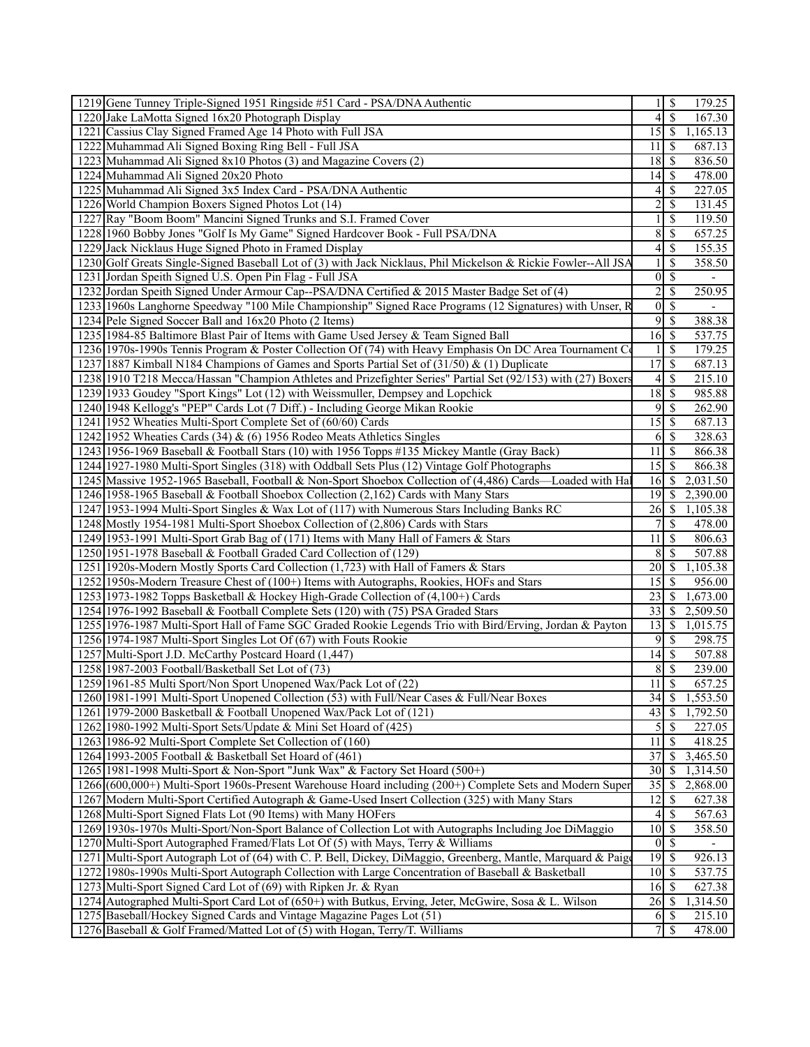| | | | | |
|---|---|---|---|---|
| 1219 | Gene Tunney Triple-Signed 1951 Ringside #51 Card - PSA/DNA Authentic | 1 | $ | 179.25 |
| 1220 | Jake LaMotta Signed 16x20 Photograph Display | 4 | $ | 167.30 |
| 1221 | Cassius Clay Signed Framed Age 14 Photo with Full JSA | 15 | $ | 1,165.13 |
| 1222 | Muhammad Ali Signed Boxing Ring Bell - Full JSA | 11 | $ | 687.13 |
| 1223 | Muhammad Ali Signed 8x10 Photos (3) and Magazine Covers (2) | 18 | $ | 836.50 |
| 1224 | Muhammad Ali Signed 20x20 Photo | 14 | $ | 478.00 |
| 1225 | Muhammad Ali Signed 3x5 Index Card - PSA/DNA Authentic | 4 | $ | 227.05 |
| 1226 | World Champion Boxers Signed Photos Lot (14) | 2 | $ | 131.45 |
| 1227 | Ray "Boom Boom" Mancini Signed Trunks and S.I. Framed Cover | 1 | $ | 119.50 |
| 1228 | 1960 Bobby Jones "Golf Is My Game" Signed Hardcover Book - Full PSA/DNA | 8 | $ | 657.25 |
| 1229 | Jack Nicklaus Huge Signed Photo in Framed Display | 4 | $ | 155.35 |
| 1230 | Golf Greats Single-Signed Baseball Lot of (3) with Jack Nicklaus, Phil Mickelson & Rickie Fowler--All JSA | 1 | $ | 358.50 |
| 1231 | Jordan Speith Signed U.S. Open Pin Flag - Full JSA | 0 | $ | - |
| 1232 | Jordan Speith Signed Under Armour Cap--PSA/DNA Certified & 2015 Master Badge Set of (4) | 2 | $ | 250.95 |
| 1233 | 1960s Langhorne Speedway "100 Mile Championship" Signed Race Programs (12 Signatures) with Unser, R | 0 | $ | - |
| 1234 | Pele Signed Soccer Ball and 16x20 Photo (2 Items) | 9 | $ | 388.38 |
| 1235 | 1984-85 Baltimore Blast Pair of Items with Game Used Jersey & Team Signed Ball | 16 | $ | 537.75 |
| 1236 | 1970s-1990s Tennis Program & Poster Collection Of (74) with Heavy Emphasis On DC Area Tournament Co | 1 | $ | 179.25 |
| 1237 | 1887 Kimball N184 Champions of Games and Sports Partial Set of (31/50) & (1) Duplicate | 17 | $ | 687.13 |
| 1238 | 1910 T218 Mecca/Hassan "Champion Athletes and Prizefighter Series" Partial Set (92/153) with (27) Boxers | 4 | $ | 215.10 |
| 1239 | 1933 Goudey "Sport Kings" Lot (12) with Weissmuller, Dempsey and Lopchick | 18 | $ | 985.88 |
| 1240 | 1948 Kellogg's "PEP" Cards Lot (7 Diff.) - Including George Mikan Rookie | 9 | $ | 262.90 |
| 1241 | 1952 Wheaties Multi-Sport Complete Set of (60/60) Cards | 15 | $ | 687.13 |
| 1242 | 1952 Wheaties Cards (34) & (6) 1956 Rodeo Meats Athletics Singles | 6 | $ | 328.63 |
| 1243 | 1956-1969 Baseball & Football Stars (10) with 1956 Topps #135 Mickey Mantle (Gray Back) | 11 | $ | 866.38 |
| 1244 | 1927-1980 Multi-Sport Singles (318) with Oddball Sets Plus (12) Vintage Golf Photographs | 15 | $ | 866.38 |
| 1245 | Massive 1952-1965 Baseball, Football & Non-Sport Shoebox Collection of (4,486) Cards—Loaded with Hal | 16 | $ | 2,031.50 |
| 1246 | 1958-1965 Baseball & Football Shoebox Collection (2,162) Cards with Many Stars | 19 | $ | 2,390.00 |
| 1247 | 1953-1994 Multi-Sport Singles & Wax Lot of (117) with Numerous Stars Including Banks RC | 26 | $ | 1,105.38 |
| 1248 | Mostly 1954-1981 Multi-Sport Shoebox Collection of (2,806) Cards with Stars | 7 | $ | 478.00 |
| 1249 | 1953-1991 Multi-Sport Grab Bag of (171) Items with Many Hall of Famers & Stars | 11 | $ | 806.63 |
| 1250 | 1951-1978 Baseball & Football Graded Card Collection of (129) | 8 | $ | 507.88 |
| 1251 | 1920s-Modern Mostly Sports Card Collection (1,723) with Hall of Famers & Stars | 20 | $ | 1,105.38 |
| 1252 | 1950s-Modern Treasure Chest of (100+) Items with Autographs, Rookies, HOFs and Stars | 15 | $ | 956.00 |
| 1253 | 1973-1982 Topps Basketball & Hockey High-Grade Collection of (4,100+) Cards | 23 | $ | 1,673.00 |
| 1254 | 1976-1992 Baseball & Football Complete Sets (120) with (75) PSA Graded Stars | 33 | $ | 2,509.50 |
| 1255 | 1976-1987 Multi-Sport Hall of Fame SGC Graded Rookie Legends Trio with Bird/Erving, Jordan & Payton | 13 | $ | 1,015.75 |
| 1256 | 1974-1987 Multi-Sport Singles Lot Of (67) with Fouts Rookie | 9 | $ | 298.75 |
| 1257 | Multi-Sport J.D. McCarthy Postcard Hoard (1,447) | 14 | $ | 507.88 |
| 1258 | 1987-2003 Football/Basketball Set Lot of (73) | 8 | $ | 239.00 |
| 1259 | 1961-85 Multi Sport/Non Sport Unopened Wax/Pack Lot of (22) | 11 | $ | 657.25 |
| 1260 | 1981-1991 Multi-Sport Unopened Collection (53) with Full/Near Cases & Full/Near Boxes | 34 | $ | 1,553.50 |
| 1261 | 1979-2000 Basketball & Football Unopened Wax/Pack Lot of (121) | 43 | $ | 1,792.50 |
| 1262 | 1980-1992 Multi-Sport Sets/Update & Mini Set Hoard of (425) | 5 | $ | 227.05 |
| 1263 | 1986-92 Multi-Sport Complete Set Collection of (160) | 11 | $ | 418.25 |
| 1264 | 1993-2005 Football & Basketball Set Hoard of (461) | 37 | $ | 3,465.50 |
| 1265 | 1981-1998 Multi-Sport & Non-Sport "Junk Wax" & Factory Set Hoard (500+) | 30 | $ | 1,314.50 |
| 1266 | (600,000+) Multi-Sport 1960s-Present Warehouse Hoard including (200+) Complete Sets and Modern Super | 35 | $ | 2,868.00 |
| 1267 | Modern Multi-Sport Certified Autograph & Game-Used Insert Collection (325) with Many Stars | 12 | $ | 627.38 |
| 1268 | Multi-Sport Signed Flats Lot (90 Items) with Many HOFers | 4 | $ | 567.63 |
| 1269 | 1930s-1970s Multi-Sport/Non-Sport Balance of Collection Lot with Autographs Including Joe DiMaggio | 10 | $ | 358.50 |
| 1270 | Multi-Sport Autographed Framed/Flats Lot Of (5) with Mays, Terry & Williams | 0 | $ | - |
| 1271 | Multi-Sport Autograph Lot of (64) with C. P. Bell, Dickey, DiMaggio, Greenberg, Mantle, Marquard & Paige | 19 | $ | 926.13 |
| 1272 | 1980s-1990s Multi-Sport Autograph Collection with Large Concentration of Baseball & Basketball | 10 | $ | 537.75 |
| 1273 | Multi-Sport Signed Card Lot of (69) with Ripken Jr. & Ryan | 16 | $ | 627.38 |
| 1274 | Autographed Multi-Sport Card Lot of (650+) with Butkus, Erving, Jeter, McGwire, Sosa & L. Wilson | 26 | $ | 1,314.50 |
| 1275 | Baseball/Hockey Signed Cards and Vintage Magazine Pages Lot (51) | 6 | $ | 215.10 |
| 1276 | Baseball & Golf Framed/Matted Lot of (5) with Hogan, Terry/T. Williams | 7 | $ | 478.00 |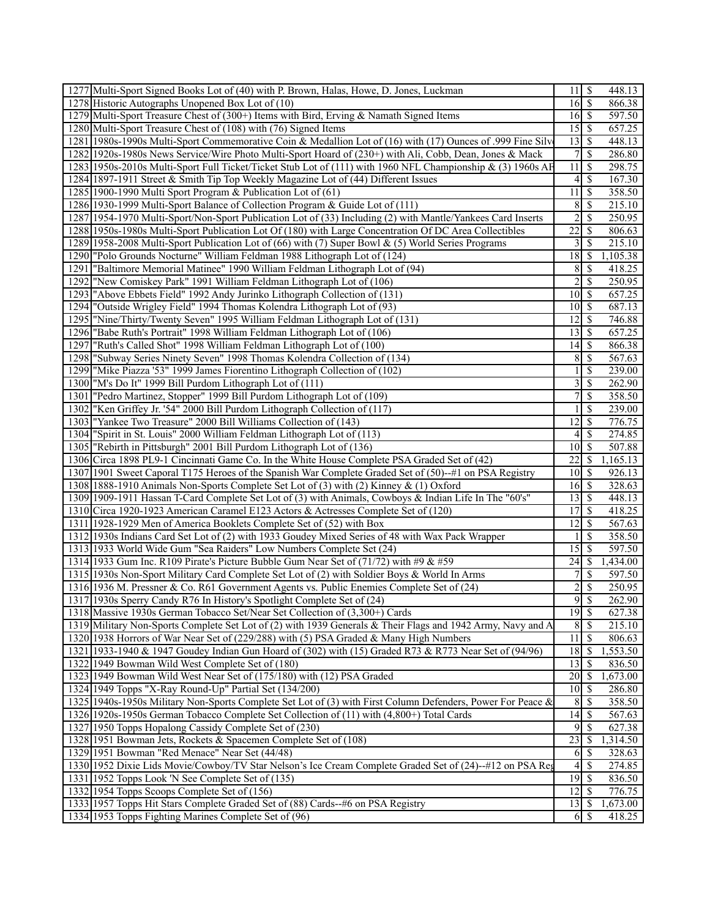| | | | | |
|---|---|---|---|---|
| 1277 | Multi-Sport Signed Books Lot of (40) with P. Brown, Halas, Howe, D. Jones, Luckman | 11 | $ | 448.13 |
| 1278 | Historic Autographs Unopened Box Lot of (10) | 16 | $ | 866.38 |
| 1279 | Multi-Sport Treasure Chest of (300+) Items with Bird, Erving & Namath Signed Items | 16 | $ | 597.50 |
| 1280 | Multi-Sport Treasure Chest of (108) with (76) Signed Items | 15 | $ | 657.25 |
| 1281 | 1980s-1990s Multi-Sport Commemorative Coin & Medallion Lot of (16) with (17) Ounces of .999 Fine Silv | 13 | $ | 448.13 |
| 1282 | 1920s-1980s News Service/Wire Photo Multi-Sport Hoard of (230+) with Ali, Cobb, Dean, Jones & Mack | 7 | $ | 286.80 |
| 1283 | 1950s-2010s Multi-Sport Full Ticket/Ticket Stub Lot of (111) with 1960 NFL Championship & (3) 1960s AF | 11 | $ | 298.75 |
| 1284 | 1897-1911 Street & Smith Tip Top Weekly Magazine Lot of (44) Different Issues | 4 | $ | 167.30 |
| 1285 | 1900-1990 Multi Sport Program & Publication Lot of (61) | 11 | $ | 358.50 |
| 1286 | 1930-1999 Multi-Sport Balance of Collection Program & Guide Lot of (111) | 8 | $ | 215.10 |
| 1287 | 1954-1970 Multi-Sport/Non-Sport Publication Lot of (33) Including (2) with Mantle/Yankees Card Inserts | 2 | $ | 250.95 |
| 1288 | 1950s-1980s Multi-Sport Publication Lot Of (180) with Large Concentration Of DC Area Collectibles | 22 | $ | 806.63 |
| 1289 | 1958-2008 Multi-Sport Publication Lot of (66) with (7) Super Bowl & (5) World Series Programs | 3 | $ | 215.10 |
| 1290 | "Polo Grounds Nocturne" William Feldman 1988 Lithograph Lot of (124) | 18 | $ | 1,105.38 |
| 1291 | "Baltimore Memorial Matinee" 1990 William Feldman Lithograph Lot of (94) | 8 | $ | 418.25 |
| 1292 | "New Comiskey Park" 1991 William Feldman Lithograph Lot of (106) | 2 | $ | 250.95 |
| 1293 | "Above Ebbets Field" 1992 Andy Jurinko Lithograph Collection of (131) | 10 | $ | 657.25 |
| 1294 | "Outside Wrigley Field" 1994 Thomas Kolendra Lithograph Lot of (93) | 10 | $ | 687.13 |
| 1295 | "Nine/Thirty/Twenty Seven" 1995 William Feldman Lithograph Lot of (131) | 12 | $ | 746.88 |
| 1296 | "Babe Ruth's Portrait" 1998 William Feldman Lithograph Lot of (106) | 13 | $ | 657.25 |
| 1297 | "Ruth's Called Shot" 1998 William Feldman Lithograph Lot of (100) | 14 | $ | 866.38 |
| 1298 | "Subway Series Ninety Seven" 1998 Thomas Kolendra Collection of (134) | 8 | $ | 567.63 |
| 1299 | "Mike Piazza '53" 1999 James Fiorentino Lithograph Collection of (102) | 1 | $ | 239.00 |
| 1300 | "M's Do It" 1999 Bill Purdom Lithograph Lot of (111) | 3 | $ | 262.90 |
| 1301 | "Pedro Martinez, Stopper" 1999 Bill Purdom Lithograph Lot of (109) | 7 | $ | 358.50 |
| 1302 | "Ken Griffey Jr. '54" 2000 Bill Purdom Lithograph Collection of (117) | 1 | $ | 239.00 |
| 1303 | "Yankee Two Treasure" 2000 Bill Williams Collection of (143) | 12 | $ | 776.75 |
| 1304 | "Spirit in St. Louis" 2000 William Feldman Lithograph Lot of (113) | 4 | $ | 274.85 |
| 1305 | "Rebirth in Pittsburgh" 2001 Bill Purdom Lithograph Lot of (136) | 10 | $ | 507.88 |
| 1306 | Circa 1898 PL9-1 Cincinnati Game Co. In the White House Complete PSA Graded Set of (42) | 22 | $ | 1,165.13 |
| 1307 | 1901 Sweet Caporal T175 Heroes of the Spanish War Complete Graded Set of (50)--#1 on PSA Registry | 10 | $ | 926.13 |
| 1308 | 1888-1910 Animals Non-Sports Complete Set Lot of (3) with (2) Kinney & (1) Oxford | 16 | $ | 328.63 |
| 1309 | 1909-1911 Hassan T-Card Complete Set Lot of (3) with Animals, Cowboys & Indian Life In The "60's" | 13 | $ | 448.13 |
| 1310 | Circa 1920-1923 American Caramel E123 Actors & Actresses Complete Set of (120) | 17 | $ | 418.25 |
| 1311 | 1928-1929 Men of America Booklets Complete Set of (52) with Box | 12 | $ | 567.63 |
| 1312 | 1930s Indians Card Set Lot of (2) with 1933 Goudey Mixed Series of 48 with Wax Pack Wrapper | 1 | $ | 358.50 |
| 1313 | 1933 World Wide Gum "Sea Raiders" Low Numbers Complete Set (24) | 15 | $ | 597.50 |
| 1314 | 1933 Gum Inc. R109 Pirate's Picture Bubble Gum Near Set of (71/72) with #9 & #59 | 24 | $ | 1,434.00 |
| 1315 | 1930s Non-Sport Military Card Complete Set Lot of (2) with Soldier Boys & World In Arms | 7 | $ | 597.50 |
| 1316 | 1936 M. Pressner & Co. R61 Government Agents vs. Public Enemies Complete Set of (24) | 2 | $ | 250.95 |
| 1317 | 1930s Sperry Candy R76 In History's Spotlight Complete Set of (24) | 9 | $ | 262.90 |
| 1318 | Massive 1930s German Tobacco Set/Near Set Collection of (3,300+) Cards | 19 | $ | 627.38 |
| 1319 | Military Non-Sports Complete Set Lot of (2) with 1939 Generals & Their Flags and 1942 Army, Navy and A | 8 | $ | 215.10 |
| 1320 | 1938 Horrors of War Near Set of (229/288) with (5) PSA Graded & Many High Numbers | 11 | $ | 806.63 |
| 1321 | 1933-1940 & 1947 Goudey Indian Gun Hoard of (302) with (15) Graded R73 & R773 Near Set of (94/96) | 18 | $ | 1,553.50 |
| 1322 | 1949 Bowman Wild West Complete Set of (180) | 13 | $ | 836.50 |
| 1323 | 1949 Bowman Wild West Near Set of (175/180) with (12) PSA Graded | 20 | $ | 1,673.00 |
| 1324 | 1949 Topps "X-Ray Round-Up" Partial Set (134/200) | 10 | $ | 286.80 |
| 1325 | 1940s-1950s Military Non-Sports Complete Set Lot of (3) with First Column Defenders, Power For Peace & | 8 | $ | 358.50 |
| 1326 | 1920s-1950s German Tobacco Complete Set Collection of (11) with (4,800+) Total Cards | 14 | $ | 567.63 |
| 1327 | 1950 Topps Hopalong Cassidy Complete Set of (230) | 9 | $ | 627.38 |
| 1328 | 1951 Bowman Jets, Rockets & Spacemen Complete Set of (108) | 23 | $ | 1,314.50 |
| 1329 | 1951 Bowman "Red Menace" Near Set (44/48) | 6 | $ | 328.63 |
| 1330 | 1952 Dixie Lids Movie/Cowboy/TV Star Nelson's Ice Cream Complete Graded Set of (24)--#12 on PSA Reg | 4 | $ | 274.85 |
| 1331 | 1952 Topps Look 'N See Complete Set of (135) | 19 | $ | 836.50 |
| 1332 | 1954 Topps Scoops Complete Set of (156) | 12 | $ | 776.75 |
| 1333 | 1957 Topps Hit Stars Complete Graded Set of (88) Cards--#6 on PSA Registry | 13 | $ | 1,673.00 |
| 1334 | 1953 Topps Fighting Marines Complete Set of (96) | 6 | $ | 418.25 |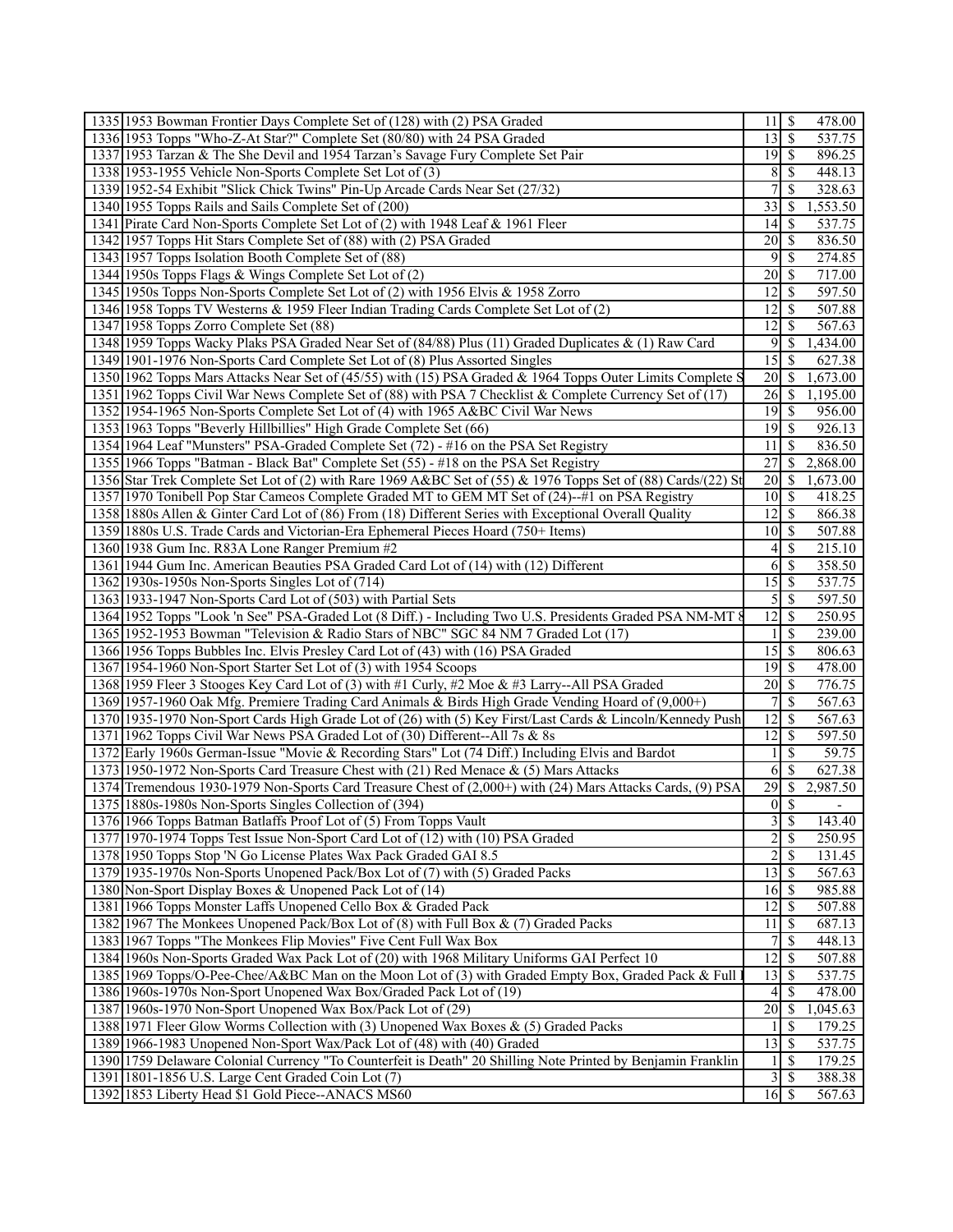| | | | | |
|---|---|---|---|---|
| 1335 | 1953 Bowman Frontier Days Complete Set of (128) with (2) PSA Graded | 11 | $ | 478.00 |
| 1336 | 1953 Topps "Who-Z-At Star?" Complete Set (80/80) with 24 PSA Graded | 13 | $ | 537.75 |
| 1337 | 1953 Tarzan & The She Devil and 1954 Tarzan's Savage Fury Complete Set Pair | 19 | $ | 896.25 |
| 1338 | 1953-1955 Vehicle Non-Sports Complete Set Lot of (3) | 8 | $ | 448.13 |
| 1339 | 1952-54 Exhibit "Slick Chick Twins" Pin-Up Arcade Cards Near Set (27/32) | 7 | $ | 328.63 |
| 1340 | 1955 Topps Rails and Sails Complete Set of (200) | 33 | $ | 1,553.50 |
| 1341 | Pirate Card Non-Sports Complete Set Lot of (2) with 1948 Leaf & 1961 Fleer | 14 | $ | 537.75 |
| 1342 | 1957 Topps Hit Stars Complete Set of (88) with (2) PSA Graded | 20 | $ | 836.50 |
| 1343 | 1957 Topps Isolation Booth Complete Set of (88) | 9 | $ | 274.85 |
| 1344 | 1950s Topps Flags & Wings Complete Set Lot of (2) | 20 | $ | 717.00 |
| 1345 | 1950s Topps Non-Sports Complete Set Lot of (2) with 1956 Elvis & 1958 Zorro | 12 | $ | 597.50 |
| 1346 | 1958 Topps TV Westerns & 1959 Fleer Indian Trading Cards Complete Set Lot of (2) | 12 | $ | 507.88 |
| 1347 | 1958 Topps Zorro Complete Set (88) | 12 | $ | 567.63 |
| 1348 | 1959 Topps Wacky Plaks PSA Graded Near Set of (84/88) Plus (11) Graded Duplicates & (1) Raw Card | 9 | $ | 1,434.00 |
| 1349 | 1901-1976 Non-Sports Card Complete Set Lot of (8) Plus Assorted Singles | 15 | $ | 627.38 |
| 1350 | 1962 Topps Mars Attacks Near Set of (45/55) with (15) PSA Graded & 1964 Topps Outer Limits Complete S | 20 | $ | 1,673.00 |
| 1351 | 1962 Topps Civil War News Complete Set of (88) with PSA 7 Checklist & Complete Currency Set of (17) | 26 | $ | 1,195.00 |
| 1352 | 1954-1965 Non-Sports Complete Set Lot of (4) with 1965 A&BC Civil War News | 19 | $ | 956.00 |
| 1353 | 1963 Topps "Beverly Hillbillies" High Grade Complete Set (66) | 19 | $ | 926.13 |
| 1354 | 1964 Leaf "Munsters" PSA-Graded Complete Set (72) - #16 on the PSA Set Registry | 11 | $ | 836.50 |
| 1355 | 1966 Topps "Batman - Black Bat" Complete Set (55) - #18 on the PSA Set Registry | 27 | $ | 2,868.00 |
| 1356 | Star Trek Complete Set Lot of (2) with Rare 1969 A&BC Set of (55) & 1976 Topps Set of (88) Cards/(22) St | 20 | $ | 1,673.00 |
| 1357 | 1970 Tonibell Pop Star Cameos Complete Graded MT to GEM MT Set of (24)--#1 on PSA Registry | 10 | $ | 418.25 |
| 1358 | 1880s Allen & Ginter Card Lot of (86) From (18) Different Series with Exceptional Overall Quality | 12 | $ | 866.38 |
| 1359 | 1880s U.S. Trade Cards and Victorian-Era Ephemeral Pieces Hoard (750+ Items) | 10 | $ | 507.88 |
| 1360 | 1938 Gum Inc. R83A Lone Ranger Premium #2 | 4 | $ | 215.10 |
| 1361 | 1944 Gum Inc. American Beauties PSA Graded Card Lot of (14) with (12) Different | 6 | $ | 358.50 |
| 1362 | 1930s-1950s Non-Sports Singles Lot of (714) | 15 | $ | 537.75 |
| 1363 | 1933-1947 Non-Sports Card Lot of (503) with Partial Sets | 5 | $ | 597.50 |
| 1364 | 1952 Topps "Look 'n See" PSA-Graded Lot (8 Diff.) - Including Two U.S. Presidents Graded PSA NM-MT 8 | 12 | $ | 250.95 |
| 1365 | 1952-1953 Bowman "Television & Radio Stars of NBC" SGC 84 NM 7 Graded Lot (17) | 1 | $ | 239.00 |
| 1366 | 1956 Topps Bubbles Inc. Elvis Presley Card Lot of (43) with (16) PSA Graded | 15 | $ | 806.63 |
| 1367 | 1954-1960 Non-Sport Starter Set Lot of (3) with 1954 Scoops | 19 | $ | 478.00 |
| 1368 | 1959 Fleer 3 Stooges Key Card Lot of (3) with #1 Curly, #2 Moe & #3 Larry--All PSA Graded | 20 | $ | 776.75 |
| 1369 | 1957-1960 Oak Mfg. Premiere Trading Card Animals & Birds High Grade Vending Hoard of (9,000+) | 7 | $ | 567.63 |
| 1370 | 1935-1970 Non-Sport Cards High Grade Lot of (26) with (5) Key First/Last Cards & Lincoln/Kennedy Push | 12 | $ | 567.63 |
| 1371 | 1962 Topps Civil War News PSA Graded Lot of (30) Different--All 7s & 8s | 12 | $ | 597.50 |
| 1372 | Early 1960s German-Issue "Movie & Recording Stars" Lot (74 Diff.) Including Elvis and Bardot | 1 | $ | 59.75 |
| 1373 | 1950-1972 Non-Sports Card Treasure Chest with (21) Red Menace & (5) Mars Attacks | 6 | $ | 627.38 |
| 1374 | Tremendous 1930-1979 Non-Sports Card Treasure Chest of (2,000+) with (24) Mars Attacks Cards, (9) PSA | 29 | $ | 2,987.50 |
| 1375 | 1880s-1980s Non-Sports Singles Collection of (394) | 0 | $ | - |
| 1376 | 1966 Topps Batman Batlaffs Proof Lot of (5) From Topps Vault | 3 | $ | 143.40 |
| 1377 | 1970-1974 Topps Test Issue Non-Sport Card Lot of (12) with (10) PSA Graded | 2 | $ | 250.95 |
| 1378 | 1950 Topps Stop 'N Go License Plates Wax Pack Graded GAI 8.5 | 2 | $ | 131.45 |
| 1379 | 1935-1970s Non-Sports Unopened Pack/Box Lot of (7) with (5) Graded Packs | 13 | $ | 567.63 |
| 1380 | Non-Sport Display Boxes & Unopened Pack Lot of (14) | 16 | $ | 985.88 |
| 1381 | 1966 Topps Monster Laffs Unopened Cello Box & Graded Pack | 12 | $ | 507.88 |
| 1382 | 1967 The Monkees Unopened Pack/Box Lot of (8) with Full Box & (7) Graded Packs | 11 | $ | 687.13 |
| 1383 | 1967 Topps "The Monkees Flip Movies" Five Cent Full Wax Box | 7 | $ | 448.13 |
| 1384 | 1960s Non-Sports Graded Wax Pack Lot of (20) with 1968 Military Uniforms GAI Perfect 10 | 12 | $ | 507.88 |
| 1385 | 1969 Topps/O-Pee-Chee/A&BC Man on the Moon Lot of (3) with Graded Empty Box, Graded Pack & Full | 13 | $ | 537.75 |
| 1386 | 1960s-1970s Non-Sport Unopened Wax Box/Graded Pack Lot of (19) | 4 | $ | 478.00 |
| 1387 | 1960s-1970 Non-Sport Unopened Wax Box/Pack Lot of (29) | 20 | $ | 1,045.63 |
| 1388 | 1971 Fleer Glow Worms Collection with (3) Unopened Wax Boxes & (5) Graded Packs | 1 | $ | 179.25 |
| 1389 | 1966-1983 Unopened Non-Sport Wax/Pack Lot of (48) with (40) Graded | 13 | $ | 537.75 |
| 1390 | 1759 Delaware Colonial Currency "To Counterfeit is Death" 20 Shilling Note Printed by Benjamin Franklin | 1 | $ | 179.25 |
| 1391 | 1801-1856 U.S. Large Cent Graded Coin Lot (7) | 3 | $ | 388.38 |
| 1392 | 1853 Liberty Head $1 Gold Piece--ANACS MS60 | 16 | $ | 567.63 |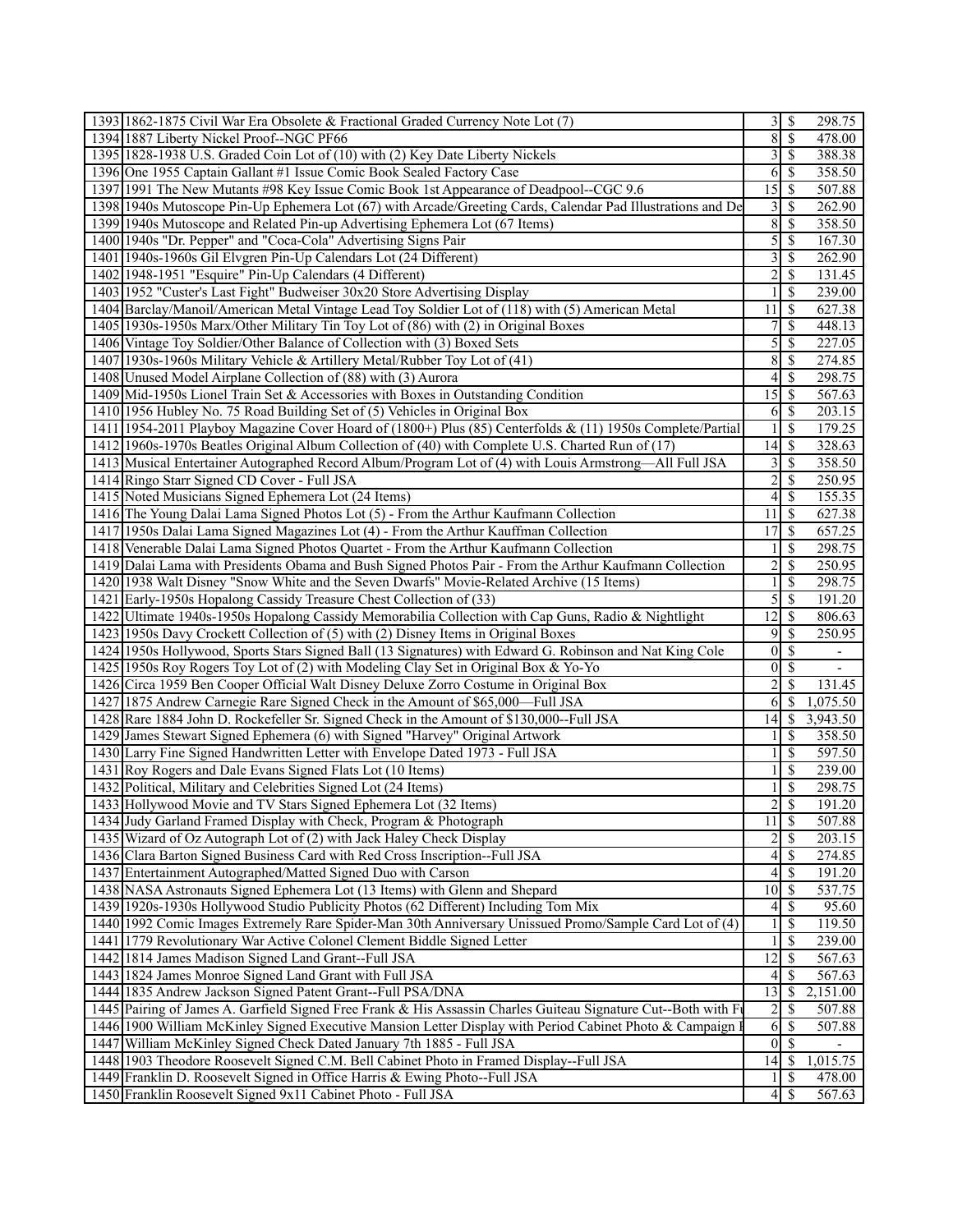| | | | | |
|---|---|---|---|---|
| 1393 | 1862-1875 Civil War Era Obsolete & Fractional Graded Currency Note Lot (7) | 3 | $ | 298.75 |
| 1394 | 1887 Liberty Nickel Proof--NGC PF66 | 8 | $ | 478.00 |
| 1395 | 1828-1938 U.S. Graded Coin Lot of (10) with (2) Key Date Liberty Nickels | 3 | $ | 388.38 |
| 1396 | One 1955 Captain Gallant #1 Issue Comic Book Sealed Factory Case | 6 | $ | 358.50 |
| 1397 | 1991 The New Mutants #98 Key Issue Comic Book 1st Appearance of Deadpool--CGC 9.6 | 15 | $ | 507.88 |
| 1398 | 1940s Mutoscope Pin-Up Ephemera Lot (67) with Arcade/Greeting Cards, Calendar Pad Illustrations and De | 3 | $ | 262.90 |
| 1399 | 1940s Mutoscope and Related Pin-up Advertising Ephemera Lot (67 Items) | 8 | $ | 358.50 |
| 1400 | 1940s "Dr. Pepper" and "Coca-Cola" Advertising Signs Pair | 5 | $ | 167.30 |
| 1401 | 1940s-1960s Gil Elvgren Pin-Up Calendars Lot (24 Different) | 3 | $ | 262.90 |
| 1402 | 1948-1951 "Esquire" Pin-Up Calendars (4 Different) | 2 | $ | 131.45 |
| 1403 | 1952 "Custer's Last Fight" Budweiser 30x20 Store Advertising Display | 1 | $ | 239.00 |
| 1404 | Barclay/Manoil/American Metal Vintage Lead Toy Soldier Lot of (118) with (5) American Metal | 11 | $ | 627.38 |
| 1405 | 1930s-1950s Marx/Other Military Tin Toy Lot of (86) with (2) in Original Boxes | 7 | $ | 448.13 |
| 1406 | Vintage Toy Soldier/Other Balance of Collection with (3) Boxed Sets | 5 | $ | 227.05 |
| 1407 | 1930s-1960s Military Vehicle & Artillery Metal/Rubber Toy Lot of (41) | 8 | $ | 274.85 |
| 1408 | Unused Model Airplane Collection of (88) with (3) Aurora | 4 | $ | 298.75 |
| 1409 | Mid-1950s Lionel Train Set & Accessories with Boxes in Outstanding Condition | 15 | $ | 567.63 |
| 1410 | 1956 Hubley No. 75 Road Building Set of (5) Vehicles in Original Box | 6 | $ | 203.15 |
| 1411 | 1954-2011 Playboy Magazine Cover Hoard of (1800+) Plus (85) Centerfolds & (11) 1950s Complete/Partial | 1 | $ | 179.25 |
| 1412 | 1960s-1970s Beatles Original Album Collection of (40) with Complete U.S. Charted Run of (17) | 14 | $ | 328.63 |
| 1413 | Musical Entertainer Autographed Record Album/Program Lot of (4) with Louis Armstrong—All Full JSA | 3 | $ | 358.50 |
| 1414 | Ringo Starr Signed CD Cover - Full JSA | 2 | $ | 250.95 |
| 1415 | Noted Musicians Signed Ephemera Lot (24 Items) | 4 | $ | 155.35 |
| 1416 | The Young Dalai Lama Signed Photos Lot (5) - From the Arthur Kaufmann Collection | 11 | $ | 627.38 |
| 1417 | 1950s Dalai Lama Signed Magazines Lot (4) - From the Arthur Kauffman Collection | 17 | $ | 657.25 |
| 1418 | Venerable Dalai Lama Signed Photos Quartet - From the Arthur Kaufmann Collection | 1 | $ | 298.75 |
| 1419 | Dalai Lama with Presidents Obama and Bush Signed Photos Pair - From the Arthur Kaufmann Collection | 2 | $ | 250.95 |
| 1420 | 1938 Walt Disney "Snow White and the Seven Dwarfs" Movie-Related Archive (15 Items) | 1 | $ | 298.75 |
| 1421 | Early-1950s Hopalong Cassidy Treasure Chest Collection of (33) | 5 | $ | 191.20 |
| 1422 | Ultimate 1940s-1950s Hopalong Cassidy Memorabilia Collection with Cap Guns, Radio & Nightlight | 12 | $ | 806.63 |
| 1423 | 1950s Davy Crockett Collection of (5) with (2) Disney Items in Original Boxes | 9 | $ | 250.95 |
| 1424 | 1950s Hollywood, Sports Stars Signed Ball (13 Signatures) with Edward G. Robinson and Nat King Cole | 0 | $ | - |
| 1425 | 1950s Roy Rogers Toy Lot of (2) with Modeling Clay Set in Original Box & Yo-Yo | 0 | $ | - |
| 1426 | Circa 1959 Ben Cooper Official Walt Disney Deluxe Zorro Costume in Original Box | 2 | $ | 131.45 |
| 1427 | 1875 Andrew Carnegie Rare Signed Check in the Amount of $65,000—Full JSA | 6 | $ | 1,075.50 |
| 1428 | Rare 1884 John D. Rockefeller Sr. Signed Check in the Amount of $130,000--Full JSA | 14 | $ | 3,943.50 |
| 1429 | James Stewart Signed Ephemera (6) with Signed "Harvey" Original Artwork | 1 | $ | 358.50 |
| 1430 | Larry Fine Signed Handwritten Letter with Envelope Dated 1973 - Full JSA | 1 | $ | 597.50 |
| 1431 | Roy Rogers and Dale Evans Signed Flats Lot (10 Items) | 1 | $ | 239.00 |
| 1432 | Political, Military and Celebrities Signed Lot (24 Items) | 1 | $ | 298.75 |
| 1433 | Hollywood Movie and TV Stars Signed Ephemera Lot (32 Items) | 2 | $ | 191.20 |
| 1434 | Judy Garland Framed Display with Check, Program & Photograph | 11 | $ | 507.88 |
| 1435 | Wizard of Oz Autograph Lot of (2) with Jack Haley Check Display | 2 | $ | 203.15 |
| 1436 | Clara Barton Signed Business Card with Red Cross Inscription--Full JSA | 4 | $ | 274.85 |
| 1437 | Entertainment Autographed/Matted Signed Duo with Carson | 4 | $ | 191.20 |
| 1438 | NASA Astronauts Signed Ephemera Lot (13 Items) with Glenn and Shepard | 10 | $ | 537.75 |
| 1439 | 1920s-1930s Hollywood Studio Publicity Photos (62 Different) Including Tom Mix | 4 | $ | 95.60 |
| 1440 | 1992 Comic Images Extremely Rare Spider-Man 30th Anniversary Unissued Promo/Sample Card Lot of (4) | 1 | $ | 119.50 |
| 1441 | 1779 Revolutionary War Active Colonel Clement Biddle Signed Letter | 1 | $ | 239.00 |
| 1442 | 1814 James Madison Signed Land Grant--Full JSA | 12 | $ | 567.63 |
| 1443 | 1824 James Monroe Signed Land Grant with Full JSA | 4 | $ | 567.63 |
| 1444 | 1835 Andrew Jackson Signed Patent Grant--Full PSA/DNA | 13 | $ | 2,151.00 |
| 1445 | Pairing of James A. Garfield Signed Free Frank & His Assassin Charles Guiteau Signature Cut--Both with Fu | 2 | $ | 507.88 |
| 1446 | 1900 William McKinley Signed Executive Mansion Letter Display with Period Cabinet Photo & Campaign I | 6 | $ | 507.88 |
| 1447 | William McKinley Signed Check Dated January 7th 1885 - Full JSA | 0 | $ | - |
| 1448 | 1903 Theodore Roosevelt Signed C.M. Bell Cabinet Photo in Framed Display--Full JSA | 14 | $ | 1,015.75 |
| 1449 | Franklin D. Roosevelt Signed in Office Harris & Ewing Photo--Full JSA | 1 | $ | 478.00 |
| 1450 | Franklin Roosevelt Signed 9x11 Cabinet Photo - Full JSA | 4 | $ | 567.63 |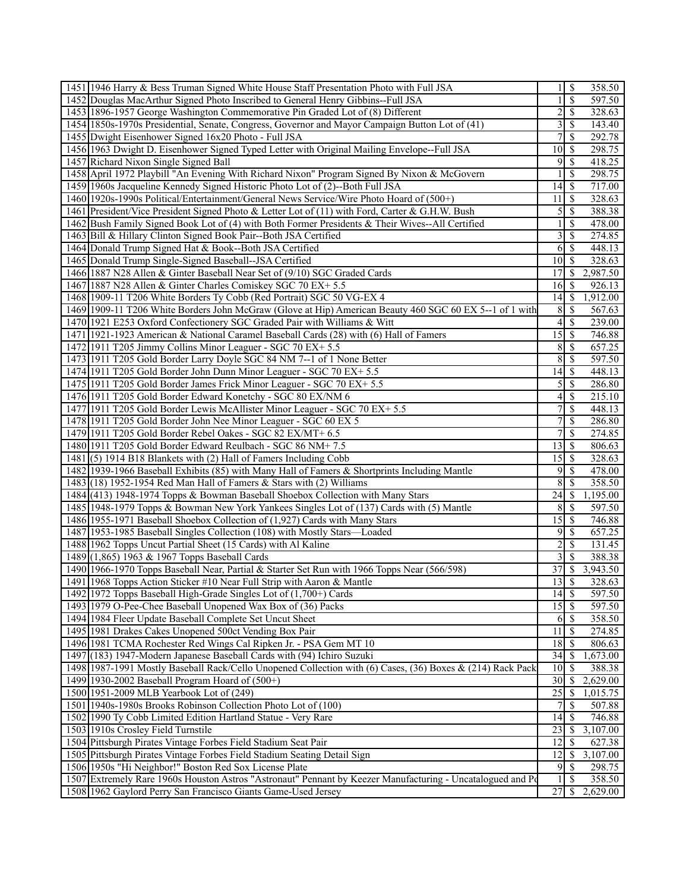| | | | | |
|---|---|---|---|---|
| 1451 | 1946 Harry & Bess Truman Signed White House Staff Presentation Photo with Full JSA | 1 | $ | 358.50 |
| 1452 | Douglas MacArthur Signed Photo Inscribed to General Henry Gibbins--Full JSA | 1 | $ | 597.50 |
| 1453 | 1896-1957 George Washington Commemorative Pin Graded Lot of (8) Different | 2 | $ | 328.63 |
| 1454 | 1850s-1970s Presidential, Senate, Congress, Governor and Mayor Campaign Button Lot of (41) | 3 | $ | 143.40 |
| 1455 | Dwight Eisenhower Signed 16x20 Photo - Full JSA | 7 | $ | 292.78 |
| 1456 | 1963 Dwight D. Eisenhower Signed Typed Letter with Original Mailing Envelope--Full JSA | 10 | $ | 298.75 |
| 1457 | Richard Nixon Single Signed Ball | 9 | $ | 418.25 |
| 1458 | April 1972 Playbill "An Evening With Richard Nixon" Program Signed By Nixon & McGovern | 1 | $ | 298.75 |
| 1459 | 1960s Jacqueline Kennedy Signed Historic Photo Lot of (2)--Both Full JSA | 14 | $ | 717.00 |
| 1460 | 1920s-1990s Political/Entertainment/General News Service/Wire Photo Hoard of (500+) | 11 | $ | 328.63 |
| 1461 | President/Vice President Signed Photo & Letter Lot of (11) with Ford, Carter & G.H.W. Bush | 5 | $ | 388.38 |
| 1462 | Bush Family Signed Book Lot of (4) with Both Former Presidents & Their Wives--All Certified | 1 | $ | 478.00 |
| 1463 | Bill & Hillary Clinton Signed Book Pair--Both JSA Certified | 3 | $ | 274.85 |
| 1464 | Donald Trump Signed Hat & Book--Both JSA Certified | 6 | $ | 448.13 |
| 1465 | Donald Trump Single-Signed Baseball--JSA Certified | 10 | $ | 328.63 |
| 1466 | 1887 N28 Allen & Ginter Baseball Near Set of (9/10) SGC Graded Cards | 17 | $ | 2,987.50 |
| 1467 | 1887 N28 Allen & Ginter Charles Comiskey SGC 70 EX+ 5.5 | 16 | $ | 926.13 |
| 1468 | 1909-11 T206 White Borders Ty Cobb (Red Portrait) SGC 50 VG-EX 4 | 14 | $ | 1,912.00 |
| 1469 | 1909-11 T206 White Borders John McGraw (Glove at Hip) American Beauty 460 SGC 60 EX 5--1 of 1 with | 8 | $ | 567.63 |
| 1470 | 1921 E253 Oxford Confectionery SGC Graded Pair with Williams & Witt | 4 | $ | 239.00 |
| 1471 | 1921-1923 American & National Caramel Baseball Cards (28) with (6) Hall of Famers | 15 | $ | 746.88 |
| 1472 | 1911 T205 Jimmy Collins Minor Leaguer - SGC 70 EX+ 5.5 | 8 | $ | 657.25 |
| 1473 | 1911 T205 Gold Border Larry Doyle SGC 84 NM 7--1 of 1 None Better | 8 | $ | 597.50 |
| 1474 | 1911 T205 Gold Border John Dunn Minor Leaguer - SGC 70 EX+ 5.5 | 14 | $ | 448.13 |
| 1475 | 1911 T205 Gold Border James Frick Minor Leaguer - SGC 70 EX+ 5.5 | 5 | $ | 286.80 |
| 1476 | 1911 T205 Gold Border Edward Konetchy - SGC 80 EX/NM 6 | 4 | $ | 215.10 |
| 1477 | 1911 T205 Gold Border Lewis McAllister Minor Leaguer - SGC 70 EX+ 5.5 | 7 | $ | 448.13 |
| 1478 | 1911 T205 Gold Border John Nee Minor Leaguer - SGC 60 EX 5 | 7 | $ | 286.80 |
| 1479 | 1911 T205 Gold Border Rebel Oakes - SGC 82 EX/MT+ 6.5 | 7 | $ | 274.85 |
| 1480 | 1911 T205 Gold Border Edward Reulbach - SGC 86 NM+ 7.5 | 13 | $ | 806.63 |
| 1481 | (5) 1914 B18 Blankets with (2) Hall of Famers Including Cobb | 15 | $ | 328.63 |
| 1482 | 1939-1966 Baseball Exhibits (85) with Many Hall of Famers & Shortprints Including Mantle | 9 | $ | 478.00 |
| 1483 | (18) 1952-1954 Red Man Hall of Famers & Stars with (2) Williams | 8 | $ | 358.50 |
| 1484 | (413) 1948-1974 Topps & Bowman Baseball Shoebox Collection with Many Stars | 24 | $ | 1,195.00 |
| 1485 | 1948-1979 Topps & Bowman New York Yankees Singles Lot of (137) Cards with (5) Mantle | 8 | $ | 597.50 |
| 1486 | 1955-1971 Baseball Shoebox Collection of (1,927) Cards with Many Stars | 15 | $ | 746.88 |
| 1487 | 1953-1985 Baseball Singles Collection (108) with Mostly Stars—Loaded | 9 | $ | 657.25 |
| 1488 | 1962 Topps Uncut Partial Sheet (15 Cards) with Al Kaline | 2 | $ | 131.45 |
| 1489 | (1,865) 1963 & 1967 Topps Baseball Cards | 3 | $ | 388.38 |
| 1490 | 1966-1970 Topps Baseball Near, Partial & Starter Set Run with 1966 Topps Near (566/598) | 37 | $ | 3,943.50 |
| 1491 | 1968 Topps Action Sticker #10 Near Full Strip with Aaron & Mantle | 13 | $ | 328.63 |
| 1492 | 1972 Topps Baseball High-Grade Singles Lot of (1,700+) Cards | 14 | $ | 597.50 |
| 1493 | 1979 O-Pee-Chee Baseball Unopened Wax Box of (36) Packs | 15 | $ | 597.50 |
| 1494 | 1984 Fleer Update Baseball Complete Set Uncut Sheet | 6 | $ | 358.50 |
| 1495 | 1981 Drakes Cakes Unopened 500ct Vending Box Pair | 11 | $ | 274.85 |
| 1496 | 1981 TCMA Rochester Red Wings Cal Ripken Jr. - PSA Gem MT 10 | 18 | $ | 806.63 |
| 1497 | (183) 1947-Modern Japanese Baseball Cards with (94) Ichiro Suzuki | 34 | $ | 1,673.00 |
| 1498 | 1987-1991 Mostly Baseball Rack/Cello Unopened Collection with (6) Cases, (36) Boxes & (214) Rack Pack | 10 | $ | 388.38 |
| 1499 | 1930-2002 Baseball Program Hoard of (500+) | 30 | $ | 2,629.00 |
| 1500 | 1951-2009 MLB Yearbook Lot of (249) | 25 | $ | 1,015.75 |
| 1501 | 1940s-1980s Brooks Robinson Collection Photo Lot of (100) | 7 | $ | 507.88 |
| 1502 | 1990 Ty Cobb Limited Edition Hartland Statue - Very Rare | 14 | $ | 746.88 |
| 1503 | 1910s Crosley Field Turnstile | 23 | $ | 3,107.00 |
| 1504 | Pittsburgh Pirates Vintage Forbes Field Stadium Seat Pair | 12 | $ | 627.38 |
| 1505 | Pittsburgh Pirates Vintage Forbes Field Stadium Seating Detail Sign | 12 | $ | 3,107.00 |
| 1506 | 1950s "Hi Neighbor!" Boston Red Sox License Plate | 9 | $ | 298.75 |
| 1507 | Extremely Rare 1960s Houston Astros "Astronaut" Pennant by Keezer Manufacturing - Uncatalogued and Po | 1 | $ | 358.50 |
| 1508 | 1962 Gaylord Perry San Francisco Giants Game-Used Jersey | 27 | $ | 2,629.00 |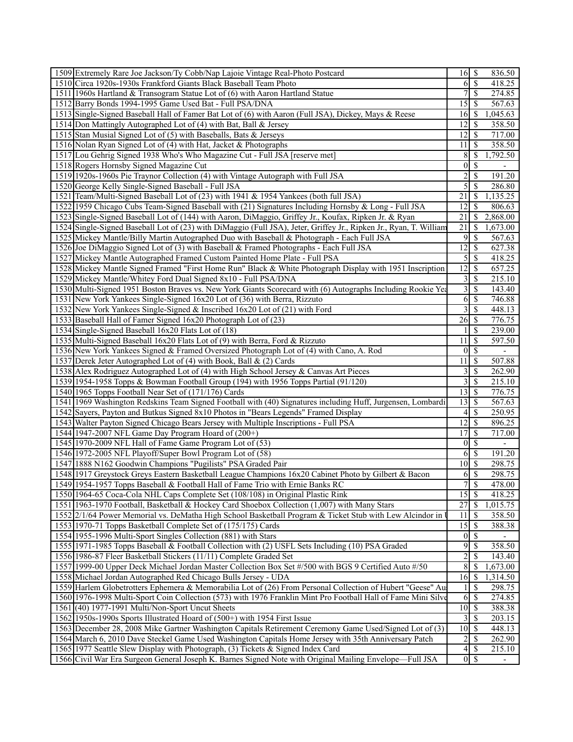| | | | | |
|---|---|---|---|---|
| 1509 | Extremely Rare Joe Jackson/Ty Cobb/Nap Lajoie Vintage Real-Photo Postcard | 16 | $ | 836.50 |
| 1510 | Circa 1920s-1930s Frankford Giants Black Baseball Team Photo | 6 | $ | 418.25 |
| 1511 | 1960s Hartland & Transogram Statue Lot of (6) with Aaron Hartland Statue | 7 | $ | 274.85 |
| 1512 | Barry Bonds 1994-1995 Game Used Bat - Full PSA/DNA | 15 | $ | 567.63 |
| 1513 | Single-Signed Baseball Hall of Famer Bat Lot of (6) with Aaron (Full JSA), Dickey, Mays & Reese | 16 | $ | 1,045.63 |
| 1514 | Don Mattingly Autographed Lot of (4) with Bat, Ball & Jersey | 12 | $ | 358.50 |
| 1515 | Stan Musial Signed Lot of (5) with Baseballs, Bats & Jerseys | 12 | $ | 717.00 |
| 1516 | Nolan Ryan Signed Lot of (4) with Hat, Jacket & Photographs | 11 | $ | 358.50 |
| 1517 | Lou Gehrig Signed 1938 Who's Who Magazine Cut - Full JSA [reserve met] | 8 | $ | 1,792.50 |
| 1518 | Rogers Hornsby Signed Magazine Cut | 0 | $ | - |
| 1519 | 1920s-1960s Pie Traynor Collection (4) with Vintage Autograph with Full JSA | 2 | $ | 191.20 |
| 1520 | George Kelly Single-Signed Baseball - Full JSA | 5 | $ | 286.80 |
| 1521 | Team/Multi-Signed Baseball Lot of (23) with 1941 & 1954 Yankees (both full JSA) | 21 | $ | 1,135.25 |
| 1522 | 1959 Chicago Cubs Team-Signed Baseball with (21) Signatures Including Hornsby & Long - Full JSA | 12 | $ | 806.63 |
| 1523 | Single-Signed Baseball Lot of (144) with Aaron, DiMaggio, Griffey Jr., Koufax, Ripken Jr. & Ryan | 21 | $ | 2,868.00 |
| 1524 | Single-Signed Baseball Lot of (23) with DiMaggio (Full JSA), Jeter, Griffey Jr., Ripken Jr., Ryan, T. William | 21 | $ | 1,673.00 |
| 1525 | Mickey Mantle/Billy Martin Autographed Duo with Baseball & Photograph - Each Full JSA | 9 | $ | 567.63 |
| 1526 | Joe DiMaggio Signed Lot of (3) with Baseball & Framed Photographs - Each Full JSA | 12 | $ | 627.38 |
| 1527 | Mickey Mantle Autographed Framed Custom Painted Home Plate - Full PSA | 5 | $ | 418.25 |
| 1528 | Mickey Mantle Signed Framed "First Home Run" Black & White Photograph Display with 1951 Inscription | 12 | $ | 657.25 |
| 1529 | Mickey Mantle/Whitey Ford Dual Signed 8x10 - Full PSA/DNA | 3 | $ | 215.10 |
| 1530 | Multi-Signed 1951 Boston Braves vs. New York Giants Scorecard with (6) Autographs Including Rookie Yea | 3 | $ | 143.40 |
| 1531 | New York Yankees Single-Signed 16x20 Lot of (36) with Berra, Rizzuto | 6 | $ | 746.88 |
| 1532 | New York Yankees Single-Signed & Inscribed 16x20 Lot of (21) with Ford | 3 | $ | 448.13 |
| 1533 | Baseball Hall of Famer Signed 16x20 Photograph Lot of (23) | 26 | $ | 776.75 |
| 1534 | Single-Signed Baseball 16x20 Flats Lot of (18) | 1 | $ | 239.00 |
| 1535 | Multi-Signed Baseball 16x20 Flats Lot of (9) with Berra, Ford & Rizzuto | 11 | $ | 597.50 |
| 1536 | New York Yankees Signed & Framed Oversized Photograph Lot of (4) with Cano, A. Rod | 0 | $ | - |
| 1537 | Derek Jeter Autographed Lot of (4) with Book, Ball & (2) Cards | 11 | $ | 507.88 |
| 1538 | Alex Rodriguez Autographed Lot of (4) with High School Jersey & Canvas Art Pieces | 3 | $ | 262.90 |
| 1539 | 1954-1958 Topps & Bowman Football Group (194) with 1956 Topps Partial (91/120) | 3 | $ | 215.10 |
| 1540 | 1965 Topps Football Near Set of (171/176) Cards | 13 | $ | 776.75 |
| 1541 | 1969 Washington Redskins Team Signed Football with (40) Signatures including Huff, Jurgensen, Lombardi | 13 | $ | 567.63 |
| 1542 | Sayers, Payton and Butkus Signed 8x10 Photos in "Bears Legends" Framed Display | 4 | $ | 250.95 |
| 1543 | Walter Payton Signed Chicago Bears Jersey with Multiple Inscriptions - Full PSA | 12 | $ | 896.25 |
| 1544 | 1947-2007 NFL Game Day Program Hoard of (200+) | 17 | $ | 717.00 |
| 1545 | 1970-2009 NFL Hall of Fame Game Program Lot of (53) | 0 | $ | - |
| 1546 | 1972-2005 NFL Playoff/Super Bowl Program Lot of (58) | 6 | $ | 191.20 |
| 1547 | 1888 N162 Goodwin Champions "Pugilists" PSA Graded Pair | 10 | $ | 298.75 |
| 1548 | 1917 Greystock Greys Eastern Basketball League Champions 16x20 Cabinet Photo by Gilbert & Bacon | 6 | $ | 298.75 |
| 1549 | 1954-1957 Topps Baseball & Football Hall of Fame Trio with Ernie Banks RC | 7 | $ | 478.00 |
| 1550 | 1964-65 Coca-Cola NHL Caps Complete Set (108/108) in Original Plastic Rink | 15 | $ | 418.25 |
| 1551 | 1963-1970 Football, Basketball & Hockey Card Shoebox Collection (1,007) with Many Stars | 27 | $ | 1,015.75 |
| 1552 | 2/1/64 Power Memorial vs. DeMatha High School Basketball Program & Ticket Stub with Lew Alcindor in | 11 | $ | 358.50 |
| 1553 | 1970-71 Topps Basketball Complete Set of (175/175) Cards | 15 | $ | 388.38 |
| 1554 | 1955-1996 Multi-Sport Singles Collection (881) with Stars | 0 | $ | - |
| 1555 | 1971-1985 Topps Baseball & Football Collection with (2) USFL Sets Including (10) PSA Graded | 9 | $ | 358.50 |
| 1556 | 1986-87 Fleer Basketball Stickers (11/11) Complete Graded Set | 2 | $ | 143.40 |
| 1557 | 1999-00 Upper Deck Michael Jordan Master Collection Box Set #/500 with BGS 9 Certified Auto #/50 | 8 | $ | 1,673.00 |
| 1558 | Michael Jordan Autographed Red Chicago Bulls Jersey - UDA | 16 | $ | 1,314.50 |
| 1559 | Harlem Globetrotters Ephemera & Memorabilia Lot of (26) From Personal Collection of Hubert "Geese" Au | 1 | $ | 298.75 |
| 1560 | 1976-1998 Multi-Sport Coin Collection (573) with 1976 Franklin Mint Pro Football Hall of Fame Mini Silve | 6 | $ | 274.85 |
| 1561 | (40) 1977-1991 Multi/Non-Sport Uncut Sheets | 10 | $ | 388.38 |
| 1562 | 1950s-1990s Sports Illustrated Hoard of (500+) with 1954 First Issue | 3 | $ | 203.15 |
| 1563 | December 28, 2008 Mike Gartner Washington Capitals Retirement Ceremony Game Used/Signed Lot of (3) | 10 | $ | 448.13 |
| 1564 | March 6, 2010 Dave Steckel Game Used Washington Capitals Home Jersey with 35th Anniversary Patch | 2 | $ | 262.90 |
| 1565 | 1977 Seattle Slew Display with Photograph, (3) Tickets & Signed Index Card | 4 | $ | 215.10 |
| 1566 | Civil War Era Surgeon General Joseph K. Barnes Signed Note with Original Mailing Envelope—Full JSA | 0 | $ | - |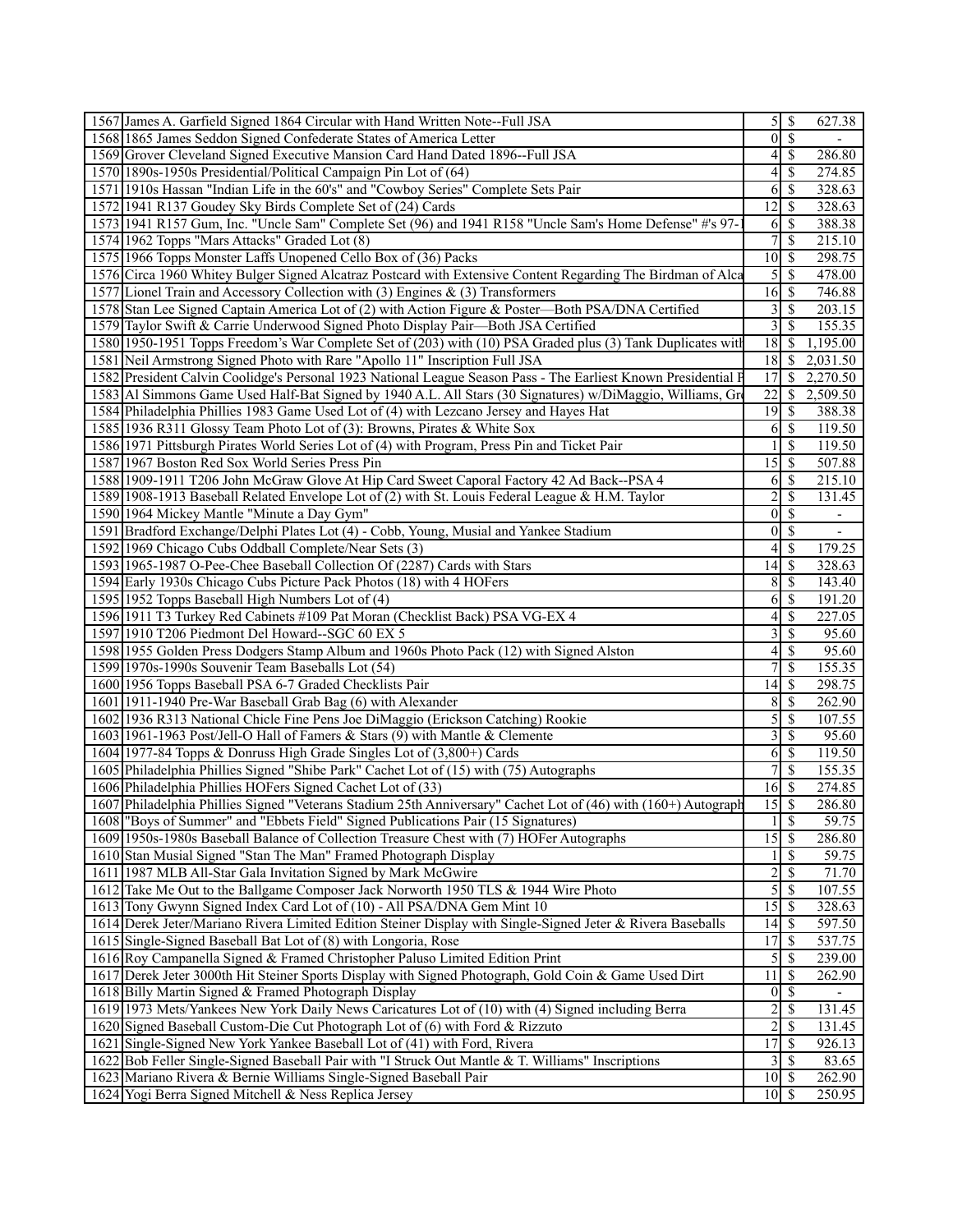| | | | | |
|---|---|---|---|---|
| 1567 | James A. Garfield Signed 1864 Circular with Hand Written Note--Full JSA | 5 | $ | 627.38 |
| 1568 | 1865 James Seddon Signed Confederate States of America Letter | 0 | $ | - |
| 1569 | Grover Cleveland Signed Executive Mansion Card Hand Dated 1896--Full JSA | 4 | $ | 286.80 |
| 1570 | 1890s-1950s Presidential/Political Campaign Pin Lot of (64) | 4 | $ | 274.85 |
| 1571 | 1910s Hassan "Indian Life in the 60's" and "Cowboy Series" Complete Sets Pair | 6 | $ | 328.63 |
| 1572 | 1941 R137 Goudey Sky Birds Complete Set of (24) Cards | 12 | $ | 328.63 |
| 1573 | 1941 R157 Gum, Inc. "Uncle Sam" Complete Set (96) and 1941 R158 "Uncle Sam's Home Defense" #'s 97-1 | 6 | $ | 388.38 |
| 1574 | 1962 Topps "Mars Attacks" Graded Lot (8) | 7 | $ | 215.10 |
| 1575 | 1966 Topps Monster Laffs Unopened Cello Box of (36) Packs | 10 | $ | 298.75 |
| 1576 | Circa 1960 Whitey Bulger Signed Alcatraz Postcard with Extensive Content Regarding The Birdman of Alca | 5 | $ | 478.00 |
| 1577 | Lionel Train and Accessory Collection with (3) Engines & (3) Transformers | 16 | $ | 746.88 |
| 1578 | Stan Lee Signed Captain America Lot of (2) with Action Figure & Poster—Both PSA/DNA Certified | 3 | $ | 203.15 |
| 1579 | Taylor Swift & Carrie Underwood Signed Photo Display Pair—Both JSA Certified | 3 | $ | 155.35 |
| 1580 | 1950-1951 Topps Freedom's War Complete Set of (203) with (10) PSA Graded plus (3) Tank Duplicates with | 18 | $ | 1,195.00 |
| 1581 | Neil Armstrong Signed Photo with Rare "Apollo 11" Inscription Full JSA | 18 | $ | 2,031.50 |
| 1582 | President Calvin Coolidge's Personal 1923 National League Season Pass - The Earliest Known Presidential P | 17 | $ | 2,270.50 |
| 1583 | Al Simmons Game Used Half-Bat Signed by 1940 A.L. All Stars (30 Signatures) w/DiMaggio, Williams, Gre | 22 | $ | 2,509.50 |
| 1584 | Philadelphia Phillies 1983 Game Used Lot of (4) with Lezcano Jersey and Hayes Hat | 19 | $ | 388.38 |
| 1585 | 1936 R311 Glossy Team Photo Lot of (3): Browns, Pirates & White Sox | 6 | $ | 119.50 |
| 1586 | 1971 Pittsburgh Pirates World Series Lot of (4) with Program, Press Pin and Ticket Pair | 1 | $ | 119.50 |
| 1587 | 1967 Boston Red Sox World Series Press Pin | 15 | $ | 507.88 |
| 1588 | 1909-1911 T206 John McGraw Glove At Hip Card Sweet Caporal Factory 42 Ad Back--PSA 4 | 6 | $ | 215.10 |
| 1589 | 1908-1913 Baseball Related Envelope Lot of (2) with St. Louis Federal League & H.M. Taylor | 2 | $ | 131.45 |
| 1590 | 1964 Mickey Mantle "Minute a Day Gym" | 0 | $ | - |
| 1591 | Bradford Exchange/Delphi Plates Lot (4) - Cobb, Young, Musial and Yankee Stadium | 0 | $ | - |
| 1592 | 1969 Chicago Cubs Oddball Complete/Near Sets (3) | 4 | $ | 179.25 |
| 1593 | 1965-1987 O-Pee-Chee Baseball Collection Of (2287) Cards with Stars | 14 | $ | 328.63 |
| 1594 | Early 1930s Chicago Cubs Picture Pack Photos (18) with 4 HOFers | 8 | $ | 143.40 |
| 1595 | 1952 Topps Baseball High Numbers Lot of (4) | 6 | $ | 191.20 |
| 1596 | 1911 T3 Turkey Red Cabinets #109 Pat Moran (Checklist Back) PSA VG-EX 4 | 4 | $ | 227.05 |
| 1597 | 1910 T206 Piedmont Del Howard--SGC 60 EX 5 | 3 | $ | 95.60 |
| 1598 | 1955 Golden Press Dodgers Stamp Album and 1960s Photo Pack (12) with Signed Alston | 4 | $ | 95.60 |
| 1599 | 1970s-1990s Souvenir Team Baseballs Lot (54) | 7 | $ | 155.35 |
| 1600 | 1956 Topps Baseball PSA 6-7 Graded Checklists Pair | 14 | $ | 298.75 |
| 1601 | 1911-1940 Pre-War Baseball Grab Bag (6) with Alexander | 8 | $ | 262.90 |
| 1602 | 1936 R313 National Chicle Fine Pens Joe DiMaggio (Erickson Catching) Rookie | 5 | $ | 107.55 |
| 1603 | 1961-1963 Post/Jell-O Hall of Famers & Stars (9) with Mantle & Clemente | 3 | $ | 95.60 |
| 1604 | 1977-84 Topps & Donruss High Grade Singles Lot of (3,800+) Cards | 6 | $ | 119.50 |
| 1605 | Philadelphia Phillies Signed "Shibe Park" Cachet Lot of (15) with (75) Autographs | 7 | $ | 155.35 |
| 1606 | Philadelphia Phillies HOFers Signed Cachet Lot of (33) | 16 | $ | 274.85 |
| 1607 | Philadelphia Phillies Signed "Veterans Stadium 25th Anniversary" Cachet Lot of (46) with (160+) Autograph | 15 | $ | 286.80 |
| 1608 | "Boys of Summer" and "Ebbets Field" Signed Publications Pair (15 Signatures) | 1 | $ | 59.75 |
| 1609 | 1950s-1980s Baseball Balance of Collection Treasure Chest with (7) HOFer Autographs | 15 | $ | 286.80 |
| 1610 | Stan Musial Signed "Stan The Man" Framed Photograph Display | 1 | $ | 59.75 |
| 1611 | 1987 MLB All-Star Gala Invitation Signed by Mark McGwire | 2 | $ | 71.70 |
| 1612 | Take Me Out to the Ballgame Composer Jack Norworth 1950 TLS & 1944 Wire Photo | 5 | $ | 107.55 |
| 1613 | Tony Gwynn Signed Index Card Lot of (10) - All PSA/DNA Gem Mint 10 | 15 | $ | 328.63 |
| 1614 | Derek Jeter/Mariano Rivera Limited Edition Steiner Display with Single-Signed Jeter & Rivera Baseballs | 14 | $ | 597.50 |
| 1615 | Single-Signed Baseball Bat Lot of (8) with Longoria, Rose | 17 | $ | 537.75 |
| 1616 | Roy Campanella Signed & Framed Christopher Paluso Limited Edition Print | 5 | $ | 239.00 |
| 1617 | Derek Jeter 3000th Hit Steiner Sports Display with Signed Photograph, Gold Coin & Game Used Dirt | 11 | $ | 262.90 |
| 1618 | Billy Martin Signed & Framed Photograph Display | 0 | $ | - |
| 1619 | 1973 Mets/Yankees New York Daily News Caricatures Lot of (10) with (4) Signed including Berra | 2 | $ | 131.45 |
| 1620 | Signed Baseball Custom-Die Cut Photograph Lot of (6) with Ford & Rizzuto | 2 | $ | 131.45 |
| 1621 | Single-Signed New York Yankee Baseball Lot of (41) with Ford, Rivera | 17 | $ | 926.13 |
| 1622 | Bob Feller Single-Signed Baseball Pair with "I Struck Out Mantle & T. Williams" Inscriptions | 3 | $ | 83.65 |
| 1623 | Mariano Rivera & Bernie Williams Single-Signed Baseball Pair | 10 | $ | 262.90 |
| 1624 | Yogi Berra Signed Mitchell & Ness Replica Jersey | 10 | $ | 250.95 |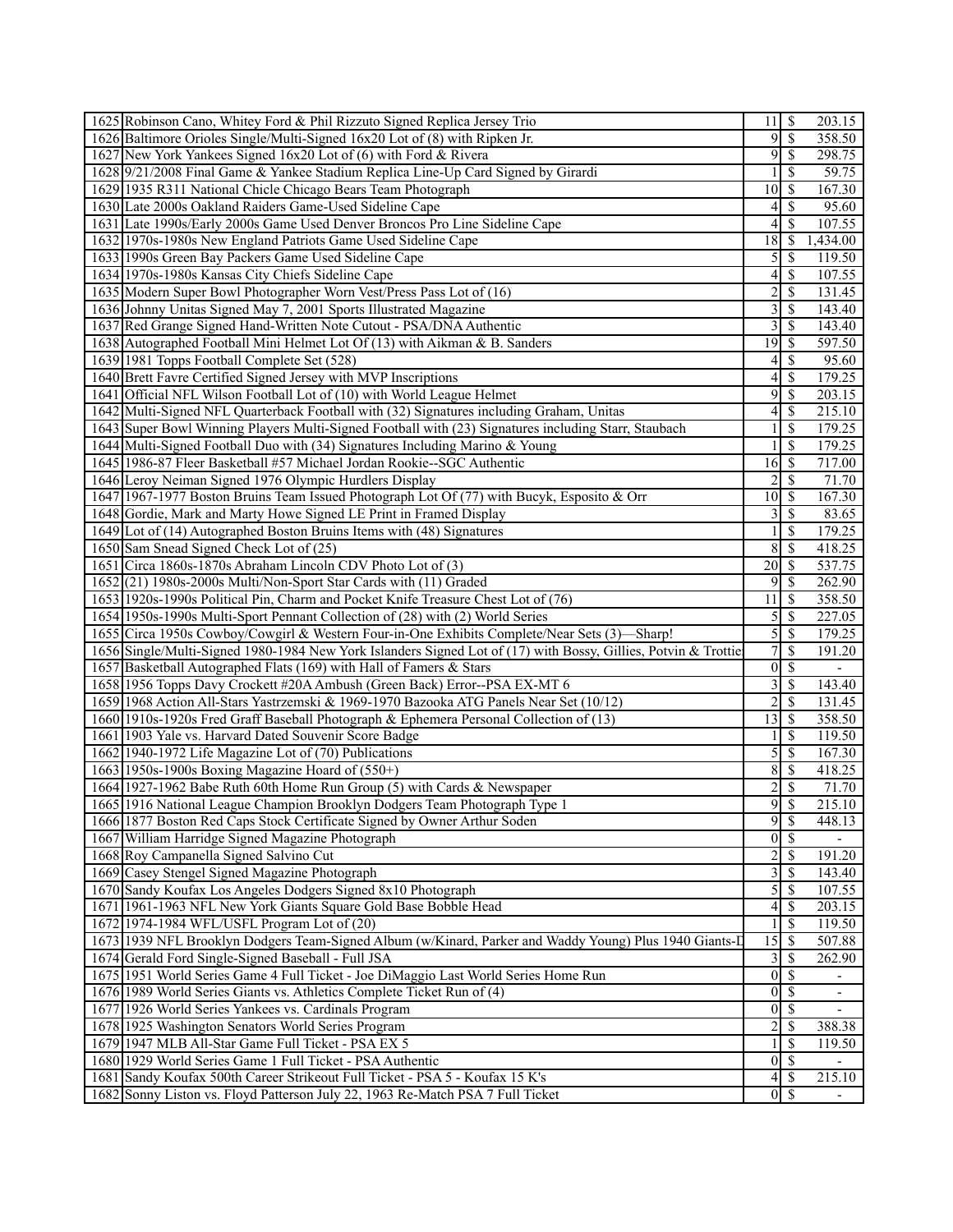| | | | | |
|---|---|---|---|---|
| 1625 | Robinson Cano, Whitey Ford & Phil Rizzuto Signed Replica Jersey Trio | 11 | $ | 203.15 |
| 1626 | Baltimore Orioles Single/Multi-Signed 16x20 Lot of (8) with Ripken Jr. | 9 | $ | 358.50 |
| 1627 | New York Yankees Signed 16x20 Lot of (6) with Ford & Rivera | 9 | $ | 298.75 |
| 1628 | 9/21/2008 Final Game & Yankee Stadium Replica Line-Up Card Signed by Girardi | 1 | $ | 59.75 |
| 1629 | 1935 R311 National Chicle Chicago Bears Team Photograph | 10 | $ | 167.30 |
| 1630 | Late 2000s Oakland Raiders Game-Used Sideline Cape | 4 | $ | 95.60 |
| 1631 | Late 1990s/Early 2000s Game Used Denver Broncos Pro Line Sideline Cape | 4 | $ | 107.55 |
| 1632 | 1970s-1980s New England Patriots Game Used Sideline Cape | 18 | $ | 1,434.00 |
| 1633 | 1990s Green Bay Packers Game Used Sideline Cape | 5 | $ | 119.50 |
| 1634 | 1970s-1980s Kansas City Chiefs Sideline Cape | 4 | $ | 107.55 |
| 1635 | Modern Super Bowl Photographer Worn Vest/Press Pass Lot of (16) | 2 | $ | 131.45 |
| 1636 | Johnny Unitas Signed May 7, 2001 Sports Illustrated Magazine | 3 | $ | 143.40 |
| 1637 | Red Grange Signed Hand-Written Note Cutout - PSA/DNA Authentic | 3 | $ | 143.40 |
| 1638 | Autographed Football Mini Helmet Lot Of (13) with Aikman & B. Sanders | 19 | $ | 597.50 |
| 1639 | 1981 Topps Football Complete Set (528) | 4 | $ | 95.60 |
| 1640 | Brett Favre Certified Signed Jersey with MVP Inscriptions | 4 | $ | 179.25 |
| 1641 | Official NFL Wilson Football Lot of (10) with World League Helmet | 9 | $ | 203.15 |
| 1642 | Multi-Signed NFL Quarterback Football with (32) Signatures including Graham, Unitas | 4 | $ | 215.10 |
| 1643 | Super Bowl Winning Players Multi-Signed Football with (23) Signatures including Starr, Staubach | 1 | $ | 179.25 |
| 1644 | Multi-Signed Football Duo with (34) Signatures Including Marino & Young | 1 | $ | 179.25 |
| 1645 | 1986-87 Fleer Basketball #57 Michael Jordan Rookie--SGC Authentic | 16 | $ | 717.00 |
| 1646 | Leroy Neiman Signed 1976 Olympic Hurdlers Display | 2 | $ | 71.70 |
| 1647 | 1967-1977 Boston Bruins Team Issued Photograph Lot Of (77) with Bucyk, Esposito & Orr | 10 | $ | 167.30 |
| 1648 | Gordie, Mark and Marty Howe Signed LE Print in Framed Display | 3 | $ | 83.65 |
| 1649 | Lot of (14) Autographed Boston Bruins Items with (48) Signatures | 1 | $ | 179.25 |
| 1650 | Sam Snead Signed Check Lot of (25) | 8 | $ | 418.25 |
| 1651 | Circa 1860s-1870s Abraham Lincoln CDV Photo Lot of (3) | 20 | $ | 537.75 |
| 1652 | (21) 1980s-2000s Multi/Non-Sport Star Cards with (11) Graded | 9 | $ | 262.90 |
| 1653 | 1920s-1990s Political Pin, Charm and Pocket Knife Treasure Chest Lot of (76) | 11 | $ | 358.50 |
| 1654 | 1950s-1990s Multi-Sport Pennant Collection of (28) with (2) World Series | 5 | $ | 227.05 |
| 1655 | Circa 1950s Cowboy/Cowgirl & Western Four-in-One Exhibits Complete/Near Sets (3)—Sharp! | 5 | $ | 179.25 |
| 1656 | Single/Multi-Signed 1980-1984 New York Islanders Signed Lot of (17) with Bossy, Gillies, Potvin & Trottie | 7 | $ | 191.20 |
| 1657 | Basketball Autographed Flats (169) with Hall of Famers & Stars | 0 | $ | - |
| 1658 | 1956 Topps Davy Crockett #20A Ambush (Green Back) Error--PSA EX-MT 6 | 3 | $ | 143.40 |
| 1659 | 1968 Action All-Stars Yastrzemski & 1969-1970 Bazooka ATG Panels Near Set (10/12) | 2 | $ | 131.45 |
| 1660 | 1910s-1920s Fred Graff Baseball Photograph & Ephemera Personal Collection of (13) | 13 | $ | 358.50 |
| 1661 | 1903 Yale vs. Harvard Dated Souvenir Score Badge | 1 | $ | 119.50 |
| 1662 | 1940-1972 Life Magazine Lot of (70) Publications | 5 | $ | 167.30 |
| 1663 | 1950s-1900s Boxing Magazine Hoard of (550+) | 8 | $ | 418.25 |
| 1664 | 1927-1962 Babe Ruth 60th Home Run Group (5) with Cards & Newspaper | 2 | $ | 71.70 |
| 1665 | 1916 National League Champion Brooklyn Dodgers Team Photograph Type 1 | 9 | $ | 215.10 |
| 1666 | 1877 Boston Red Caps Stock Certificate Signed by Owner Arthur Soden | 9 | $ | 448.13 |
| 1667 | William Harridge Signed Magazine Photograph | 0 | $ | - |
| 1668 | Roy Campanella Signed Salvino Cut | 2 | $ | 191.20 |
| 1669 | Casey Stengel Signed Magazine Photograph | 3 | $ | 143.40 |
| 1670 | Sandy Koufax Los Angeles Dodgers Signed 8x10 Photograph | 5 | $ | 107.55 |
| 1671 | 1961-1963 NFL New York Giants Square Gold Base Bobble Head | 4 | $ | 203.15 |
| 1672 | 1974-1984 WFL/USFL Program Lot of (20) | 1 | $ | 119.50 |
| 1673 | 1939 NFL Brooklyn Dodgers Team-Signed Album (w/Kinard, Parker and Waddy Young) Plus 1940 Giants-D | 15 | $ | 507.88 |
| 1674 | Gerald Ford Single-Signed Baseball - Full JSA | 3 | $ | 262.90 |
| 1675 | 1951 World Series Game 4 Full Ticket - Joe DiMaggio Last World Series Home Run | 0 | $ | - |
| 1676 | 1989 World Series Giants vs. Athletics Complete Ticket Run of (4) | 0 | $ | - |
| 1677 | 1926 World Series Yankees vs. Cardinals Program | 0 | $ | - |
| 1678 | 1925 Washington Senators World Series Program | 2 | $ | 388.38 |
| 1679 | 1947 MLB All-Star Game Full Ticket - PSA EX 5 | 1 | $ | 119.50 |
| 1680 | 1929 World Series Game 1 Full Ticket - PSA Authentic | 0 | $ | - |
| 1681 | Sandy Koufax 500th Career Strikeout Full Ticket - PSA 5 - Koufax 15 K's | 4 | $ | 215.10 |
| 1682 | Sonny Liston vs. Floyd Patterson July 22, 1963 Re-Match PSA 7 Full Ticket | 0 | $ | - |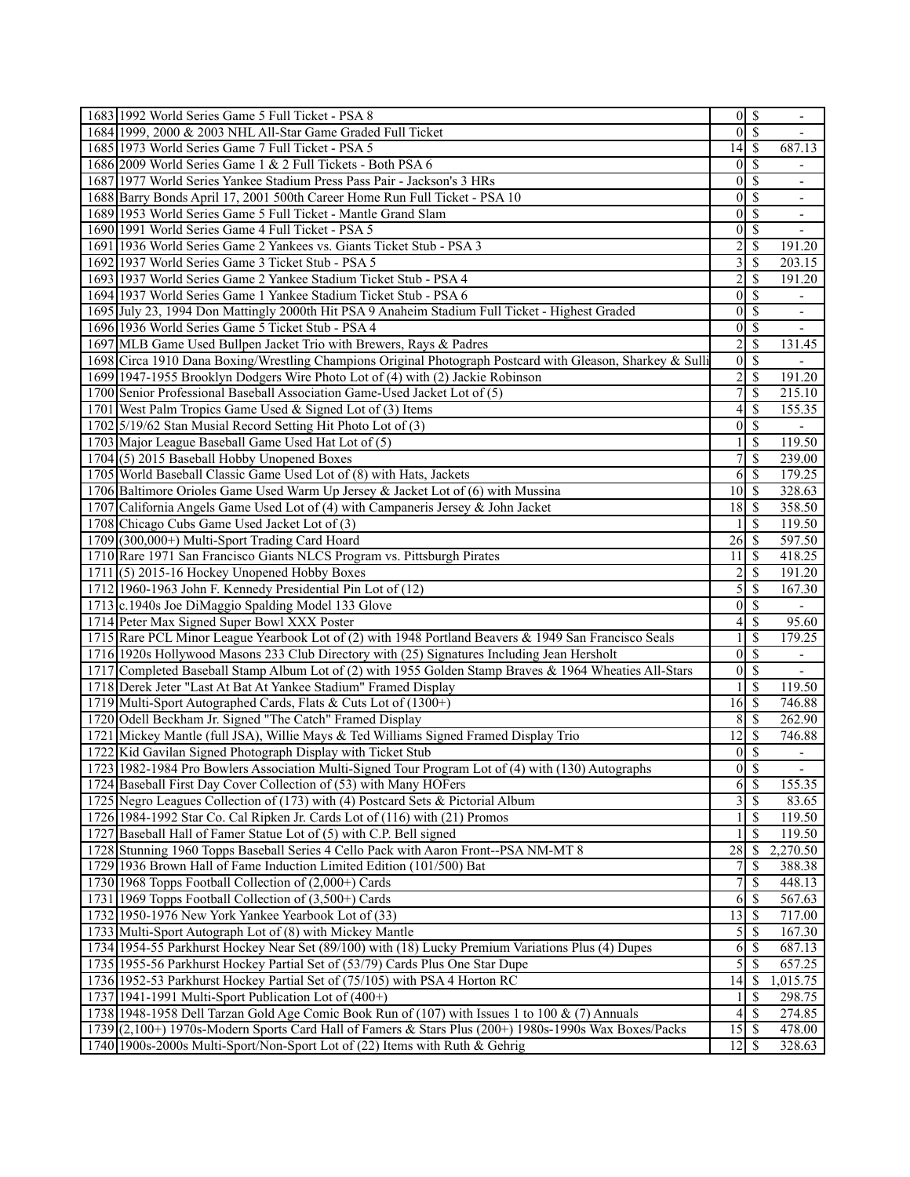| | | | | |
|---|---|---|---|---|
| 1683 | 1992 World Series Game 5 Full Ticket - PSA 8 | 0 | $ | - |
| 1684 | 1999, 2000 & 2003 NHL All-Star Game Graded Full Ticket | 0 | $ | - |
| 1685 | 1973 World Series Game 7 Full Ticket - PSA 5 | 14 | $ | 687.13 |
| 1686 | 2009 World Series Game 1 & 2 Full Tickets - Both PSA 6 | 0 | $ | - |
| 1687 | 1977 World Series Yankee Stadium Press Pass Pair - Jackson's 3 HRs | 0 | $ | - |
| 1688 | Barry Bonds April 17, 2001 500th Career Home Run Full Ticket - PSA 10 | 0 | $ | - |
| 1689 | 1953 World Series Game 5 Full Ticket - Mantle Grand Slam | 0 | $ | - |
| 1690 | 1991 World Series Game 4 Full Ticket - PSA 5 | 0 | $ | - |
| 1691 | 1936 World Series Game 2 Yankees vs. Giants Ticket Stub - PSA 3 | 2 | $ | 191.20 |
| 1692 | 1937 World Series Game 3 Ticket Stub - PSA 5 | 3 | $ | 203.15 |
| 1693 | 1937 World Series Game 2 Yankee Stadium Ticket Stub - PSA 4 | 2 | $ | 191.20 |
| 1694 | 1937 World Series Game 1 Yankee Stadium Ticket Stub - PSA 6 | 0 | $ | - |
| 1695 | July 23, 1994 Don Mattingly 2000th Hit PSA 9 Anaheim Stadium Full Ticket - Highest Graded | 0 | $ | - |
| 1696 | 1936 World Series Game 5 Ticket Stub - PSA 4 | 0 | $ | - |
| 1697 | MLB Game Used Bullpen Jacket Trio with Brewers, Rays & Padres | 2 | $ | 131.45 |
| 1698 | Circa 1910 Dana Boxing/Wrestling Champions Original Photograph Postcard with Gleason, Sharkey & Sulli | 0 | $ | - |
| 1699 | 1947-1955 Brooklyn Dodgers Wire Photo Lot of (4) with (2) Jackie Robinson | 2 | $ | 191.20 |
| 1700 | Senior Professional Baseball Association Game-Used Jacket Lot of (5) | 7 | $ | 215.10 |
| 1701 | West Palm Tropics Game Used & Signed Lot of (3) Items | 4 | $ | 155.35 |
| 1702 | 5/19/62 Stan Musial Record Setting Hit Photo Lot of (3) | 0 | $ | - |
| 1703 | Major League Baseball Game Used Hat Lot of (5) | 1 | $ | 119.50 |
| 1704 | (5) 2015 Baseball Hobby Unopened Boxes | 7 | $ | 239.00 |
| 1705 | World Baseball Classic Game Used Lot of (8) with Hats, Jackets | 6 | $ | 179.25 |
| 1706 | Baltimore Orioles Game Used Warm Up Jersey & Jacket Lot of (6) with Mussina | 10 | $ | 328.63 |
| 1707 | California Angels Game Used Lot of (4) with Campaneris Jersey & John Jacket | 18 | $ | 358.50 |
| 1708 | Chicago Cubs Game Used Jacket Lot of (3) | 1 | $ | 119.50 |
| 1709 | (300,000+) Multi-Sport Trading Card Hoard | 26 | $ | 597.50 |
| 1710 | Rare 1971 San Francisco Giants NLCS Program vs. Pittsburgh Pirates | 11 | $ | 418.25 |
| 1711 | (5) 2015-16 Hockey Unopened Hobby Boxes | 2 | $ | 191.20 |
| 1712 | 1960-1963 John F. Kennedy Presidential Pin Lot of (12) | 5 | $ | 167.30 |
| 1713 | c.1940s Joe DiMaggio Spalding Model 133 Glove | 0 | $ | - |
| 1714 | Peter Max Signed Super Bowl XXX Poster | 4 | $ | 95.60 |
| 1715 | Rare PCL Minor League Yearbook Lot of (2) with 1948 Portland Beavers & 1949 San Francisco Seals | 1 | $ | 179.25 |
| 1716 | 1920s Hollywood Masons 233 Club Directory with (25) Signatures Including Jean Hersholt | 0 | $ | - |
| 1717 | Completed Baseball Stamp Album Lot of (2) with 1955 Golden Stamp Braves & 1964 Wheaties All-Stars | 0 | $ | - |
| 1718 | Derek Jeter "Last At Bat At Yankee Stadium" Framed Display | 1 | $ | 119.50 |
| 1719 | Multi-Sport Autographed Cards, Flats & Cuts Lot of (1300+) | 16 | $ | 746.88 |
| 1720 | Odell Beckham Jr. Signed "The Catch" Framed Display | 8 | $ | 262.90 |
| 1721 | Mickey Mantle (full JSA), Willie Mays & Ted Williams Signed Framed Display Trio | 12 | $ | 746.88 |
| 1722 | Kid Gavilan Signed Photograph Display with Ticket Stub | 0 | $ | - |
| 1723 | 1982-1984 Pro Bowlers Association Multi-Signed Tour Program Lot of (4) with (130) Autographs | 0 | $ | - |
| 1724 | Baseball First Day Cover Collection of (53) with Many HOFers | 6 | $ | 155.35 |
| 1725 | Negro Leagues Collection of (173) with (4) Postcard Sets & Pictorial Album | 3 | $ | 83.65 |
| 1726 | 1984-1992 Star Co. Cal Ripken Jr. Cards Lot of (116) with (21) Promos | 1 | $ | 119.50 |
| 1727 | Baseball Hall of Famer Statue Lot of (5) with C.P. Bell signed | 1 | $ | 119.50 |
| 1728 | Stunning 1960 Topps Baseball Series 4 Cello Pack with Aaron Front--PSA NM-MT 8 | 28 | $ | 2,270.50 |
| 1729 | 1936 Brown Hall of Fame Induction Limited Edition (101/500) Bat | 7 | $ | 388.38 |
| 1730 | 1968 Topps Football Collection of (2,000+) Cards | 7 | $ | 448.13 |
| 1731 | 1969 Topps Football Collection of (3,500+) Cards | 6 | $ | 567.63 |
| 1732 | 1950-1976 New York Yankee Yearbook Lot of (33) | 13 | $ | 717.00 |
| 1733 | Multi-Sport Autograph Lot of (8) with Mickey Mantle | 5 | $ | 167.30 |
| 1734 | 1954-55 Parkhurst Hockey Near Set (89/100) with (18) Lucky Premium Variations Plus (4) Dupes | 6 | $ | 687.13 |
| 1735 | 1955-56 Parkhurst Hockey Partial Set of (53/79) Cards Plus One Star Dupe | 5 | $ | 657.25 |
| 1736 | 1952-53 Parkhurst Hockey Partial Set of (75/105) with PSA 4 Horton RC | 14 | $ | 1,015.75 |
| 1737 | 1941-1991 Multi-Sport Publication Lot of (400+) | 1 | $ | 298.75 |
| 1738 | 1948-1958 Dell Tarzan Gold Age Comic Book Run of (107) with Issues 1 to 100 & (7) Annuals | 4 | $ | 274.85 |
| 1739 | (2,100+) 1970s-Modern Sports Card Hall of Famers & Stars Plus (200+) 1980s-1990s Wax Boxes/Packs | 15 | $ | 478.00 |
| 1740 | 1900s-2000s Multi-Sport/Non-Sport Lot of (22) Items with Ruth & Gehrig | 12 | $ | 328.63 |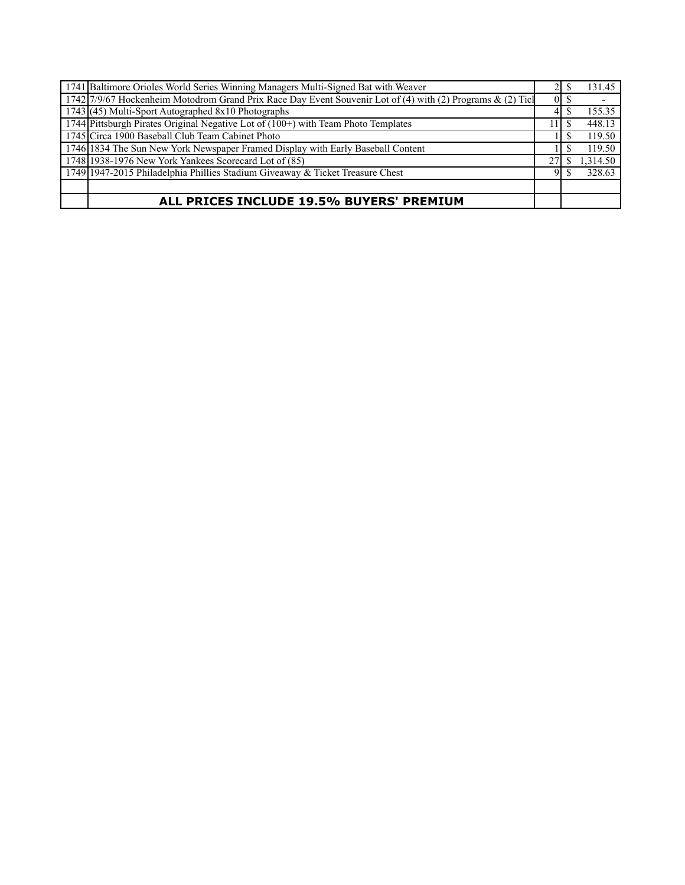| | | | |
|---|---|---|---|
| 1741 | Baltimore Orioles World Series Winning Managers Multi-Signed Bat with Weaver | 2 | $ 131.45 |
| 1742 | 7/9/67 Hockenheim Motodrom Grand Prix Race Day Event Souvenir Lot of (4) with (2) Programs & (2) Tick | 0 | $ - |
| 1743 | (45) Multi-Sport Autographed 8x10 Photographs | 4 | $ 155.35 |
| 1744 | Pittsburgh Pirates Original Negative Lot of (100+) with Team Photo Templates | 11 | $ 448.13 |
| 1745 | Circa 1900 Baseball Club Team Cabinet Photo | 1 | $ 119.50 |
| 1746 | 1834 The Sun New York Newspaper Framed Display with Early Baseball Content | 1 | $ 119.50 |
| 1748 | 1938-1976 New York Yankees Scorecard Lot of (85) | 27 | $ 1,314.50 |
| 1749 | 1947-2015 Philadelphia Phillies Stadium Giveaway & Ticket Treasure Chest | 9 | $ 328.63 |
| | | | |
| | **ALL PRICES INCLUDE 19.5% BUYERS' PREMIUM** | | |